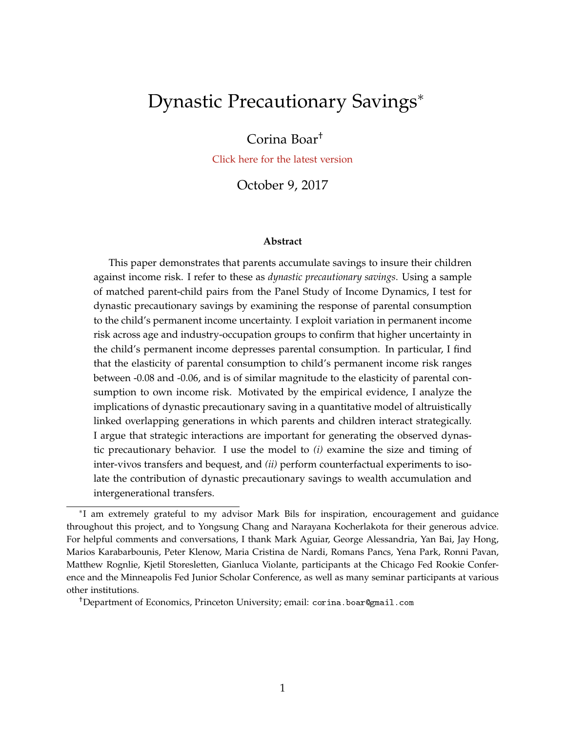# Dynastic Precautionary Savings[*]

Corina Boar[†]

Click here for the latest version

October 9, 2017

**Abstract**

This paper demonstrates that parents accumulate savings to insure their children against income risk. I refer to these as *dynastic precautionary savings*. Using a sample of matched parent-child pairs from the Panel Study of Income Dynamics, I test for dynastic precautionary savings by examining the response of parental consumption to the child's permanent income uncertainty. I exploit variation in permanent income risk across age and industry-occupation groups to confirm that higher uncertainty in the child's permanent income depresses parental consumption. In particular, I find that the elasticity of parental consumption to child's permanent income risk ranges between -0.08 and -0.06, and is of similar magnitude to the elasticity of parental consumption to own income risk. Motivated by the empirical evidence, I analyze the implications of dynastic precautionary saving in a quantitative model of altruistically linked overlapping generations in which parents and children interact strategically. I argue that strategic interactions are important for generating the observed dynastic precautionary behavior. I use the model to *(i)* examine the size and timing of inter-vivos transfers and bequest, and *(ii)* perform counterfactual experiments to isolate the contribution of dynastic precautionary savings to wealth accumulation and intergenerational transfers.

---

[*] I am extremely grateful to my advisor Mark Bils for inspiration, encouragement and guidance throughout this project, and to Yongsung Chang and Narayana Kocherlakota for their generous advice. For helpful comments and conversations, I thank Mark Aguiar, George Alessandria, Yan Bai, Jay Hong, Marios Karabarbounis, Peter Klenow, Maria Cristina de Nardi, Romans Pancs, Yena Park, Ronni Pavan, Matthew Rognlie, Kjetil Storesletten, Gianluca Violante, participants at the Chicago Fed Rookie Conference and the Minneapolis Fed Junior Scholar Conference, as well as many seminar participants at various other institutions.

[†] Department of Economics, Princeton University; email: corina.boar@gmail.com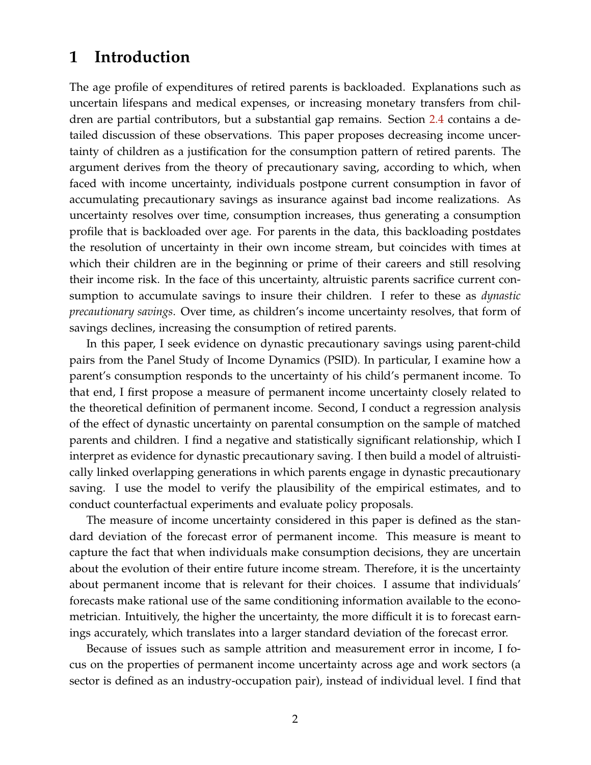# 1 Introduction

The age profile of expenditures of retired parents is backloaded. Explanations such as uncertain lifespans and medical expenses, or increasing monetary transfers from children are partial contributors, but a substantial gap remains. Section 2.4 contains a detailed discussion of these observations. This paper proposes decreasing income uncertainty of children as a justification for the consumption pattern of retired parents. The argument derives from the theory of precautionary saving, according to which, when faced with income uncertainty, individuals postpone current consumption in favor of accumulating precautionary savings as insurance against bad income realizations. As uncertainty resolves over time, consumption increases, thus generating a consumption profile that is backloaded over age. For parents in the data, this backloading postdates the resolution of uncertainty in their own income stream, but coincides with times at which their children are in the beginning or prime of their careers and still resolving their income risk. In the face of this uncertainty, altruistic parents sacrifice current consumption to accumulate savings to insure their children. I refer to these as *dynastic precautionary savings*. Over time, as children's income uncertainty resolves, that form of savings declines, increasing the consumption of retired parents.

In this paper, I seek evidence on dynastic precautionary savings using parent-child pairs from the Panel Study of Income Dynamics (PSID). In particular, I examine how a parent's consumption responds to the uncertainty of his child's permanent income. To that end, I first propose a measure of permanent income uncertainty closely related to the theoretical definition of permanent income. Second, I conduct a regression analysis of the effect of dynastic uncertainty on parental consumption on the sample of matched parents and children. I find a negative and statistically significant relationship, which I interpret as evidence for dynastic precautionary saving. I then build a model of altruistically linked overlapping generations in which parents engage in dynastic precautionary saving. I use the model to verify the plausibility of the empirical estimates, and to conduct counterfactual experiments and evaluate policy proposals.

The measure of income uncertainty considered in this paper is defined as the standard deviation of the forecast error of permanent income. This measure is meant to capture the fact that when individuals make consumption decisions, they are uncertain about the evolution of their entire future income stream. Therefore, it is the uncertainty about permanent income that is relevant for their choices. I assume that individuals' forecasts make rational use of the same conditioning information available to the econometrician. Intuitively, the higher the uncertainty, the more difficult it is to forecast earnings accurately, which translates into a larger standard deviation of the forecast error.

Because of issues such as sample attrition and measurement error in income, I focus on the properties of permanent income uncertainty across age and work sectors (a sector is defined as an industry-occupation pair), instead of individual level. I find that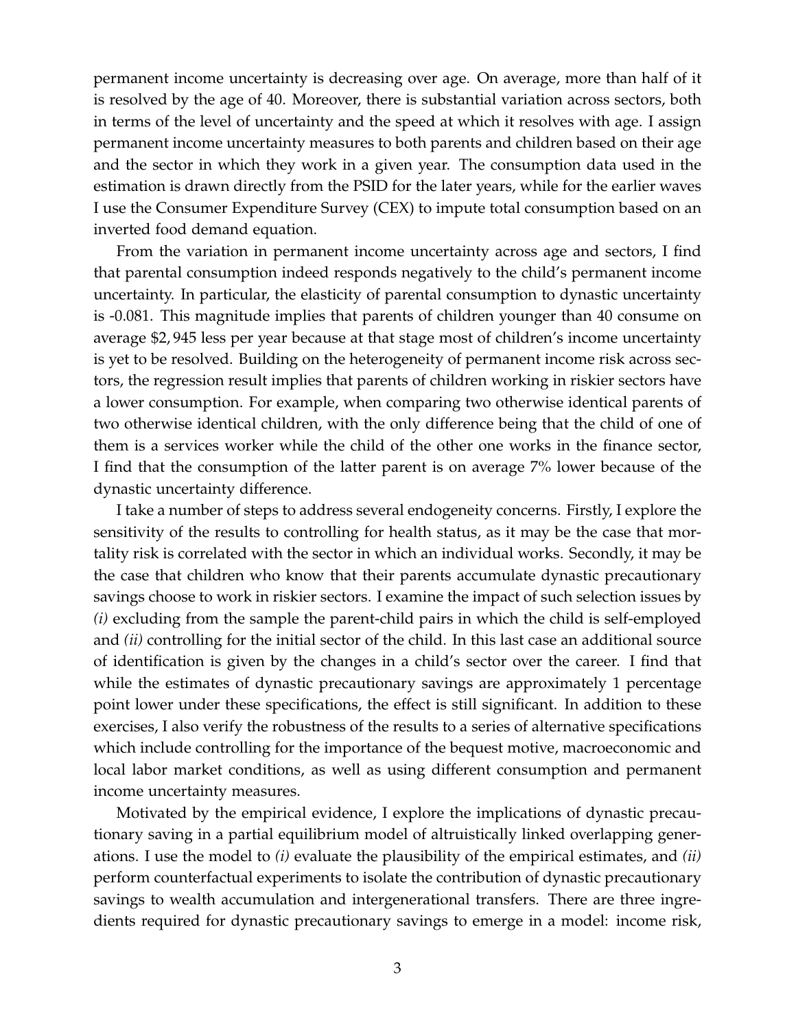permanent income uncertainty is decreasing over age. On average, more than half of it is resolved by the age of 40. Moreover, there is substantial variation across sectors, both in terms of the level of uncertainty and the speed at which it resolves with age. I assign permanent income uncertainty measures to both parents and children based on their age and the sector in which they work in a given year. The consumption data used in the estimation is drawn directly from the PSID for the later years, while for the earlier waves I use the Consumer Expenditure Survey (CEX) to impute total consumption based on an inverted food demand equation.

From the variation in permanent income uncertainty across age and sectors, I find that parental consumption indeed responds negatively to the child's permanent income uncertainty. In particular, the elasticity of parental consumption to dynastic uncertainty is -0.081. This magnitude implies that parents of children younger than 40 consume on average $2,945 less per year because at that stage most of children's income uncertainty is yet to be resolved. Building on the heterogeneity of permanent income risk across sectors, the regression result implies that parents of children working in riskier sectors have a lower consumption. For example, when comparing two otherwise identical parents of two otherwise identical children, with the only difference being that the child of one of them is a services worker while the child of the other one works in the finance sector, I find that the consumption of the latter parent is on average 7% lower because of the dynastic uncertainty difference.

I take a number of steps to address several endogeneity concerns. Firstly, I explore the sensitivity of the results to controlling for health status, as it may be the case that mortality risk is correlated with the sector in which an individual works. Secondly, it may be the case that children who know that their parents accumulate dynastic precautionary savings choose to work in riskier sectors. I examine the impact of such selection issues by *(i)* excluding from the sample the parent-child pairs in which the child is self-employed and *(ii)* controlling for the initial sector of the child. In this last case an additional source of identification is given by the changes in a child's sector over the career. I find that while the estimates of dynastic precautionary savings are approximately 1 percentage point lower under these specifications, the effect is still significant. In addition to these exercises, I also verify the robustness of the results to a series of alternative specifications which include controlling for the importance of the bequest motive, macroeconomic and local labor market conditions, as well as using different consumption and permanent income uncertainty measures.

Motivated by the empirical evidence, I explore the implications of dynastic precautionary saving in a partial equilibrium model of altruistically linked overlapping generations. I use the model to *(i)* evaluate the plausibility of the empirical estimates, and *(ii)* perform counterfactual experiments to isolate the contribution of dynastic precautionary savings to wealth accumulation and intergenerational transfers. There are three ingredients required for dynastic precautionary savings to emerge in a model: income risk,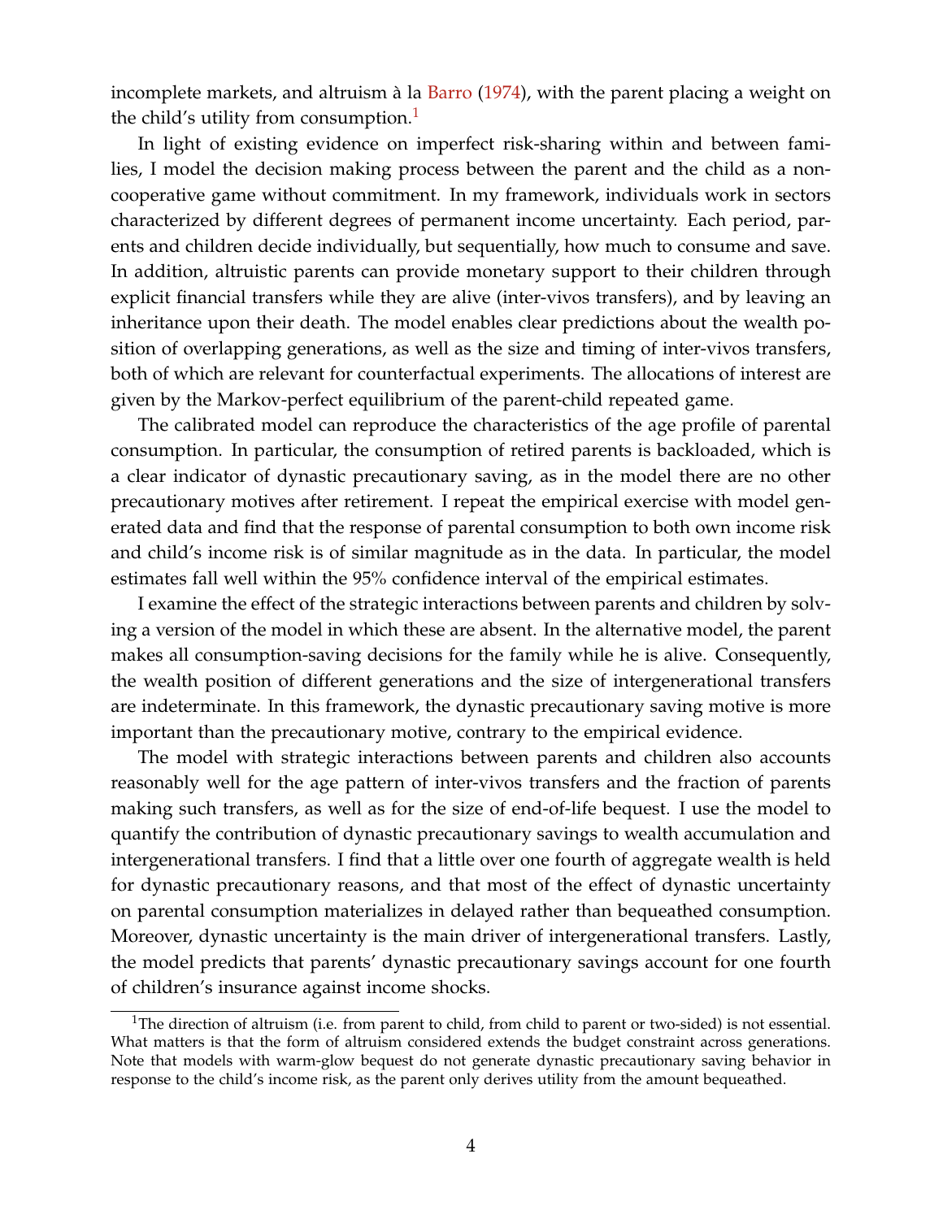incomplete markets, and altruism à la Barro (1974), with the parent placing a weight on the child's utility from consumption.[1]

In light of existing evidence on imperfect risk-sharing within and between families, I model the decision making process between the parent and the child as a non-cooperative game without commitment. In my framework, individuals work in sectors characterized by different degrees of permanent income uncertainty. Each period, parents and children decide individually, but sequentially, how much to consume and save. In addition, altruistic parents can provide monetary support to their children through explicit financial transfers while they are alive (inter-vivos transfers), and by leaving an inheritance upon their death. The model enables clear predictions about the wealth position of overlapping generations, as well as the size and timing of inter-vivos transfers, both of which are relevant for counterfactual experiments. The allocations of interest are given by the Markov-perfect equilibrium of the parent-child repeated game.

The calibrated model can reproduce the characteristics of the age profile of parental consumption. In particular, the consumption of retired parents is backloaded, which is a clear indicator of dynastic precautionary saving, as in the model there are no other precautionary motives after retirement. I repeat the empirical exercise with model generated data and find that the response of parental consumption to both own income risk and child's income risk is of similar magnitude as in the data. In particular, the model estimates fall well within the 95% confidence interval of the empirical estimates.

I examine the effect of the strategic interactions between parents and children by solving a version of the model in which these are absent. In the alternative model, the parent makes all consumption-saving decisions for the family while he is alive. Consequently, the wealth position of different generations and the size of intergenerational transfers are indeterminate. In this framework, the dynastic precautionary saving motive is more important than the precautionary motive, contrary to the empirical evidence.

The model with strategic interactions between parents and children also accounts reasonably well for the age pattern of inter-vivos transfers and the fraction of parents making such transfers, as well as for the size of end-of-life bequest. I use the model to quantify the contribution of dynastic precautionary savings to wealth accumulation and intergenerational transfers. I find that a little over one fourth of aggregate wealth is held for dynastic precautionary reasons, and that most of the effect of dynastic uncertainty on parental consumption materializes in delayed rather than bequeathed consumption. Moreover, dynastic uncertainty is the main driver of intergenerational transfers. Lastly, the model predicts that parents' dynastic precautionary savings account for one fourth of children's insurance against income shocks.

[1] The direction of altruism (i.e. from parent to child, from child to parent or two-sided) is not essential. What matters is that the form of altruism considered extends the budget constraint across generations. Note that models with warm-glow bequest do not generate dynastic precautionary saving behavior in response to the child's income risk, as the parent only derives utility from the amount bequeathed.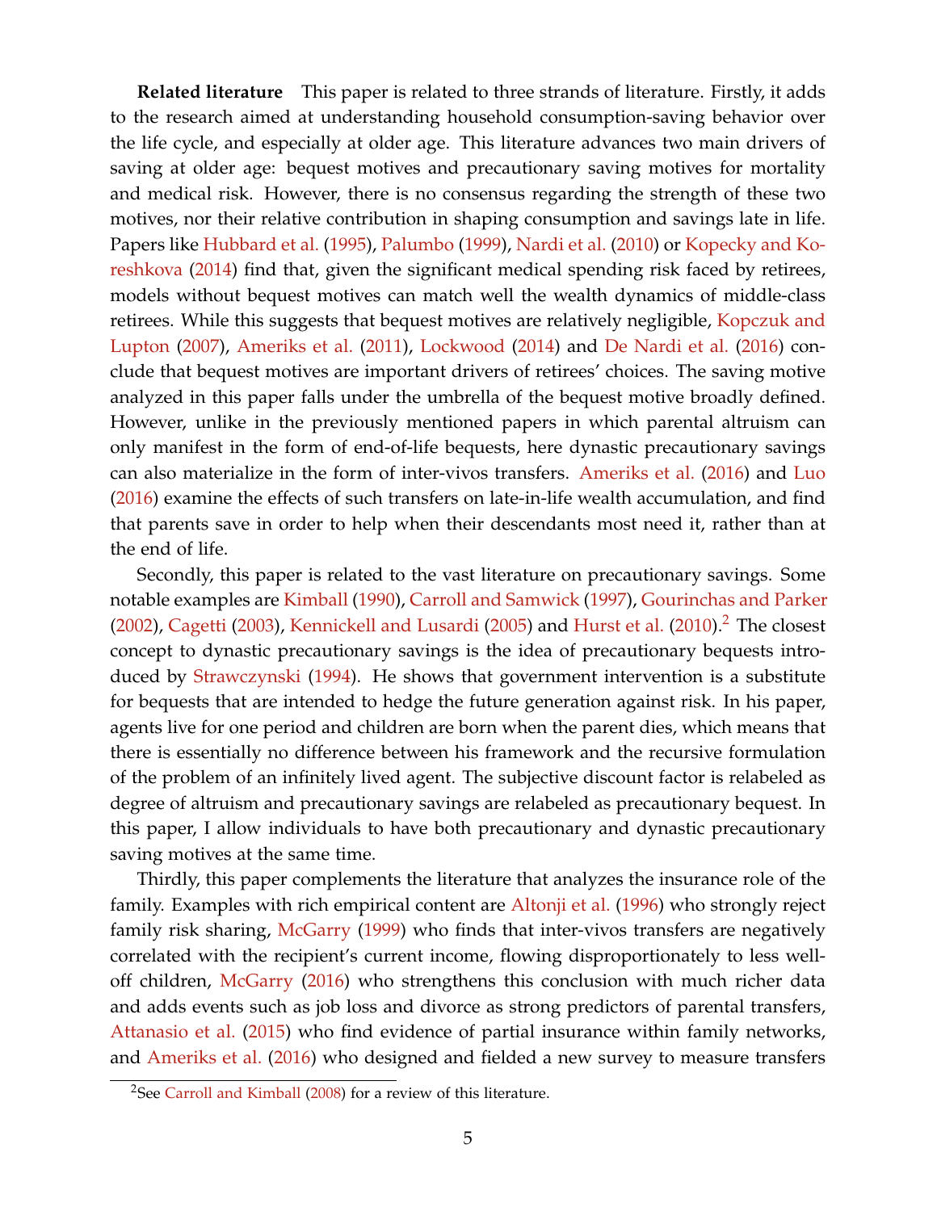**Related literature** This paper is related to three strands of literature. Firstly, it adds to the research aimed at understanding household consumption-saving behavior over the life cycle, and especially at older age. This literature advances two main drivers of saving at older age: bequest motives and precautionary saving motives for mortality and medical risk. However, there is no consensus regarding the strength of these two motives, nor their relative contribution in shaping consumption and savings late in life. Papers like Hubbard et al. (1995), Palumbo (1999), Nardi et al. (2010) or Kopecky and Koreshkova (2014) find that, given the significant medical spending risk faced by retirees, models without bequest motives can match well the wealth dynamics of middle-class retirees. While this suggests that bequest motives are relatively negligible, Kopczuk and Lupton (2007), Ameriks et al. (2011), Lockwood (2014) and De Nardi et al. (2016) conclude that bequest motives are important drivers of retirees' choices. The saving motive analyzed in this paper falls under the umbrella of the bequest motive broadly defined. However, unlike in the previously mentioned papers in which parental altruism can only manifest in the form of end-of-life bequests, here dynastic precautionary savings can also materialize in the form of inter-vivos transfers. Ameriks et al. (2016) and Luo (2016) examine the effects of such transfers on late-in-life wealth accumulation, and find that parents save in order to help when their descendants most need it, rather than at the end of life.

Secondly, this paper is related to the vast literature on precautionary savings. Some notable examples are Kimball (1990), Carroll and Samwick (1997), Gourinchas and Parker (2002), Cagetti (2003), Kennickell and Lusardi (2005) and Hurst et al. (2010).[2] The closest concept to dynastic precautionary savings is the idea of precautionary bequests introduced by Strawczynski (1994). He shows that government intervention is a substitute for bequests that are intended to hedge the future generation against risk. In his paper, agents live for one period and children are born when the parent dies, which means that there is essentially no difference between his framework and the recursive formulation of the problem of an infinitely lived agent. The subjective discount factor is relabeled as degree of altruism and precautionary savings are relabeled as precautionary bequest. In this paper, I allow individuals to have both precautionary and dynastic precautionary saving motives at the same time.

Thirdly, this paper complements the literature that analyzes the insurance role of the family. Examples with rich empirical content are Altonji et al. (1996) who strongly reject family risk sharing, McGarry (1999) who finds that inter-vivos transfers are negatively correlated with the recipient's current income, flowing disproportionately to less well-off children, McGarry (2016) who strengthens this conclusion with much richer data and adds events such as job loss and divorce as strong predictors of parental transfers, Attanasio et al. (2015) who find evidence of partial insurance within family networks, and Ameriks et al. (2016) who designed and fielded a new survey to measure transfers

[2] See Carroll and Kimball (2008) for a review of this literature.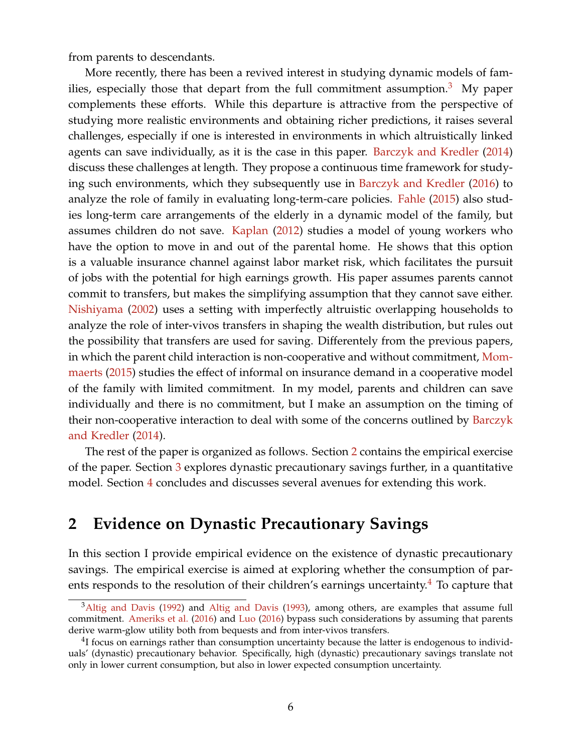from parents to descendants.

More recently, there has been a revived interest in studying dynamic models of families, especially those that depart from the full commitment assumption.[3] My paper complements these efforts. While this departure is attractive from the perspective of studying more realistic environments and obtaining richer predictions, it raises several challenges, especially if one is interested in environments in which altruistically linked agents can save individually, as it is the case in this paper. Barczyk and Kredler (2014) discuss these challenges at length. They propose a continuous time framework for studying such environments, which they subsequently use in Barczyk and Kredler (2016) to analyze the role of family in evaluating long-term-care policies. Fahle (2015) also studies long-term care arrangements of the elderly in a dynamic model of the family, but assumes children do not save. Kaplan (2012) studies a model of young workers who have the option to move in and out of the parental home. He shows that this option is a valuable insurance channel against labor market risk, which facilitates the pursuit of jobs with the potential for high earnings growth. His paper assumes parents cannot commit to transfers, but makes the simplifying assumption that they cannot save either. Nishiyama (2002) uses a setting with imperfectly altruistic overlapping households to analyze the role of inter-vivos transfers in shaping the wealth distribution, but rules out the possibility that transfers are used for saving. Differently from the previous papers, in which the parent child interaction is non-cooperative and without commitment, Mommaerts (2015) studies the effect of informal on insurance demand in a cooperative model of the family with limited commitment. In my model, parents and children can save individually and there is no commitment, but I make an assumption on the timing of their non-cooperative interaction to deal with some of the concerns outlined by Barczyk and Kredler (2014).

The rest of the paper is organized as follows. Section 2 contains the empirical exercise of the paper. Section 3 explores dynastic precautionary savings further, in a quantitative model. Section 4 concludes and discusses several avenues for extending this work.

## 2 Evidence on Dynastic Precautionary Savings

In this section I provide empirical evidence on the existence of dynastic precautionary savings. The empirical exercise is aimed at exploring whether the consumption of parents responds to the resolution of their children's earnings uncertainty.[4] To capture that

[3] Altig and Davis (1992) and Altig and Davis (1993), among others, are examples that assume full commitment. Ameriks et al. (2016) and Luo (2016) bypass such considerations by assuming that parents derive warm-glow utility both from bequests and from inter-vivos transfers.

[4] I focus on earnings rather than consumption uncertainty because the latter is endogenous to individuals' (dynastic) precautionary behavior. Specifically, high (dynastic) precautionary savings translate not only in lower current consumption, but also in lower expected consumption uncertainty.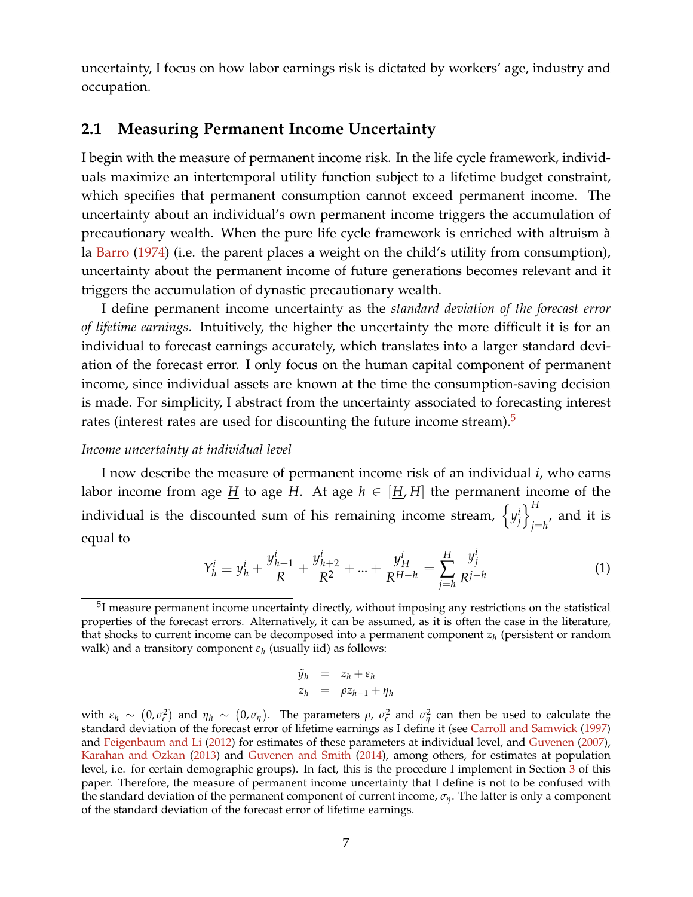uncertainty, I focus on how labor earnings risk is dictated by workers' age, industry and occupation.

## 2.1 Measuring Permanent Income Uncertainty

I begin with the measure of permanent income risk. In the life cycle framework, individuals maximize an intertemporal utility function subject to a lifetime budget constraint, which specifies that permanent consumption cannot exceed permanent income. The uncertainty about an individual's own permanent income triggers the accumulation of precautionary wealth. When the pure life cycle framework is enriched with altruism à la Barro (1974) (i.e. the parent places a weight on the child's utility from consumption), uncertainty about the permanent income of future generations becomes relevant and it triggers the accumulation of dynastic precautionary wealth.

I define permanent income uncertainty as the *standard deviation of the forecast error of lifetime earnings*. Intuitively, the higher the uncertainty the more difficult it is for an individual to forecast earnings accurately, which translates into a larger standard deviation of the forecast error. I only focus on the human capital component of permanent income, since individual assets are known at the time the consumption-saving decision is made. For simplicity, I abstract from the uncertainty associated to forecasting interest rates (interest rates are used for discounting the future income stream).[5]

*Income uncertainty at individual level*

I now describe the measure of permanent income risk of an individual $i$, who earns labor income from age $\underline{H}$ to age $H$. At age $h \in [\underline{H}, H]$ the permanent income of the individual is the discounted sum of his remaining income stream, $\left\{y^i_j\right\}_{j=h}^{H}$, and it is equal to

$$Y^i_h \equiv y^i_h + \frac{y^i_{h+1}}{R} + \frac{y^i_{h+2}}{R^2} + ... + \frac{y^i_H}{R^{H-h}} = \sum_{j=h}^{H} \frac{y^i_j}{R^{j-h}} \tag{1}$$

[5] I measure permanent income uncertainty directly, without imposing any restrictions on the statistical properties of the forecast errors. Alternatively, it can be assumed, as it is often the case in the literature, that shocks to current income can be decomposed into a permanent component $z_h$ (persistent or random walk) and a transitory component $\varepsilon_h$ (usually iid) as follows:

$$\begin{aligned} \tilde{y}_h &= z_h + \varepsilon_h \\ z_h &= \rho z_{h-1} + \eta_h \end{aligned}$$

with $\varepsilon_h \sim \left(0, \sigma^2_\varepsilon\right)$ and $\eta_h \sim \left(0, \sigma_\eta\right)$. The parameters $\rho$, $\sigma^2_\varepsilon$ and $\sigma^2_\eta$ can then be used to calculate the standard deviation of the forecast error of lifetime earnings as I define it (see Carroll and Samwick (1997) and Feigenbaum and Li (2012) for estimates of these parameters at individual level, and Guvenen (2007), Karahan and Ozkan (2013) and Guvenen and Smith (2014), among others, for estimates at population level, i.e. for certain demographic groups). In fact, this is the procedure I implement in Section 3 of this paper. Therefore, the measure of permanent income uncertainty that I define is not to be confused with the standard deviation of the permanent component of current income, $\sigma_\eta$. The latter is only a component of the standard deviation of the forecast error of lifetime earnings.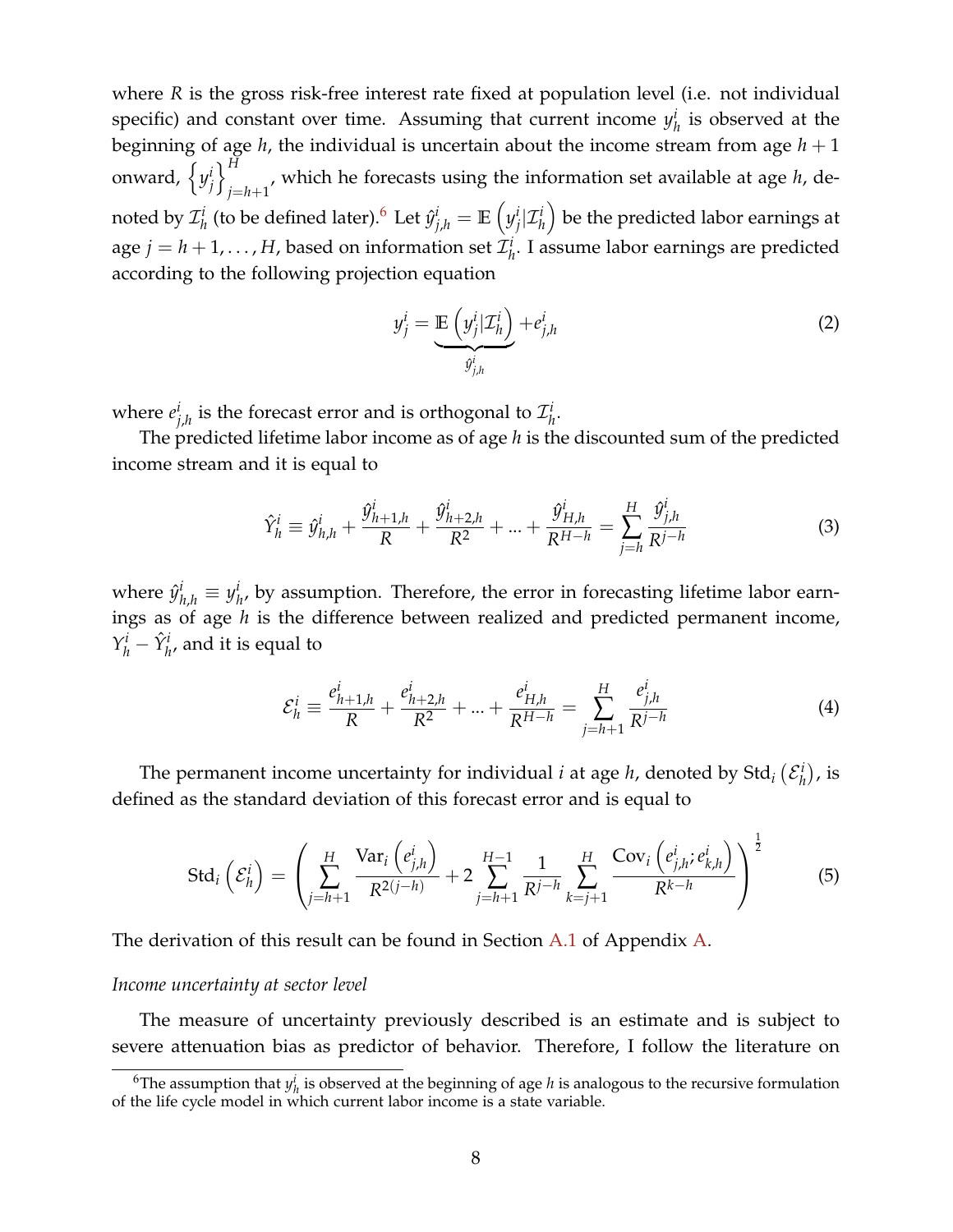where $R$ is the gross risk-free interest rate fixed at population level (i.e. not individual specific) and constant over time. Assuming that current income $y_h^i$ is observed at the beginning of age $h$, the individual is uncertain about the income stream from age $h+1$ onward, $\left\{y_j^i\right\}_{j=h+1}^{H}$, which he forecasts using the information set available at age $h$, denoted by $\mathcal{I}_h^i$ (to be defined later).[6] Let $\hat{y}_{j,h}^i = \mathbb{E}\left(y_j^i | \mathcal{I}_h^i\right)$ be the predicted labor earnings at age $j = h+1, \ldots, H$, based on information set $\mathcal{I}_h^i$. I assume labor earnings are predicted according to the following projection equation

$$y_j^i = \underbrace{\mathbb{E}\left(y_j^i | \mathcal{I}_h^i\right)}_{\hat{y}_{j,h}^i} + e_{j,h}^i \tag{2}$$

where $e_{j,h}^i$ is the forecast error and is orthogonal to $\mathcal{I}_h^i$.

The predicted lifetime labor income as of age $h$ is the discounted sum of the predicted income stream and it is equal to

$$\hat{Y}_h^i \equiv \hat{y}_{h,h}^i + \frac{\hat{y}_{h+1,h}^i}{R} + \frac{\hat{y}_{h+2,h}^i}{R^2} + ... + \frac{\hat{y}_{H,h}^i}{R^{H-h}} = \sum_{j=h}^{H} \frac{\hat{y}_{j,h}^i}{R^{j-h}} \tag{3}$$

where $\hat{y}_{h,h}^i \equiv y_h^i$, by assumption. Therefore, the error in forecasting lifetime labor earnings as of age $h$ is the difference between realized and predicted permanent income, $Y_h^i - \hat{Y}_h^i$, and it is equal to

$$\mathcal{E}_h^i \equiv \frac{e_{h+1,h}^i}{R} + \frac{e_{h+2,h}^i}{R^2} + ... + \frac{e_{H,h}^i}{R^{H-h}} = \sum_{j=h+1}^{H} \frac{e_{j,h}^i}{R^{j-h}} \tag{4}$$

The permanent income uncertainty for individual $i$ at age $h$, denoted by $\text{Std}_i\left(\mathcal{E}_h^i\right)$, is defined as the standard deviation of this forecast error and is equal to

$$\text{Std}_i\left(\mathcal{E}_h^i\right) = \left(\sum_{j=h+1}^{H} \frac{\text{Var}_i\left(e_{j,h}^i\right)}{R^{2(j-h)}} + 2\sum_{j=h+1}^{H-1} \frac{1}{R^{j-h}} \sum_{k=j+1}^{H} \frac{\text{Cov}_i\left(e_{j,h}^i; e_{k,h}^i\right)}{R^{k-h}}\right)^{\frac{1}{2}} \tag{5}$$

The derivation of this result can be found in Section A.1 of Appendix A.

*Income uncertainty at sector level*

The measure of uncertainty previously described is an estimate and is subject to severe attenuation bias as predictor of behavior. Therefore, I follow the literature on

[6] The assumption that $y_h^i$ is observed at the beginning of age $h$ is analogous to the recursive formulation of the life cycle model in which current labor income is a state variable.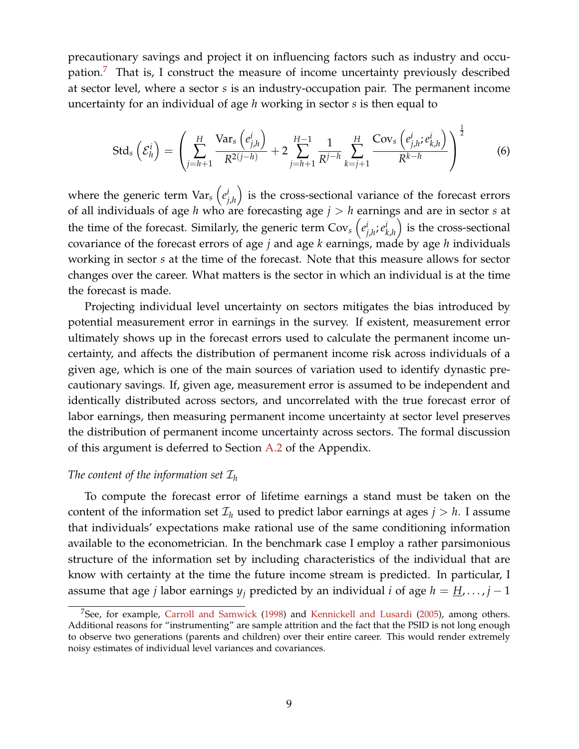precautionary savings and project it on influencing factors such as industry and occupation.[7] That is, I construct the measure of income uncertainty previously described at sector level, where a sector $s$ is an industry-occupation pair. The permanent income uncertainty for an individual of age $h$ working in sector $s$ is then equal to

$$\text{Std}_s\left(\mathcal{E}_h^i\right) = \left( \sum_{j=h+1}^{H} \frac{\text{Var}_s\left(e_{j,h}^i\right)}{R^{2(j-h)}} + 2 \sum_{j=h+1}^{H-1} \frac{1}{R^{j-h}} \sum_{k=j+1}^{H} \frac{\text{Cov}_s\left(e_{j,h}^i; e_{k,h}^i\right)}{R^{k-h}} \right)^{\frac{1}{2}} \tag{6}$$

where the generic term $\text{Var}_s\left(e_{j,h}^i\right)$ is the cross-sectional variance of the forecast errors of all individuals of age $h$ who are forecasting age $j > h$ earnings and are in sector $s$ at the time of the forecast. Similarly, the generic term $\text{Cov}_s\left(e_{j,h}^i; e_{k,h}^i\right)$ is the cross-sectional covariance of the forecast errors of age $j$ and age $k$ earnings, made by age $h$ individuals working in sector $s$ at the time of the forecast. Note that this measure allows for sector changes over the career. What matters is the sector in which an individual is at the time the forecast is made.

Projecting individual level uncertainty on sectors mitigates the bias introduced by potential measurement error in earnings in the survey. If existent, measurement error ultimately shows up in the forecast errors used to calculate the permanent income uncertainty, and affects the distribution of permanent income risk across individuals of a given age, which is one of the main sources of variation used to identify dynastic precautionary savings. If, given age, measurement error is assumed to be independent and identically distributed across sectors, and uncorrelated with the true forecast error of labor earnings, then measuring permanent income uncertainty at sector level preserves the distribution of permanent income uncertainty across sectors. The formal discussion of this argument is deferred to Section A.2 of the Appendix.

*The content of the information set $\mathcal{I}_h$*

To compute the forecast error of lifetime earnings a stand must be taken on the content of the information set $\mathcal{I}_h$ used to predict labor earnings at ages $j > h$. I assume that individuals' expectations make rational use of the same conditioning information available to the econometrician. In the benchmark case I employ a rather parsimonious structure of the information set by including characteristics of the individual that are know with certainty at the time the future income stream is predicted. In particular, I assume that age $j$ labor earnings $y_j$ predicted by an individual $i$ of age $h = \underline{H}, \ldots, j-1$

[7] See, for example, Carroll and Samwick (1998) and Kennickell and Lusardi (2005), among others. Additional reasons for "instrumenting" are sample attrition and the fact that the PSID is not long enough to observe two generations (parents and children) over their entire career. This would render extremely noisy estimates of individual level variances and covariances.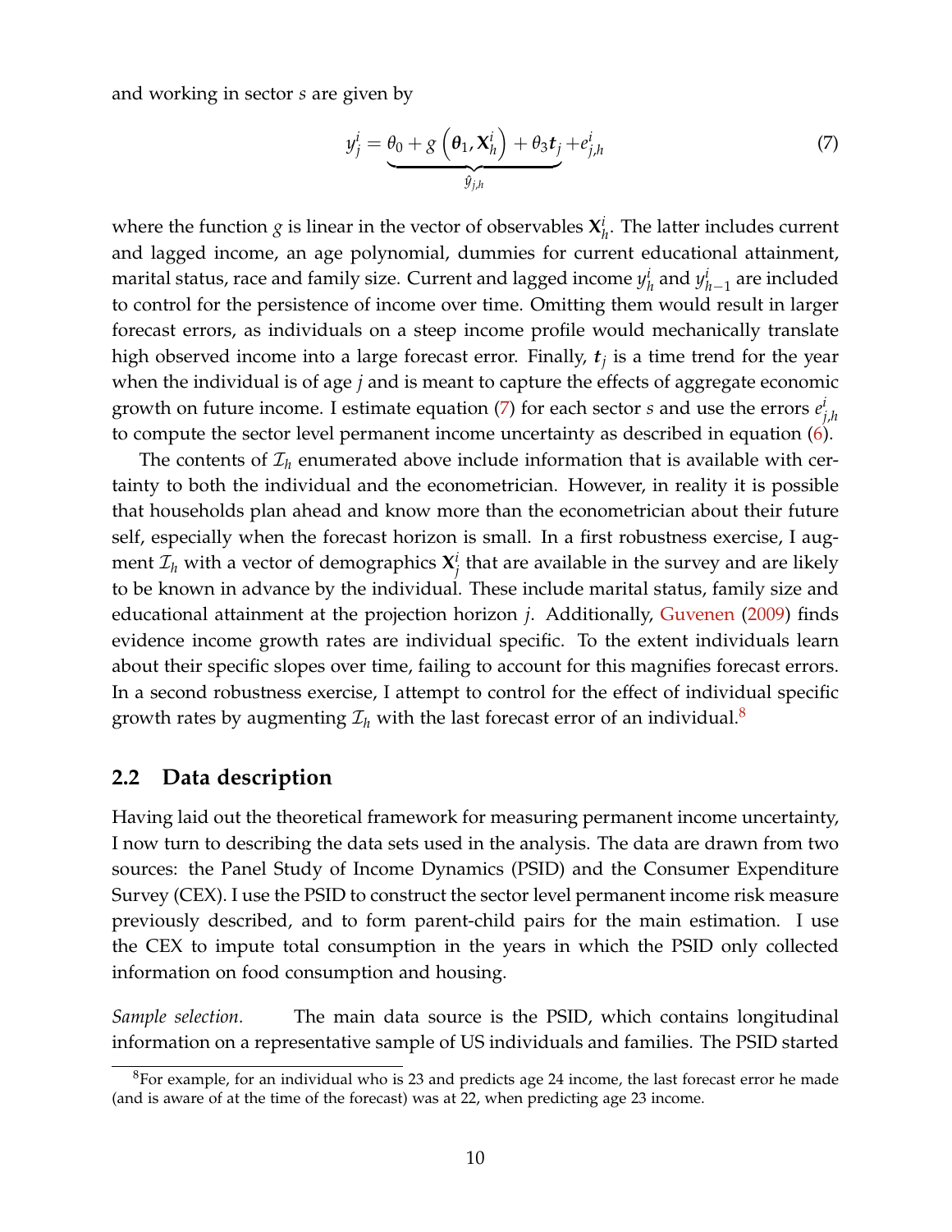and working in sector $s$ are given by

$$y_j^i = \underbrace{\theta_0 + g\left(\boldsymbol{\theta}_1, \mathbf{X}_h^i\right) + \theta_3 \boldsymbol{t}_j}_{\hat{y}_{j,h}} + e_{j,h}^i \tag{7}$$

where the function $g$ is linear in the vector of observables $\mathbf{X}_h^i$. The latter includes current and lagged income, an age polynomial, dummies for current educational attainment, marital status, race and family size. Current and lagged income $y_h^i$ and $y_{h-1}^i$ are included to control for the persistence of income over time. Omitting them would result in larger forecast errors, as individuals on a steep income profile would mechanically translate high observed income into a large forecast error. Finally, $\boldsymbol{t}_j$ is a time trend for the year when the individual is of age $j$ and is meant to capture the effects of aggregate economic growth on future income. I estimate equation (7) for each sector $s$ and use the errors $e_{j,h}^i$ to compute the sector level permanent income uncertainty as described in equation (6).

The contents of $\mathcal{I}_h$ enumerated above include information that is available with certainty to both the individual and the econometrician. However, in reality it is possible that households plan ahead and know more than the econometrician about their future self, especially when the forecast horizon is small. In a first robustness exercise, I augment $\mathcal{I}_h$ with a vector of demographics $\mathbf{X}_j^i$ that are available in the survey and are likely to be known in advance by the individual. These include marital status, family size and educational attainment at the projection horizon $j$. Additionally, Guvenen (2009) finds evidence income growth rates are individual specific. To the extent individuals learn about their specific slopes over time, failing to account for this magnifies forecast errors. In a second robustness exercise, I attempt to control for the effect of individual specific growth rates by augmenting $\mathcal{I}_h$ with the last forecast error of an individual.[8]

## 2.2 Data description

Having laid out the theoretical framework for measuring permanent income uncertainty, I now turn to describing the data sets used in the analysis. The data are drawn from two sources: the Panel Study of Income Dynamics (PSID) and the Consumer Expenditure Survey (CEX). I use the PSID to construct the sector level permanent income risk measure previously described, and to form parent-child pairs for the main estimation. I use the CEX to impute total consumption in the years in which the PSID only collected information on food consumption and housing.

*Sample selection.* The main data source is the PSID, which contains longitudinal information on a representative sample of US individuals and families. The PSID started

[8] For example, for an individual who is 23 and predicts age 24 income, the last forecast error he made (and is aware of at the time of the forecast) was at 22, when predicting age 23 income.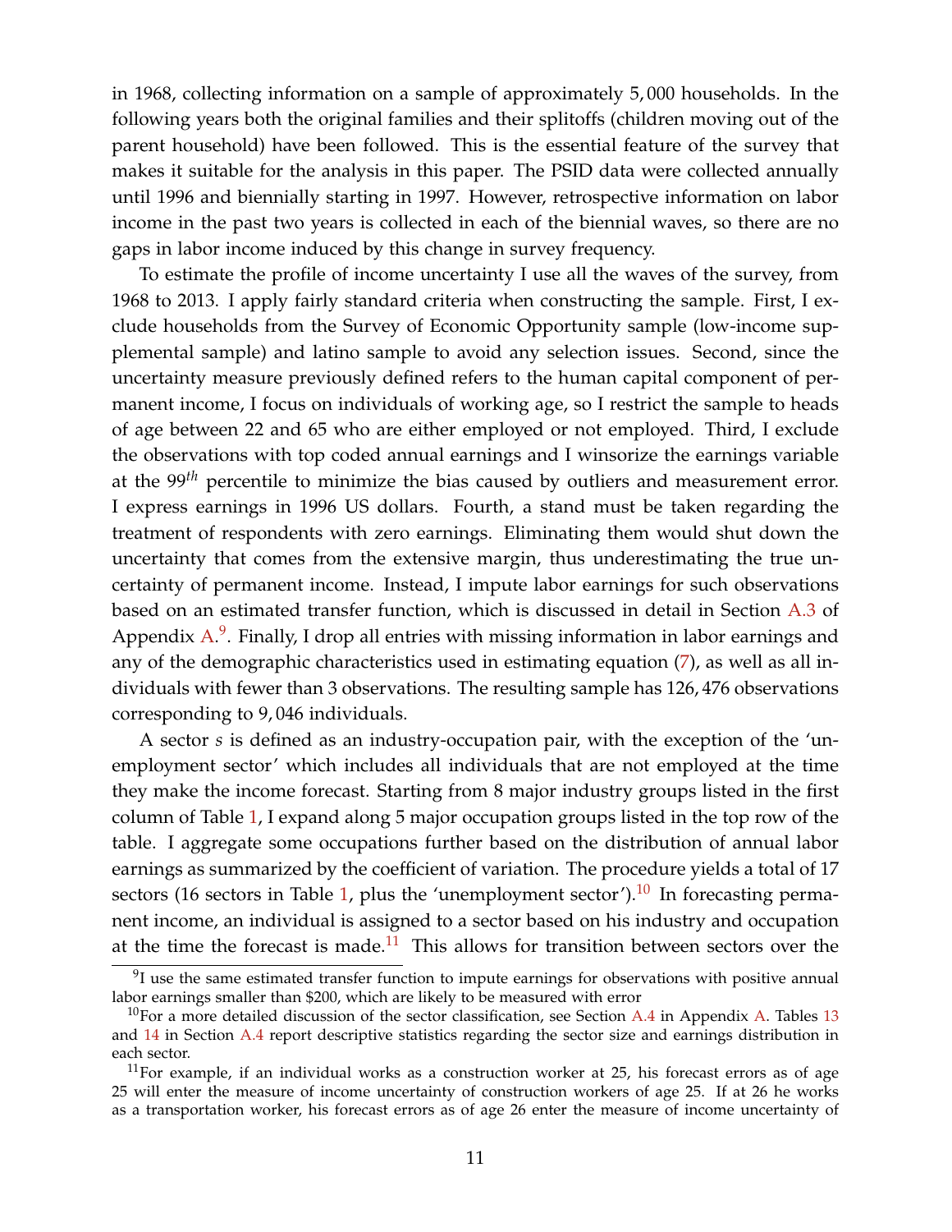in 1968, collecting information on a sample of approximately 5,000 households. In the following years both the original families and their splitoffs (children moving out of the parent household) have been followed. This is the essential feature of the survey that makes it suitable for the analysis in this paper. The PSID data were collected annually until 1996 and biennially starting in 1997. However, retrospective information on labor income in the past two years is collected in each of the biennial waves, so there are no gaps in labor income induced by this change in survey frequency.

To estimate the profile of income uncertainty I use all the waves of the survey, from 1968 to 2013. I apply fairly standard criteria when constructing the sample. First, I exclude households from the Survey of Economic Opportunity sample (low-income supplemental sample) and latino sample to avoid any selection issues. Second, since the uncertainty measure previously defined refers to the human capital component of permanent income, I focus on individuals of working age, so I restrict the sample to heads of age between 22 and 65 who are either employed or not employed. Third, I exclude the observations with top coded annual earnings and I winsorize the earnings variable at the $99^{th}$ percentile to minimize the bias caused by outliers and measurement error. I express earnings in 1996 US dollars. Fourth, a stand must be taken regarding the treatment of respondents with zero earnings. Eliminating them would shut down the uncertainty that comes from the extensive margin, thus underestimating the true uncertainty of permanent income. Instead, I impute labor earnings for such observations based on an estimated transfer function, which is discussed in detail in Section A.3 of Appendix A.[9]. Finally, I drop all entries with missing information in labor earnings and any of the demographic characteristics used in estimating equation (7), as well as all individuals with fewer than 3 observations. The resulting sample has 126,476 observations corresponding to 9,046 individuals.

A sector $s$ is defined as an industry-occupation pair, with the exception of the 'unemployment sector' which includes all individuals that are not employed at the time they make the income forecast. Starting from 8 major industry groups listed in the first column of Table 1, I expand along 5 major occupation groups listed in the top row of the table. I aggregate some occupations further based on the distribution of annual labor earnings as summarized by the coefficient of variation. The procedure yields a total of 17 sectors (16 sectors in Table 1, plus the 'unemployment sector').[10] In forecasting permanent income, an individual is assigned to a sector based on his industry and occupation at the time the forecast is made.[11] This allows for transition between sectors over the

[9] I use the same estimated transfer function to impute earnings for observations with positive annual labor earnings smaller than \$200, which are likely to be measured with error

[10] For a more detailed discussion of the sector classification, see Section A.4 in Appendix A. Tables 13 and 14 in Section A.4 report descriptive statistics regarding the sector size and earnings distribution in each sector.

[11] For example, if an individual works as a construction worker at 25, his forecast errors as of age 25 will enter the measure of income uncertainty of construction workers of age 25. If at 26 he works as a transportation worker, his forecast errors as of age 26 enter the measure of income uncertainty of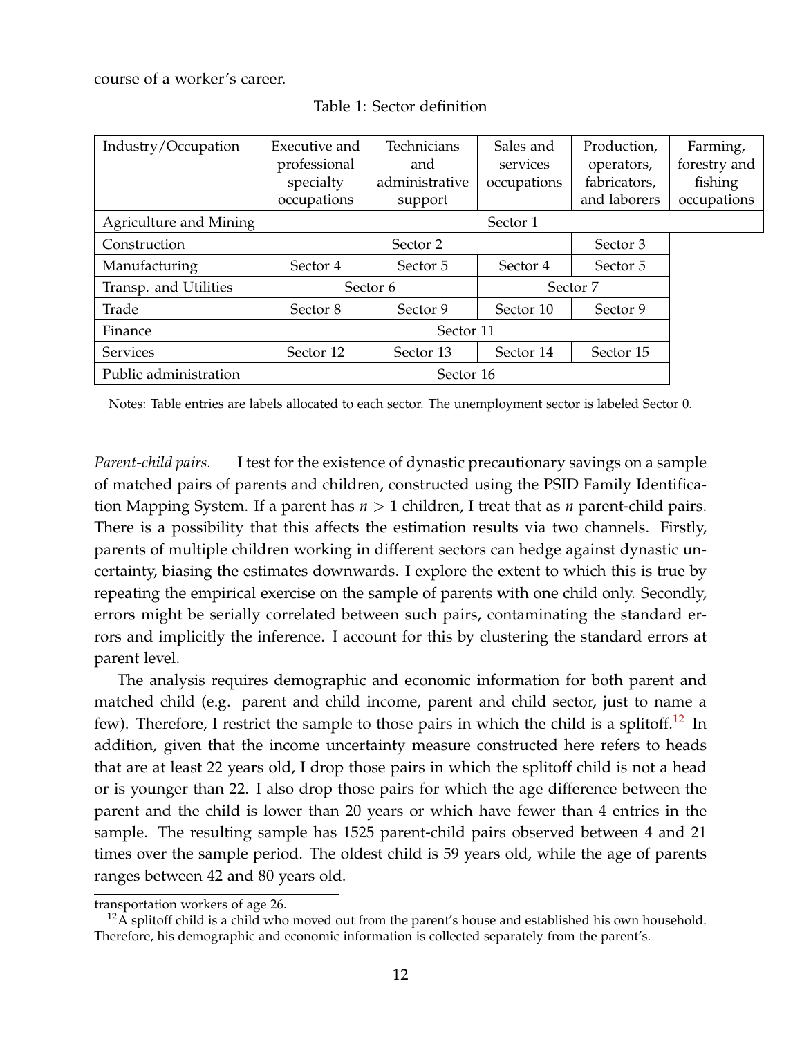course of a worker's career.

Table 1: Sector definition

| Industry/Occupation | Executive and professional specialty occupations | Technicians and administrative support | Sales and services occupations | Production, operators, fabricators, and laborers | Farming, forestry and fishing occupations |
|---|---|---|---|---|---|
| Agriculture and Mining | Sector 1 | | | | |
| Construction | Sector 2 | | | Sector 3 | |
| Manufacturing | Sector 4 | Sector 5 | Sector 4 | Sector 5 | |
| Transp. and Utilities | Sector 6 | | Sector 7 | | |
| Trade | Sector 8 | Sector 9 | Sector 10 | Sector 9 | |
| Finance | Sector 11 | | | | |
| Services | Sector 12 | Sector 13 | Sector 14 | Sector 15 | |
| Public administration | Sector 16 | | | | |

Notes: Table entries are labels allocated to each sector. The unemployment sector is labeled Sector 0.

*Parent-child pairs.* I test for the existence of dynastic precautionary savings on a sample of matched pairs of parents and children, constructed using the PSID Family Identification Mapping System. If a parent has $n > 1$ children, I treat that as $n$ parent-child pairs. There is a possibility that this affects the estimation results via two channels. Firstly, parents of multiple children working in different sectors can hedge against dynastic uncertainty, biasing the estimates downwards. I explore the extent to which this is true by repeating the empirical exercise on the sample of parents with one child only. Secondly, errors might be serially correlated between such pairs, contaminating the standard errors and implicitly the inference. I account for this by clustering the standard errors at parent level.

The analysis requires demographic and economic information for both parent and matched child (e.g. parent and child income, parent and child sector, just to name a few). Therefore, I restrict the sample to those pairs in which the child is a splitoff.[12] In addition, given that the income uncertainty measure constructed here refers to heads that are at least 22 years old, I drop those pairs in which the splitoff child is not a head or is younger than 22. I also drop those pairs for which the age difference between the parent and the child is lower than 20 years or which have fewer than 4 entries in the sample. The resulting sample has 1525 parent-child pairs observed between 4 and 21 times over the sample period. The oldest child is 59 years old, while the age of parents ranges between 42 and 80 years old.

transportation workers of age 26.

[12] A splitoff child is a child who moved out from the parent's house and established his own household. Therefore, his demographic and economic information is collected separately from the parent's.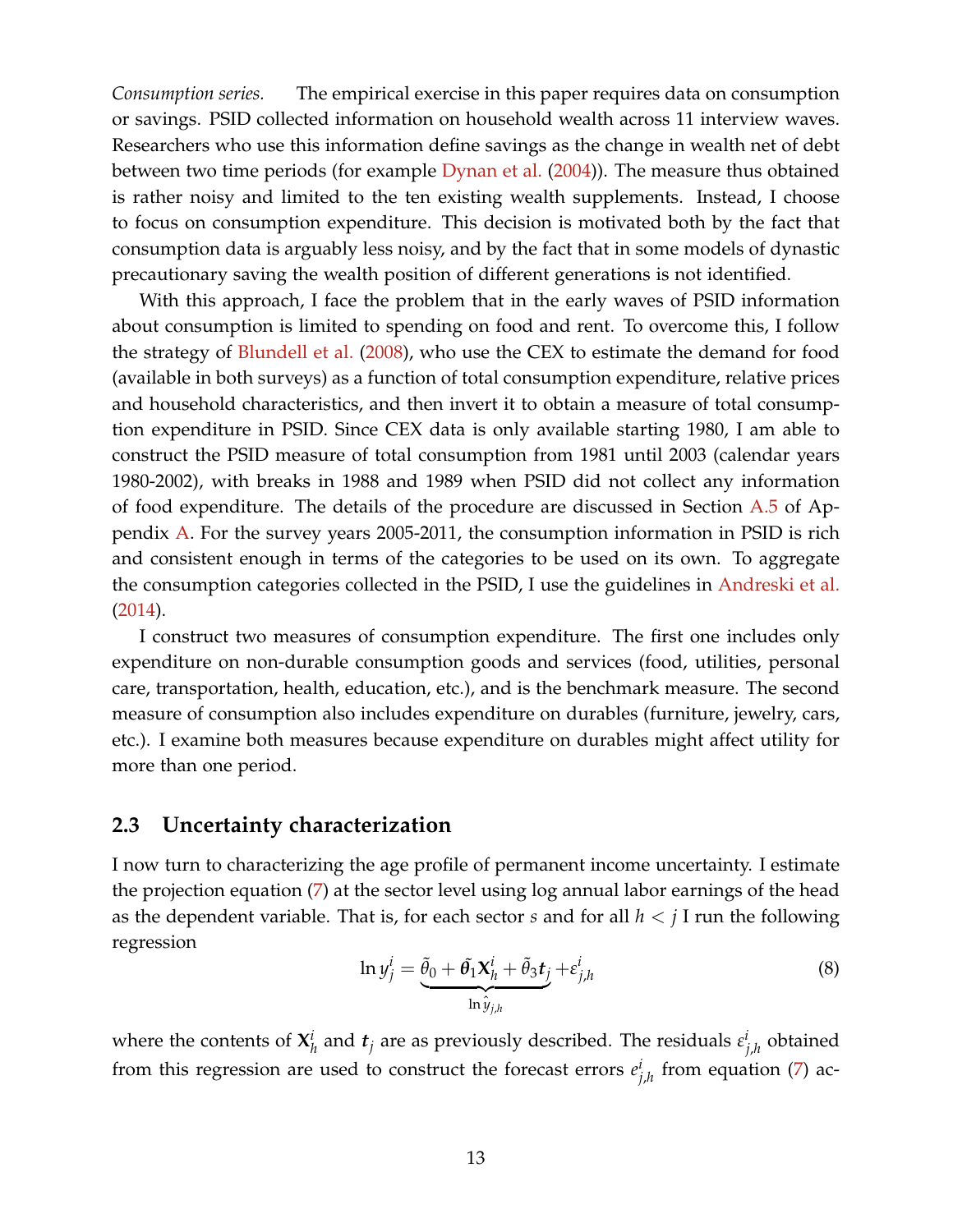*Consumption series.* The empirical exercise in this paper requires data on consumption or savings. PSID collected information on household wealth across 11 interview waves. Researchers who use this information define savings as the change in wealth net of debt between two time periods (for example Dynan et al. (2004)). The measure thus obtained is rather noisy and limited to the ten existing wealth supplements. Instead, I choose to focus on consumption expenditure. This decision is motivated both by the fact that consumption data is arguably less noisy, and by the fact that in some models of dynastic precautionary saving the wealth position of different generations is not identified.

With this approach, I face the problem that in the early waves of PSID information about consumption is limited to spending on food and rent. To overcome this, I follow the strategy of Blundell et al. (2008), who use the CEX to estimate the demand for food (available in both surveys) as a function of total consumption expenditure, relative prices and household characteristics, and then invert it to obtain a measure of total consumption expenditure in PSID. Since CEX data is only available starting 1980, I am able to construct the PSID measure of total consumption from 1981 until 2003 (calendar years 1980-2002), with breaks in 1988 and 1989 when PSID did not collect any information of food expenditure. The details of the procedure are discussed in Section A.5 of Appendix A. For the survey years 2005-2011, the consumption information in PSID is rich and consistent enough in terms of the categories to be used on its own. To aggregate the consumption categories collected in the PSID, I use the guidelines in Andreski et al. (2014).

I construct two measures of consumption expenditure. The first one includes only expenditure on non-durable consumption goods and services (food, utilities, personal care, transportation, health, education, etc.), and is the benchmark measure. The second measure of consumption also includes expenditure on durables (furniture, jewelry, cars, etc.). I examine both measures because expenditure on durables might affect utility for more than one period.

## 2.3 Uncertainty characterization

I now turn to characterizing the age profile of permanent income uncertainty. I estimate the projection equation (7) at the sector level using log annual labor earnings of the head as the dependent variable. That is, for each sector $s$ and for all $h < j$ I run the following regression

$$\ln y_j^i = \underbrace{\tilde{\theta}_0 + \tilde{\boldsymbol{\theta}}_1 \mathbf{X}_h^i + \tilde{\theta}_3 \boldsymbol{t}_j}_{\ln \hat{y}_{j,h}} + \varepsilon_{j,h}^i \tag{8}$$

where the contents of $\mathbf{X}_h^i$ and $\boldsymbol{t}_j$ are as previously described. The residuals $\varepsilon_{j,h}^i$ obtained from this regression are used to construct the forecast errors $e_{j,h}^i$ from equation (7) ac-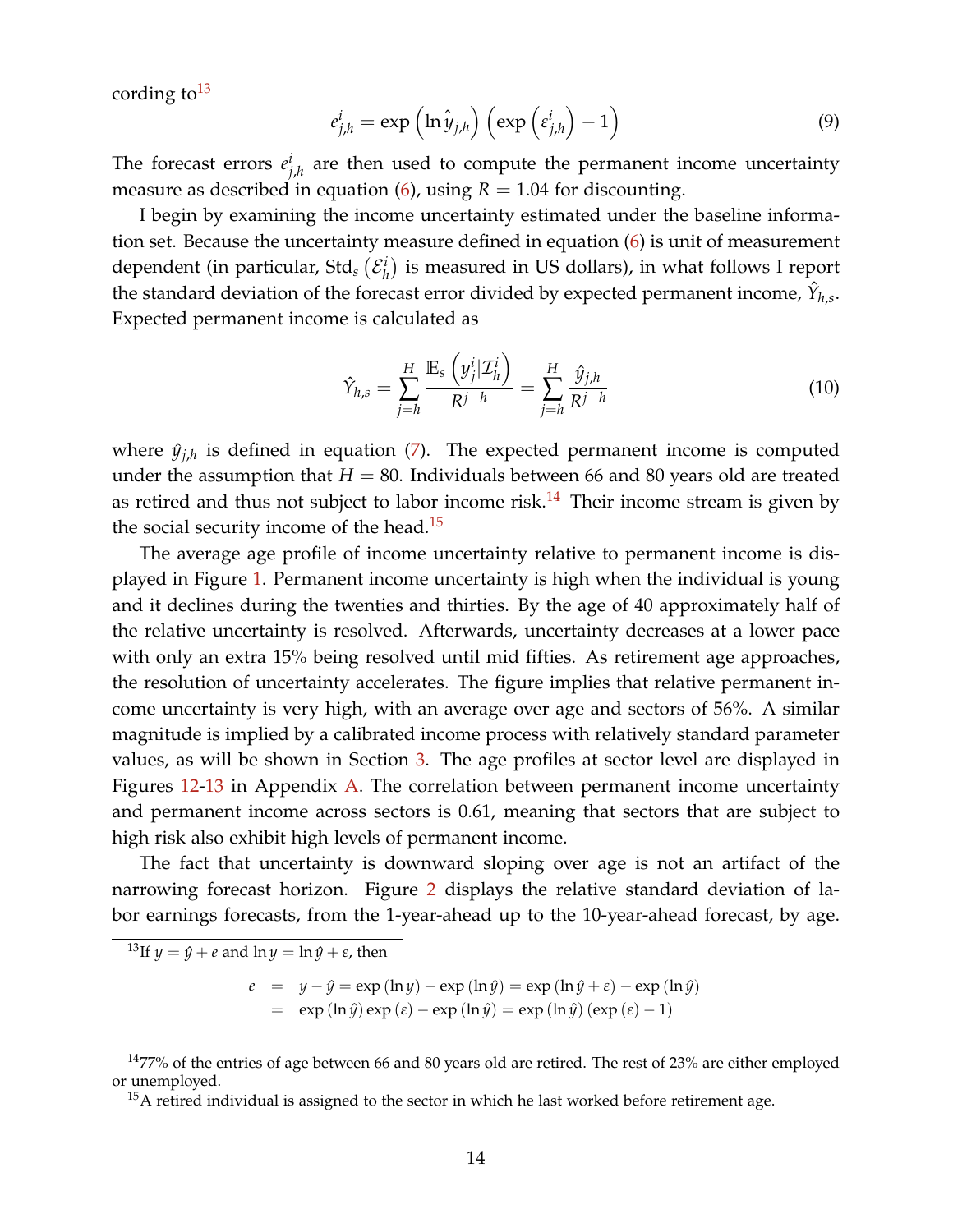cording to[13]

$$e^i_{j,h} = \exp\left(\ln \hat{y}_{j,h}\right)\left(\exp\left(\varepsilon^i_{j,h}\right) - 1\right) \tag{9}$$

The forecast errors $e^i_{j,h}$ are then used to compute the permanent income uncertainty measure as described in equation (6), using $R = 1.04$ for discounting.

I begin by examining the income uncertainty estimated under the baseline information set. Because the uncertainty measure defined in equation (6) is unit of measurement dependent (in particular, $\text{Std}_s\left(\mathcal{E}^i_h\right)$ is measured in US dollars), in what follows I report the standard deviation of the forecast error divided by expected permanent income, $\hat{Y}_{h,s}$. Expected permanent income is calculated as

$$\hat{Y}_{h,s} = \sum_{j=h}^{H} \frac{\mathbb{E}_s\left(y^i_j | \mathcal{I}^i_h\right)}{R^{j-h}} = \sum_{j=h}^{H} \frac{\hat{y}_{j,h}}{R^{j-h}} \tag{10}$$

where $\hat{y}_{j,h}$ is defined in equation (7). The expected permanent income is computed under the assumption that $H = 80$. Individuals between 66 and 80 years old are treated as retired and thus not subject to labor income risk.[14] Their income stream is given by the social security income of the head.[15]

The average age profile of income uncertainty relative to permanent income is displayed in Figure 1. Permanent income uncertainty is high when the individual is young and it declines during the twenties and thirties. By the age of 40 approximately half of the relative uncertainty is resolved. Afterwards, uncertainty decreases at a lower pace with only an extra 15% being resolved until mid fifties. As retirement age approaches, the resolution of uncertainty accelerates. The figure implies that relative permanent income uncertainty is very high, with an average over age and sectors of 56%. A similar magnitude is implied by a calibrated income process with relatively standard parameter values, as will be shown in Section 3. The age profiles at sector level are displayed in Figures 12-13 in Appendix A. The correlation between permanent income uncertainty and permanent income across sectors is 0.61, meaning that sectors that are subject to high risk also exhibit high levels of permanent income.

The fact that uncertainty is downward sloping over age is not an artifact of the narrowing forecast horizon. Figure 2 displays the relative standard deviation of labor earnings forecasts, from the 1-year-ahead up to the 10-year-ahead forecast, by age.

---

[13] If $y = \hat{y} + e$ and $\ln y = \ln \hat{y} + \varepsilon$, then

$$\begin{aligned} e &= y - \hat{y} = \exp(\ln y) - \exp(\ln \hat{y}) = \exp(\ln \hat{y} + \varepsilon) - \exp(\ln \hat{y}) \\ &= \exp(\ln \hat{y}) \exp(\varepsilon) - \exp(\ln \hat{y}) = \exp(\ln \hat{y}) (\exp(\varepsilon) - 1) \end{aligned}$$

[14] 77% of the entries of age between 66 and 80 years old are retired. The rest of 23% are either employed or unemployed.

[15] A retired individual is assigned to the sector in which he last worked before retirement age.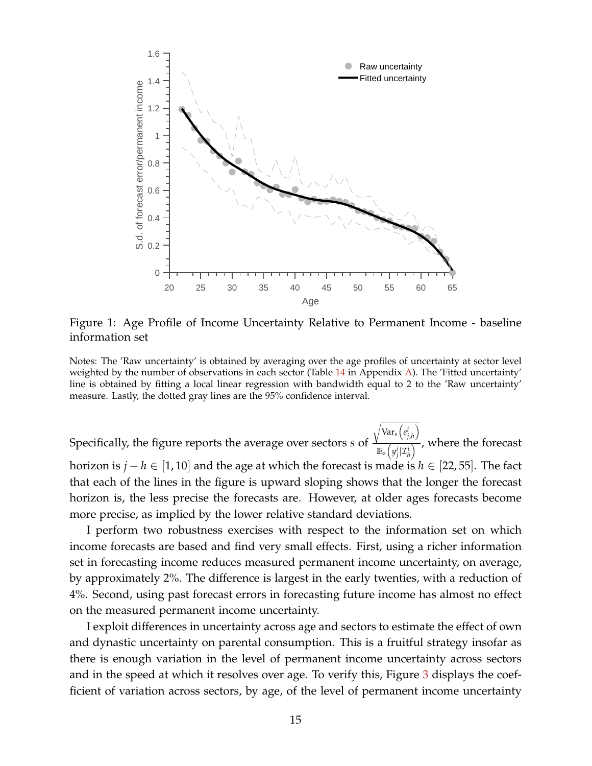Figure 1: Age Profile of Income Uncertainty Relative to Permanent Income - baseline information set

Notes: The 'Raw uncertainty' is obtained by averaging over the age profiles of uncertainty at sector level weighted by the number of observations in each sector (Table 14 in Appendix A). The 'Fitted uncertainty' line is obtained by fitting a local linear regression with bandwidth equal to 2 to the 'Raw uncertainty' measure. Lastly, the dotted gray lines are the 95% confidence interval.

Specifically, the figure reports the average over sectors $s$ of $\frac{\sqrt{\text{Var}_s\left(e^i_{j,h}\right)}}{\mathbb{E}_s\left(y^i_j | \mathcal{I}^i_h\right)}$, where the forecast horizon is $j - h \in [1, 10]$ and the age at which the forecast is made is $h \in [22, 55]$. The fact that each of the lines in the figure is upward sloping shows that the longer the forecast horizon is, the less precise the forecasts are. However, at older ages forecasts become more precise, as implied by the lower relative standard deviations.

I perform two robustness exercises with respect to the information set on which income forecasts are based and find very small effects. First, using a richer information set in forecasting income reduces measured permanent income uncertainty, on average, by approximately 2%. The difference is largest in the early twenties, with a reduction of 4%. Second, using past forecast errors in forecasting future income has almost no effect on the measured permanent income uncertainty.

I exploit differences in uncertainty across age and sectors to estimate the effect of own and dynastic uncertainty on parental consumption. This is a fruitful strategy insofar as there is enough variation in the level of permanent income uncertainty across sectors and in the speed at which it resolves over age. To verify this, Figure 3 displays the coefficient of variation across sectors, by age, of the level of permanent income uncertainty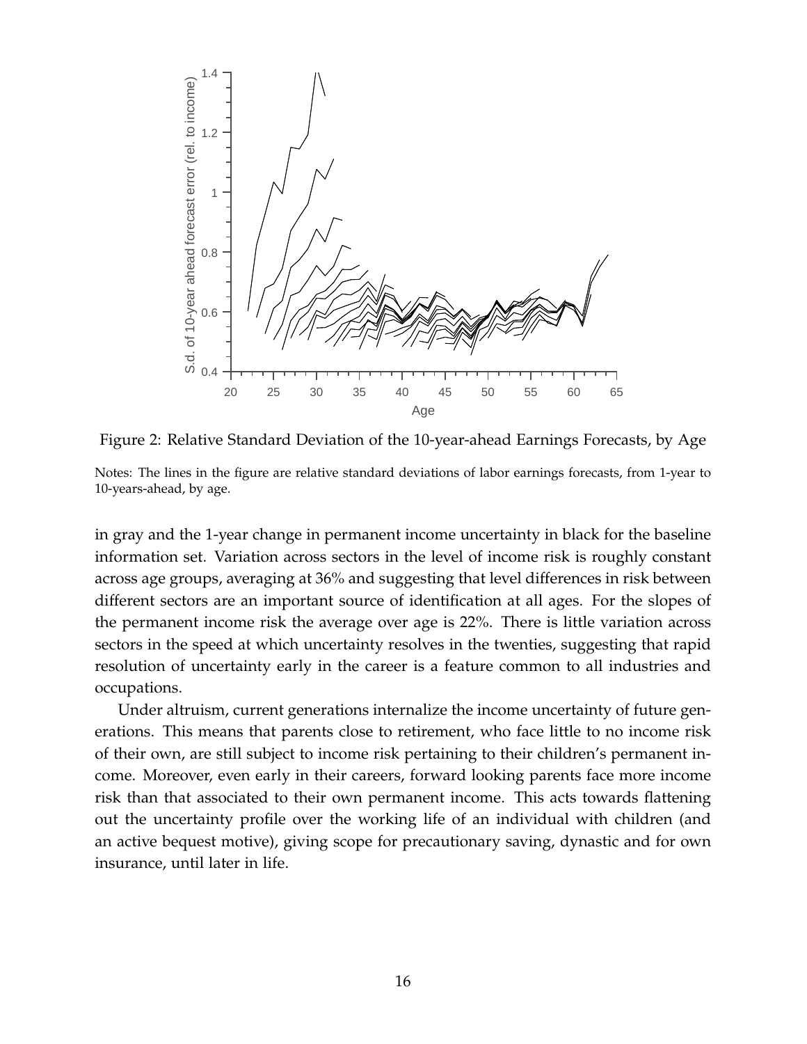Figure 2: Relative Standard Deviation of the 10-year-ahead Earnings Forecasts, by Age

Notes: The lines in the figure are relative standard deviations of labor earnings forecasts, from 1-year to 10-years-ahead, by age.

in gray and the 1-year change in permanent income uncertainty in black for the baseline information set. Variation across sectors in the level of income risk is roughly constant across age groups, averaging at 36% and suggesting that level differences in risk between different sectors are an important source of identification at all ages. For the slopes of the permanent income risk the average over age is 22%. There is little variation across sectors in the speed at which uncertainty resolves in the twenties, suggesting that rapid resolution of uncertainty early in the career is a feature common to all industries and occupations.

Under altruism, current generations internalize the income uncertainty of future generations. This means that parents close to retirement, who face little to no income risk of their own, are still subject to income risk pertaining to their children's permanent income. Moreover, even early in their careers, forward looking parents face more income risk than that associated to their own permanent income. This acts towards flattening out the uncertainty profile over the working life of an individual with children (and an active bequest motive), giving scope for precautionary saving, dynastic and for own insurance, until later in life.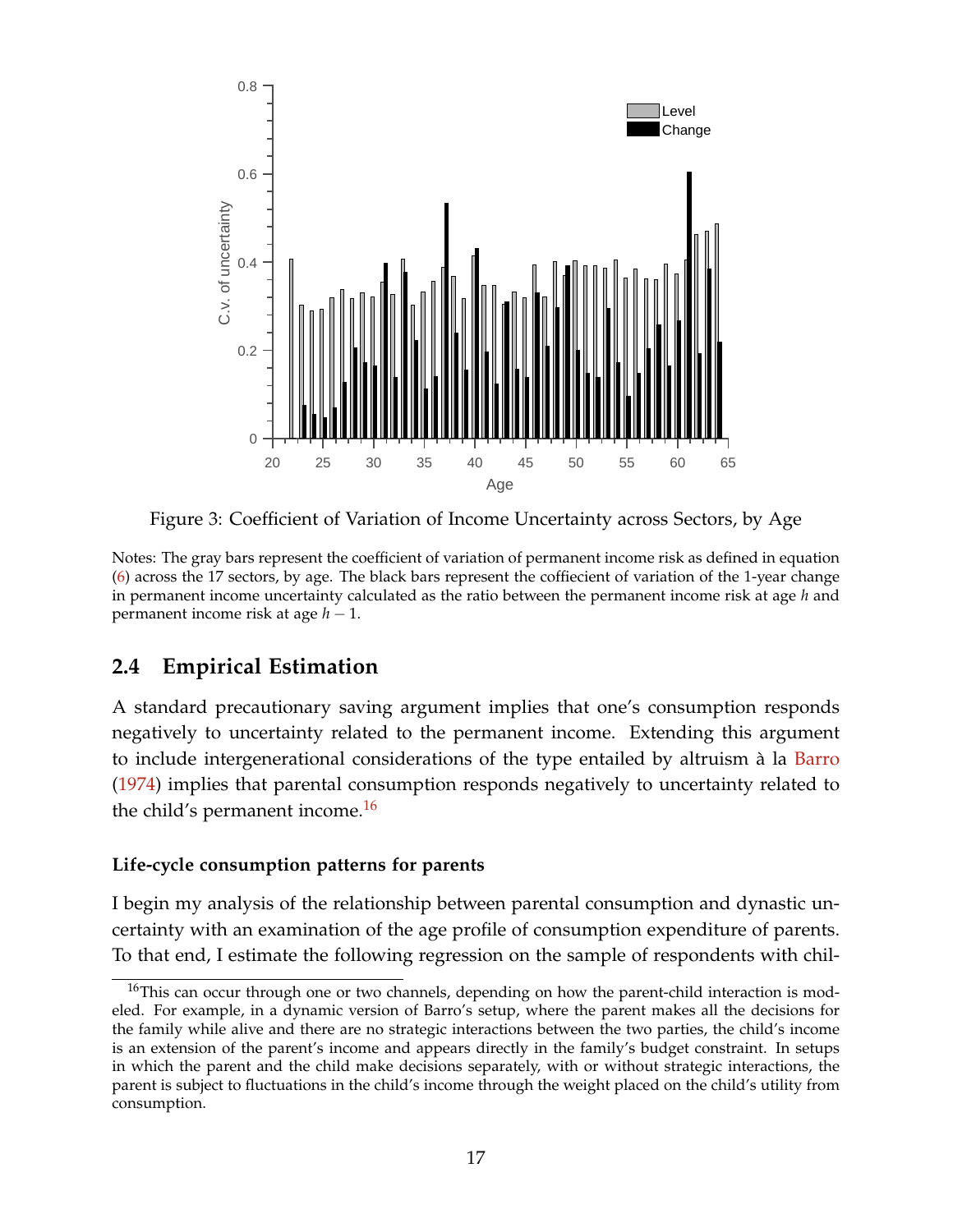Figure 3: Coefficient of Variation of Income Uncertainty across Sectors, by Age

Notes: The gray bars represent the coefficient of variation of permanent income risk as defined in equation (6) across the 17 sectors, by age. The black bars represent the coffiecient of variation of the 1-year change in permanent income uncertainty calculated as the ratio between the permanent income risk at age $h$ and permanent income risk at age $h-1$.

## 2.4 Empirical Estimation

A standard precautionary saving argument implies that one's consumption responds negatively to uncertainty related to the permanent income. Extending this argument to include intergenerational considerations of the type entailed by altruism à la Barro (1974) implies that parental consumption responds negatively to uncertainty related to the child's permanent income.[16]

### Life-cycle consumption patterns for parents

I begin my analysis of the relationship between parental consumption and dynastic uncertainty with an examination of the age profile of consumption expenditure of parents. To that end, I estimate the following regression on the sample of respondents with chil-

[16] This can occur through one or two channels, depending on how the parent-child interaction is modeled. For example, in a dynamic version of Barro's setup, where the parent makes all the decisions for the family while alive and there are no strategic interactions between the two parties, the child's income is an extension of the parent's income and appears directly in the family's budget constraint. In setups in which the parent and the child make decisions separately, with or without strategic interactions, the parent is subject to fluctuations in the child's income through the weight placed on the child's utility from consumption.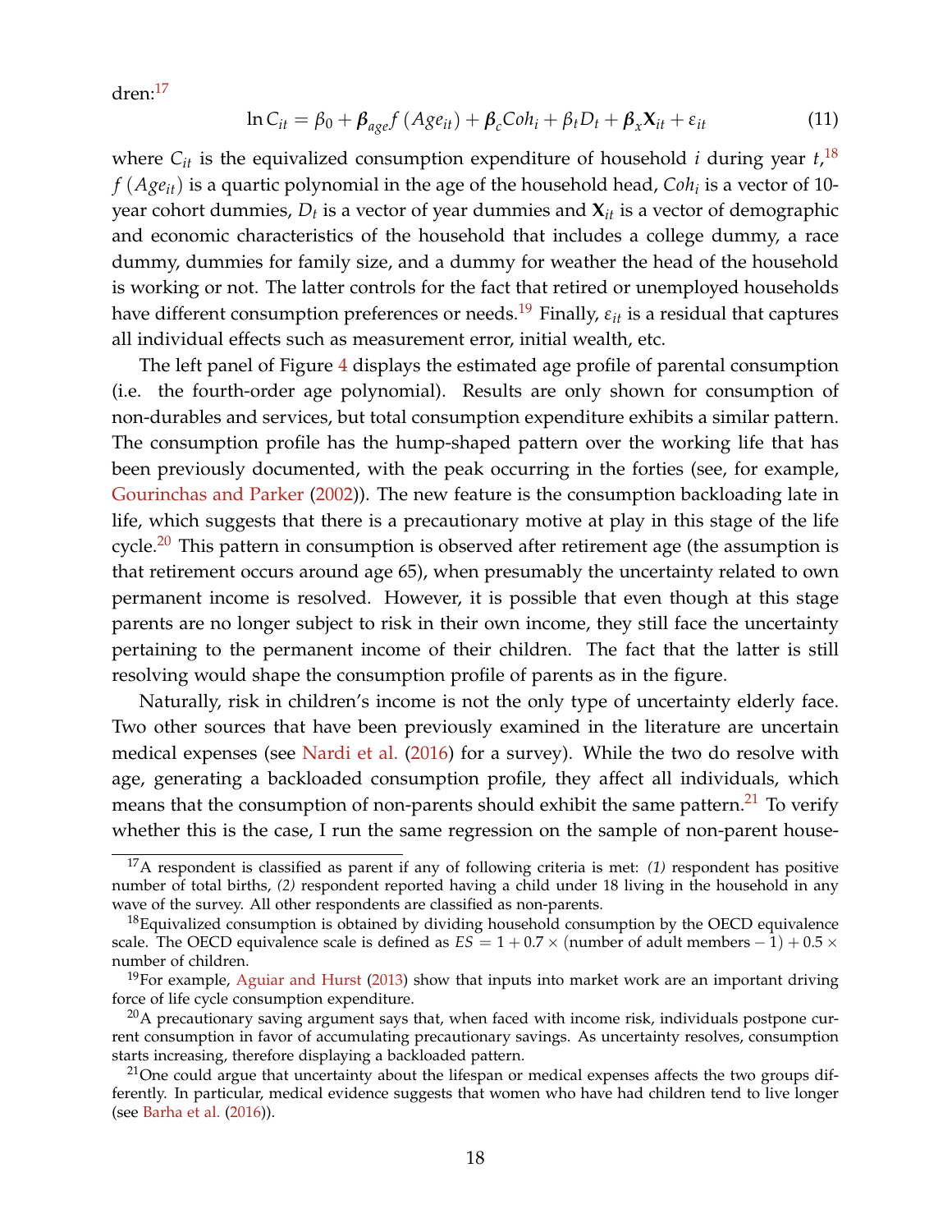dren:[17]

$$\ln C_{it} = \beta_0 + \boldsymbol{\beta}_{age} f\left(Age_{it}\right) + \boldsymbol{\beta}_c Coh_i + \beta_t D_t + \boldsymbol{\beta}_x \mathbf{X}_{it} + \varepsilon_{it} \tag{11}$$

where $C_{it}$ is the equivalized consumption expenditure of household $i$ during year $t$,[18] $f\left(Age_{it}\right)$ is a quartic polynomial in the age of the household head, $Coh_i$ is a vector of 10-year cohort dummies, $D_t$ is a vector of year dummies and $\mathbf{X}_{it}$ is a vector of demographic and economic characteristics of the household that includes a college dummy, a race dummy, dummies for family size, and a dummy for weather the head of the household is working or not. The latter controls for the fact that retired or unemployed households have different consumption preferences or needs.[19] Finally, $\varepsilon_{it}$ is a residual that captures all individual effects such as measurement error, initial wealth, etc.

The left panel of Figure 4 displays the estimated age profile of parental consumption (i.e. the fourth-order age polynomial). Results are only shown for consumption of non-durables and services, but total consumption expenditure exhibits a similar pattern. The consumption profile has the hump-shaped pattern over the working life that has been previously documented, with the peak occurring in the forties (see, for example, Gourinchas and Parker (2002)). The new feature is the consumption backloading late in life, which suggests that there is a precautionary motive at play in this stage of the life cycle.[20] This pattern in consumption is observed after retirement age (the assumption is that retirement occurs around age 65), when presumably the uncertainty related to own permanent income is resolved. However, it is possible that even though at this stage parents are no longer subject to risk in their own income, they still face the uncertainty pertaining to the permanent income of their children. The fact that the latter is still resolving would shape the consumption profile of parents as in the figure.

Naturally, risk in children's income is not the only type of uncertainty elderly face. Two other sources that have been previously examined in the literature are uncertain medical expenses (see Nardi et al. (2016) for a survey). While the two do resolve with age, generating a backloaded consumption profile, they affect all individuals, which means that the consumption of non-parents should exhibit the same pattern.[21] To verify whether this is the case, I run the same regression on the sample of non-parent house-

[17] A respondent is classified as parent if any of following criteria is met: *(1)* respondent has positive number of total births, *(2)* respondent reported having a child under 18 living in the household in any wave of the survey. All other respondents are classified as non-parents.

[18] Equivalized consumption is obtained by dividing household consumption by the OECD equivalence scale. The OECD equivalence scale is defined as $ES = 1 + 0.7 \times (\text{number of adult members} - 1) + 0.5 \times$ number of children.

[19] For example, Aguiar and Hurst (2013) show that inputs into market work are an important driving force of life cycle consumption expenditure.

[20] A precautionary saving argument says that, when faced with income risk, individuals postpone current consumption in favor of accumulating precautionary savings. As uncertainty resolves, consumption starts increasing, therefore displaying a backloaded pattern.

[21] One could argue that uncertainty about the lifespan or medical expenses affects the two groups differently. In particular, medical evidence suggests that women who have had children tend to live longer (see Barha et al. (2016)).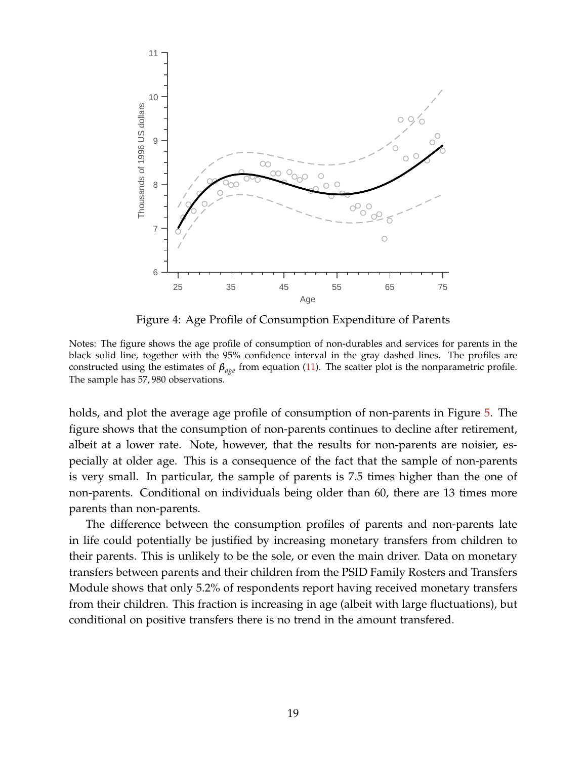Figure 4: Age Profile of Consumption Expenditure of Parents

Notes: The figure shows the age profile of consumption of non-durables and services for parents in the black solid line, together with the 95% confidence interval in the gray dashed lines. The profiles are constructed using the estimates of $\beta_{age}$ from equation (11). The scatter plot is the nonparametric profile. The sample has 57,980 observations.

holds, and plot the average age profile of consumption of non-parents in Figure 5. The figure shows that the consumption of non-parents continues to decline after retirement, albeit at a lower rate. Note, however, that the results for non-parents are noisier, especially at older age. This is a consequence of the fact that the sample of non-parents is very small. In particular, the sample of parents is 7.5 times higher than the one of non-parents. Conditional on individuals being older than 60, there are 13 times more parents than non-parents.

The difference between the consumption profiles of parents and non-parents late in life could potentially be justified by increasing monetary transfers from children to their parents. This is unlikely to be the sole, or even the main driver. Data on monetary transfers between parents and their children from the PSID Family Rosters and Transfers Module shows that only 5.2% of respondents report having received monetary transfers from their children. This fraction is increasing in age (albeit with large fluctuations), but conditional on positive transfers there is no trend in the amount transfered.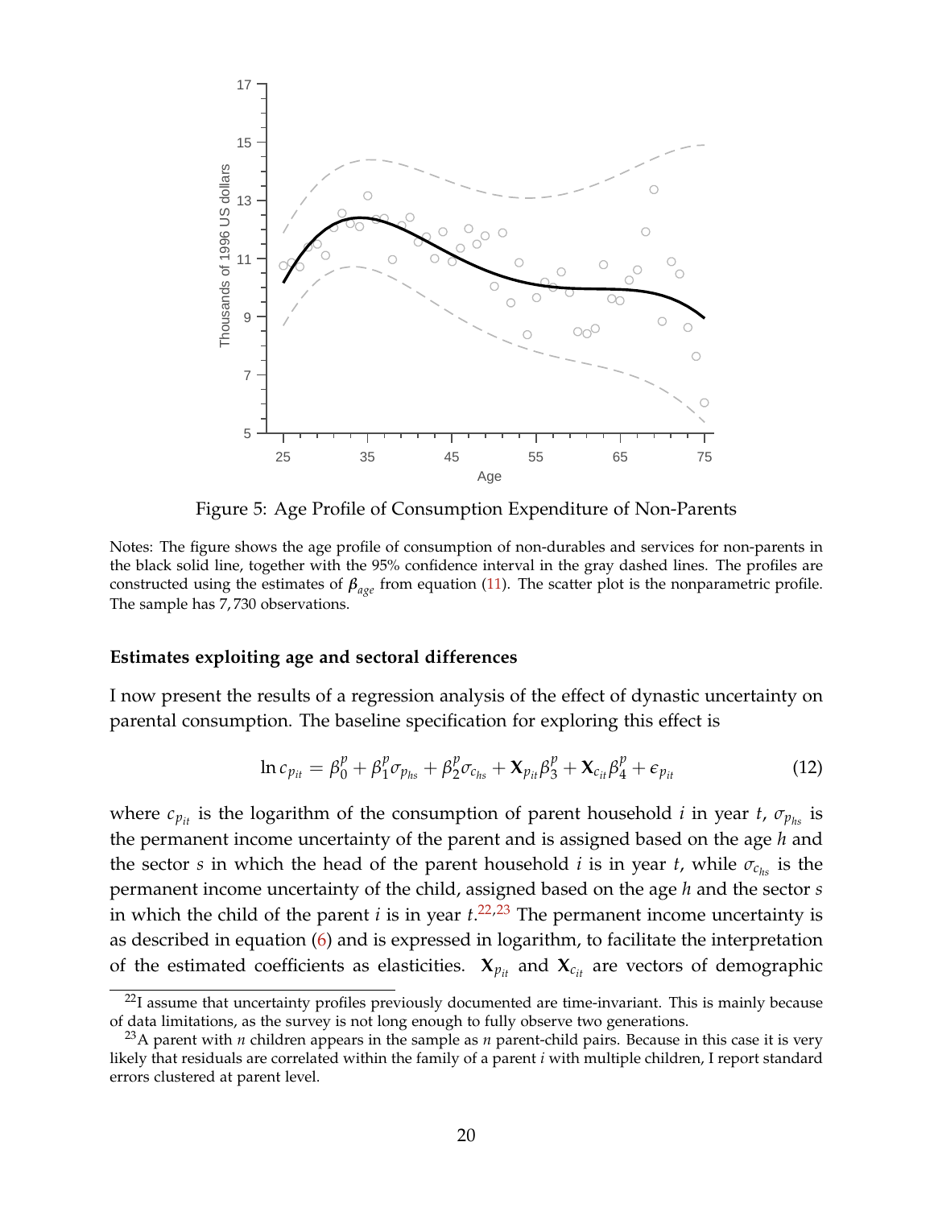Figure 5: Age Profile of Consumption Expenditure of Non-Parents

Notes: The figure shows the age profile of consumption of non-durables and services for non-parents in the black solid line, together with the 95% confidence interval in the gray dashed lines. The profiles are constructed using the estimates of $\boldsymbol{\beta}_{age}$ from equation (11). The scatter plot is the nonparametric profile. The sample has 7,730 observations.

#### Estimates exploiting age and sectoral differences

I now present the results of a regression analysis of the effect of dynastic uncertainty on parental consumption. The baseline specification for exploring this effect is

$$\ln c_{p_{it}} = \beta_0^p + \beta_1^p \sigma_{p_{hs}} + \beta_2^p \sigma_{c_{hs}} + \mathbf{X}_{p_{it}} \beta_3^p + \mathbf{X}_{c_{it}} \beta_4^p + \epsilon_{p_{it}} \tag{12}$$

where $c_{p_{it}}$ is the logarithm of the consumption of parent household $i$ in year $t$, $\sigma_{p_{hs}}$ is the permanent income uncertainty of the parent and is assigned based on the age $h$ and the sector $s$ in which the head of the parent household $i$ is in year $t$, while $\sigma_{c_{hs}}$ is the permanent income uncertainty of the child, assigned based on the age $h$ and the sector $s$ in which the child of the parent $i$ is in year $t$.[22,23] The permanent income uncertainty is as described in equation (6) and is expressed in logarithm, to facilitate the interpretation of the estimated coefficients as elasticities. $\mathbf{X}_{p_{it}}$ and $\mathbf{X}_{c_{it}}$ are vectors of demographic

[22] I assume that uncertainty profiles previously documented are time-invariant. This is mainly because of data limitations, as the survey is not long enough to fully observe two generations.

[23] A parent with $n$ children appears in the sample as $n$ parent-child pairs. Because in this case it is very likely that residuals are correlated within the family of a parent $i$ with multiple children, I report standard errors clustered at parent level.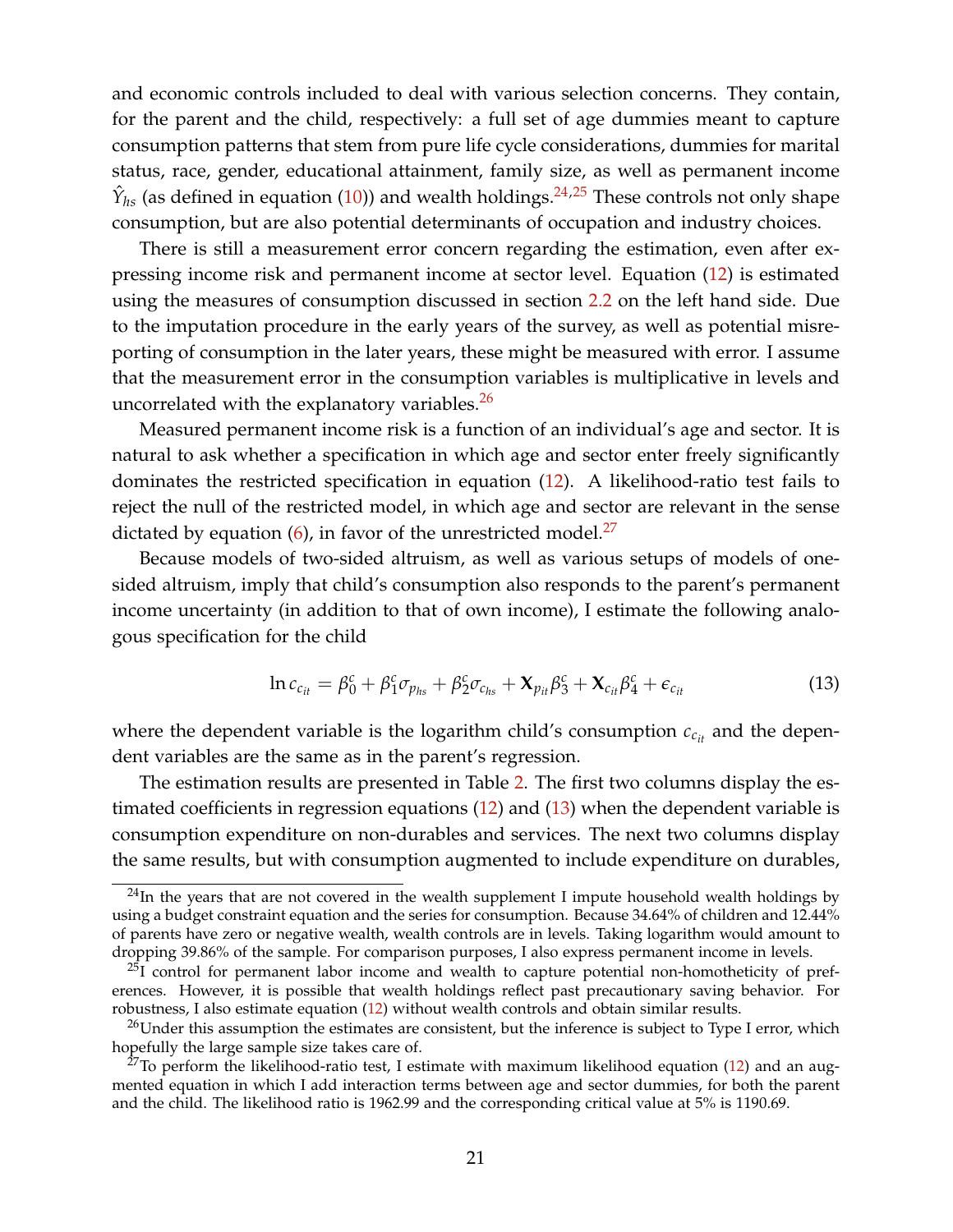and economic controls included to deal with various selection concerns. They contain, for the parent and the child, respectively: a full set of age dummies meant to capture consumption patterns that stem from pure life cycle considerations, dummies for marital status, race, gender, educational attainment, family size, as well as permanent income $\hat{Y}_{hs}$ (as defined in equation (10)) and wealth holdings.[24,25] These controls not only shape consumption, but are also potential determinants of occupation and industry choices.

There is still a measurement error concern regarding the estimation, even after expressing income risk and permanent income at sector level. Equation (12) is estimated using the measures of consumption discussed in section 2.2 on the left hand side. Due to the imputation procedure in the early years of the survey, as well as potential misreporting of consumption in the later years, these might be measured with error. I assume that the measurement error in the consumption variables is multiplicative in levels and uncorrelated with the explanatory variables.[26]

Measured permanent income risk is a function of an individual's age and sector. It is natural to ask whether a specification in which age and sector enter freely significantly dominates the restricted specification in equation (12). A likelihood-ratio test fails to reject the null of the restricted model, in which age and sector are relevant in the sense dictated by equation (6), in favor of the unrestricted model.[27]

Because models of two-sided altruism, as well as various setups of models of one-sided altruism, imply that child's consumption also responds to the parent's permanent income uncertainty (in addition to that of own income), I estimate the following analogous specification for the child

$$\ln c_{c_{it}} = \beta_0^c + \beta_1^c \sigma_{p_{hs}} + \beta_2^c \sigma_{c_{hs}} + \mathbf{X}_{p_{it}} \beta_3^c + \mathbf{X}_{c_{it}} \beta_4^c + \epsilon_{c_{it}} \tag{13}$$

where the dependent variable is the logarithm child's consumption $c_{c_{it}}$ and the dependent variables are the same as in the parent's regression.

The estimation results are presented in Table 2. The first two columns display the estimated coefficients in regression equations (12) and (13) when the dependent variable is consumption expenditure on non-durables and services. The next two columns display the same results, but with consumption augmented to include expenditure on durables,

[24] In the years that are not covered in the wealth supplement I impute household wealth holdings by using a budget constraint equation and the series for consumption. Because 34.64% of children and 12.44% of parents have zero or negative wealth, wealth controls are in levels. Taking logarithm would amount to dropping 39.86% of the sample. For comparison purposes, I also express permanent income in levels.

[25] I control for permanent labor income and wealth to capture potential non-homotheticity of preferences. However, it is possible that wealth holdings reflect past precautionary saving behavior. For robustness, I also estimate equation (12) without wealth controls and obtain similar results.

[26] Under this assumption the estimates are consistent, but the inference is subject to Type I error, which hopefully the large sample size takes care of.

[27] To perform the likelihood-ratio test, I estimate with maximum likelihood equation (12) and an augmented equation in which I add interaction terms between age and sector dummies, for both the parent and the child. The likelihood ratio is 1962.99 and the corresponding critical value at 5% is 1190.69.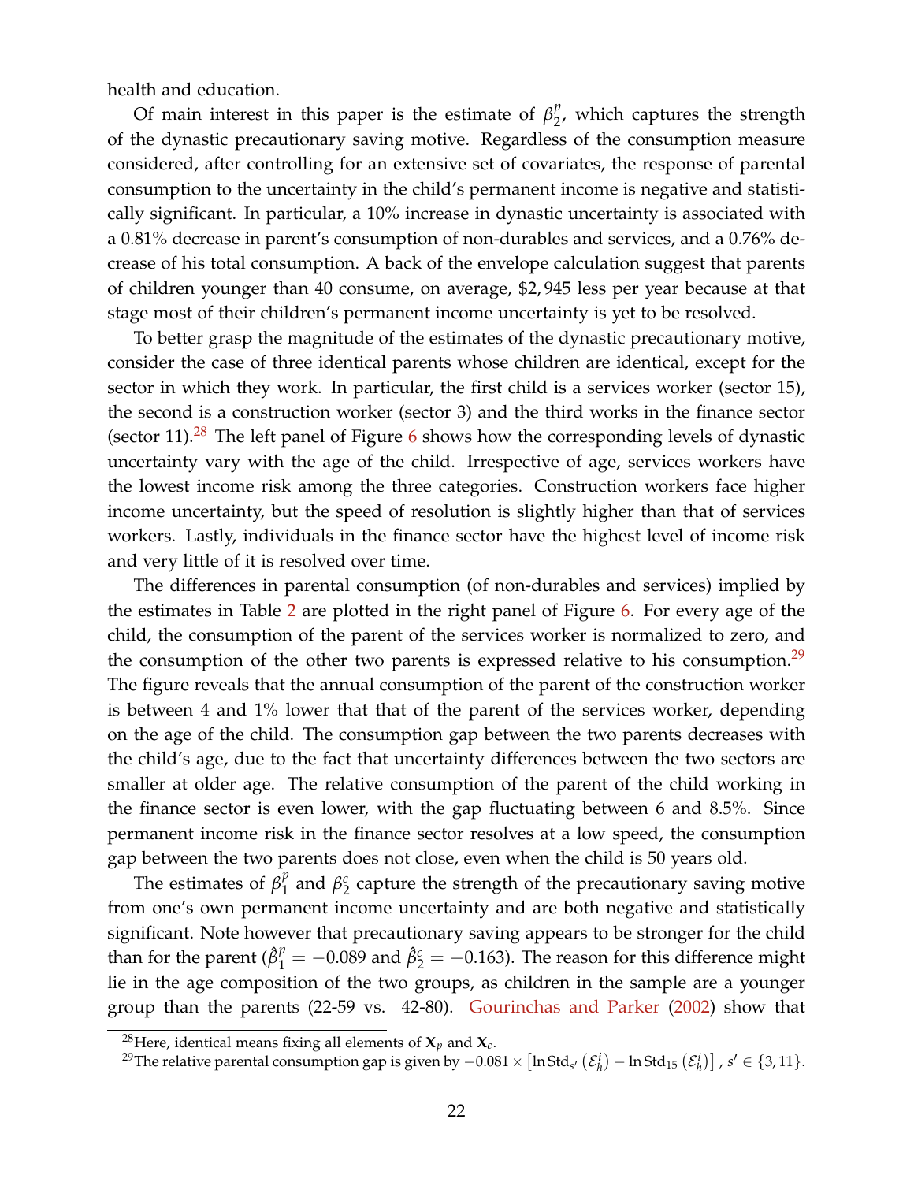health and education.

Of main interest in this paper is the estimate of $\beta_2^p$, which captures the strength of the dynastic precautionary saving motive. Regardless of the consumption measure considered, after controlling for an extensive set of covariates, the response of parental consumption to the uncertainty in the child's permanent income is negative and statistically significant. In particular, a 10% increase in dynastic uncertainty is associated with a 0.81% decrease in parent's consumption of non-durables and services, and a 0.76% decrease of his total consumption. A back of the envelope calculation suggest that parents of children younger than 40 consume, on average, $2,945 less per year because at that stage most of their children's permanent income uncertainty is yet to be resolved.

To better grasp the magnitude of the estimates of the dynastic precautionary motive, consider the case of three identical parents whose children are identical, except for the sector in which they work. In particular, the first child is a services worker (sector 15), the second is a construction worker (sector 3) and the third works in the finance sector (sector 11).[28] The left panel of Figure 6 shows how the corresponding levels of dynastic uncertainty vary with the age of the child. Irrespective of age, services workers have the lowest income risk among the three categories. Construction workers face higher income uncertainty, but the speed of resolution is slightly higher than that of services workers. Lastly, individuals in the finance sector have the highest level of income risk and very little of it is resolved over time.

The differences in parental consumption (of non-durables and services) implied by the estimates in Table 2 are plotted in the right panel of Figure 6. For every age of the child, the consumption of the parent of the services worker is normalized to zero, and the consumption of the other two parents is expressed relative to his consumption.[29] The figure reveals that the annual consumption of the parent of the construction worker is between 4 and 1% lower that that of the parent of the services worker, depending on the age of the child. The consumption gap between the two parents decreases with the child's age, due to the fact that uncertainty differences between the two sectors are smaller at older age. The relative consumption of the parent of the child working in the finance sector is even lower, with the gap fluctuating between 6 and 8.5%. Since permanent income risk in the finance sector resolves at a low speed, the consumption gap between the two parents does not close, even when the child is 50 years old.

The estimates of $\beta_1^p$ and $\beta_2^c$ capture the strength of the precautionary saving motive from one's own permanent income uncertainty and are both negative and statistically significant. Note however that precautionary saving appears to be stronger for the child than for the parent ($\hat{\beta}_1^p = -0.089$ and $\hat{\beta}_2^c = -0.163$). The reason for this difference might lie in the age composition of the two groups, as children in the sample are a younger group than the parents (22-59 vs. 42-80). Gourinchas and Parker (2002) show that

[28]Here, identical means fixing all elements of $\mathbf{X}_p$ and $\mathbf{X}_c$.

[29]The relative parental consumption gap is given by $-0.081 \times \left[\ln \mathrm{Std}_{s'}\left(\mathcal{E}_h^i\right) - \ln \mathrm{Std}_{15}\left(\mathcal{E}_h^i\right)\right]$, $s' \in \{3, 11\}$.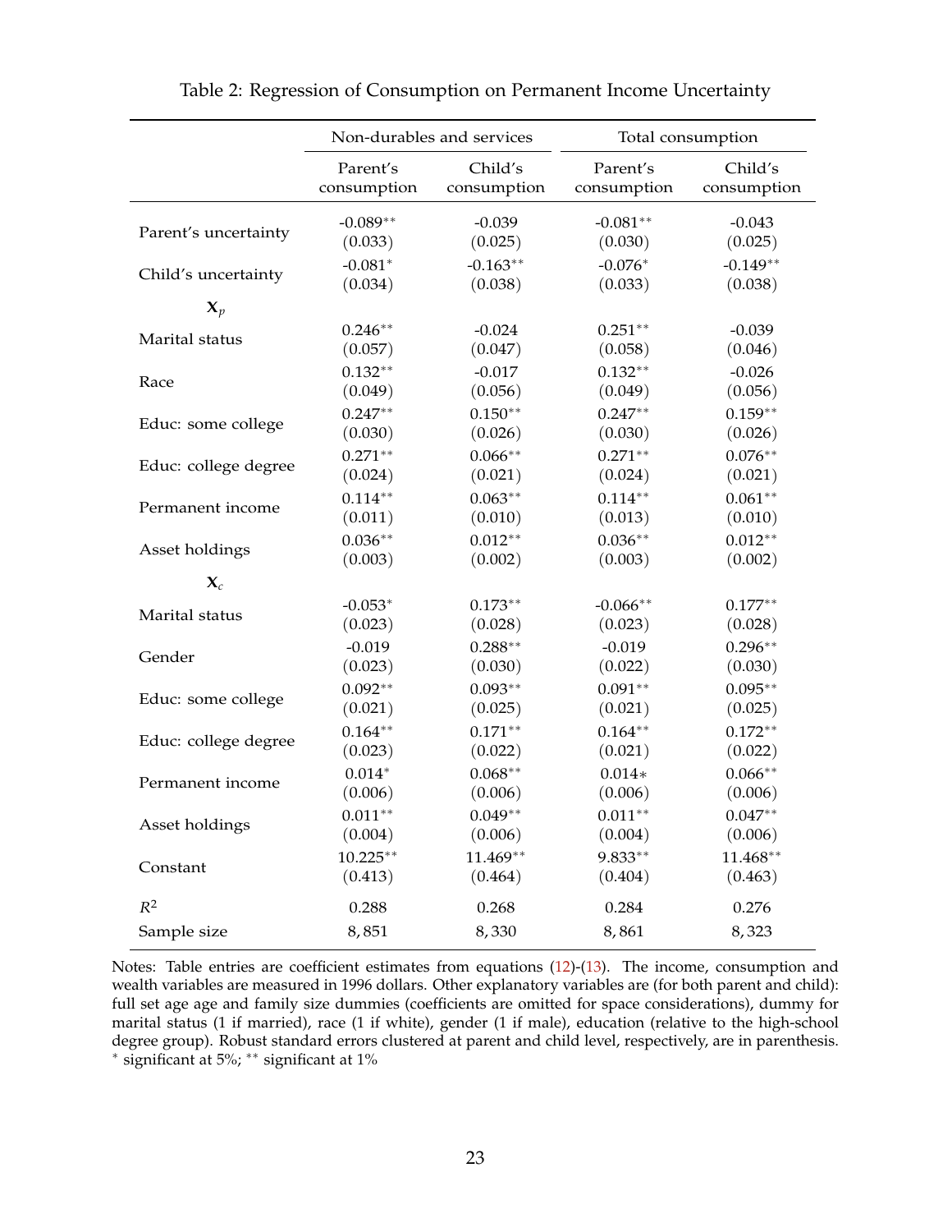Table 2: Regression of Consumption on Permanent Income Uncertainty

| | Non-durables and services | | Total consumption | |
|---|---|---|---|---|
| | Parent's consumption | Child's consumption | Parent's consumption | Child's consumption |
| Parent's uncertainty | -0.089** | -0.039 | -0.081** | -0.043 |
| | (0.033) | (0.025) | (0.030) | (0.025) |
| Child's uncertainty | -0.081* | -0.163** | -0.076* | -0.149** |
| | (0.034) | (0.038) | (0.033) | (0.038) |
| $\mathbf{X}_p$ | | | | |
| Marital status | 0.246** | -0.024 | 0.251** | -0.039 |
| | (0.057) | (0.047) | (0.058) | (0.046) |
| Race | 0.132** | -0.017 | 0.132** | -0.026 |
| | (0.049) | (0.056) | (0.049) | (0.056) |
| Educ: some college | 0.247** | 0.150** | 0.247** | 0.159** |
| | (0.030) | (0.026) | (0.030) | (0.026) |
| Educ: college degree | 0.271** | 0.066** | 0.271** | 0.076** |
| | (0.024) | (0.021) | (0.024) | (0.021) |
| Permanent income | 0.114** | 0.063** | 0.114** | 0.061** |
| | (0.011) | (0.010) | (0.013) | (0.010) |
| Asset holdings | 0.036** | 0.012** | 0.036** | 0.012** |
| | (0.003) | (0.002) | (0.003) | (0.002) |
| $\mathbf{X}_c$ | | | | |
| Marital status | -0.053* | 0.173** | -0.066** | 0.177** |
| | (0.023) | (0.028) | (0.023) | (0.028) |
| Gender | -0.019 | 0.288** | -0.019 | 0.296** |
| | (0.023) | (0.030) | (0.022) | (0.030) |
| Educ: some college | 0.092** | 0.093** | 0.091** | 0.095** |
| | (0.021) | (0.025) | (0.021) | (0.025) |
| Educ: college degree | 0.164** | 0.171** | 0.164** | 0.172** |
| | (0.023) | (0.022) | (0.021) | (0.022) |
| Permanent income | 0.014* | 0.068** | 0.014* | 0.066** |
| | (0.006) | (0.006) | (0.006) | (0.006) |
| Asset holdings | 0.011** | 0.049** | 0.011** | 0.047** |
| | (0.004) | (0.006) | (0.004) | (0.006) |
| Constant | 10.225** | 11.469** | 9.833** | 11.468** |
| | (0.413) | (0.464) | (0.404) | (0.463) |
| $R^2$ | 0.288 | 0.268 | 0.284 | 0.276 |
| Sample size | 8,851 | 8,330 | 8,861 | 8,323 |

Notes: Table entries are coefficient estimates from equations (12)-(13). The income, consumption and wealth variables are measured in 1996 dollars. Other explanatory variables are (for both parent and child): full set age age and family size dummies (coefficients are omitted for space considerations), dummy for marital status (1 if married), race (1 if white), gender (1 if male), education (relative to the high-school degree group). Robust standard errors clustered at parent and child level, respectively, are in parenthesis. * significant at 5%; ** significant at 1%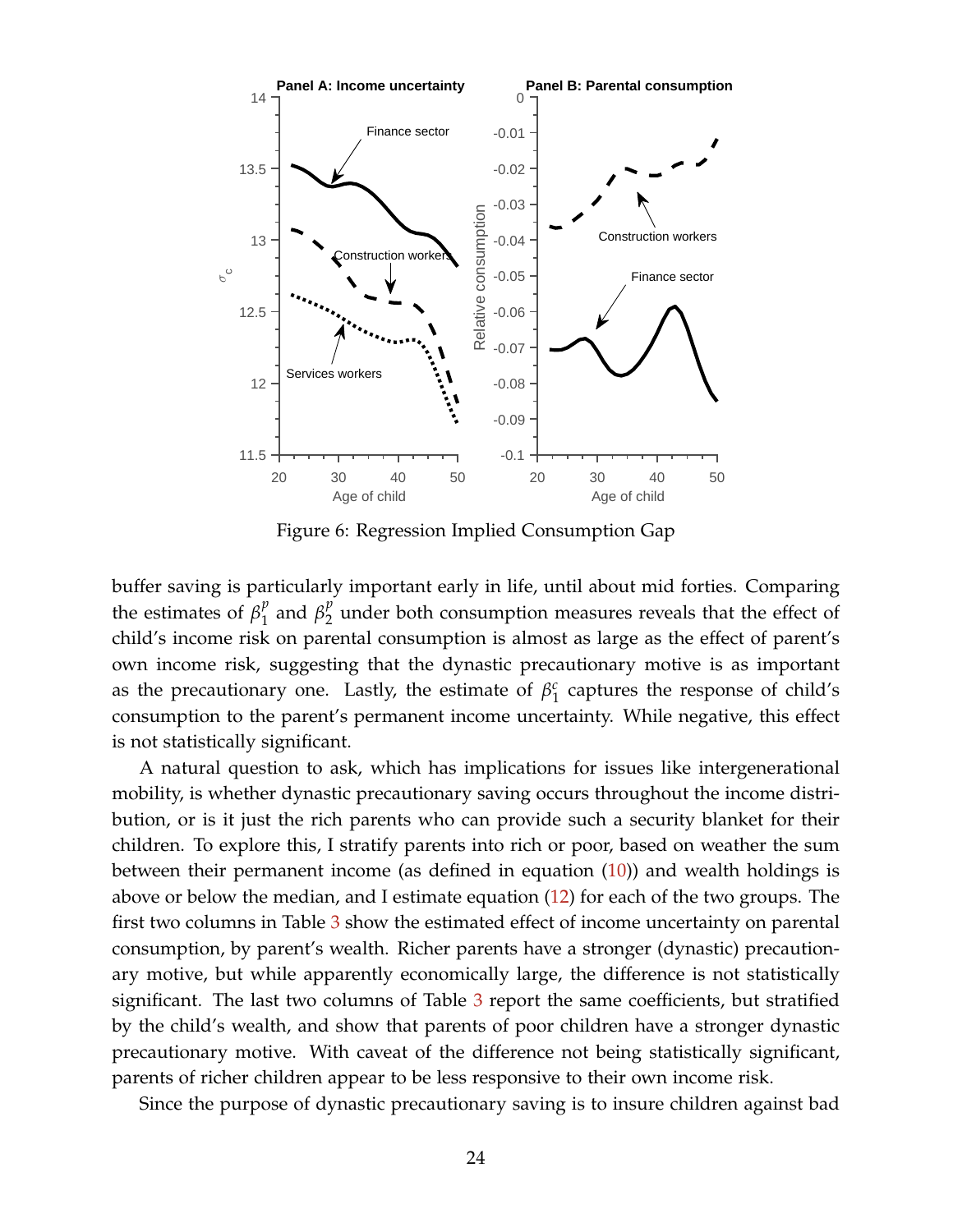Figure 6: Regression Implied Consumption Gap

buffer saving is particularly important early in life, until about mid forties. Comparing the estimates of $\beta_1^p$ and $\beta_2^p$ under both consumption measures reveals that the effect of child's income risk on parental consumption is almost as large as the effect of parent's own income risk, suggesting that the dynastic precautionary motive is as important as the precautionary one. Lastly, the estimate of $\beta_1^c$ captures the response of child's consumption to the parent's permanent income uncertainty. While negative, this effect is not statistically significant.

A natural question to ask, which has implications for issues like intergenerational mobility, is whether dynastic precautionary saving occurs throughout the income distribution, or is it just the rich parents who can provide such a security blanket for their children. To explore this, I stratify parents into rich or poor, based on weather the sum between their permanent income (as defined in equation (10)) and wealth holdings is above or below the median, and I estimate equation (12) for each of the two groups. The first two columns in Table 3 show the estimated effect of income uncertainty on parental consumption, by parent's wealth. Richer parents have a stronger (dynastic) precautionary motive, but while apparently economically large, the difference is not statistically significant. The last two columns of Table 3 report the same coefficients, but stratified by the child's wealth, and show that parents of poor children have a stronger dynastic precautionary motive. With caveat of the difference not being statistically significant, parents of richer children appear to be less responsive to their own income risk.

Since the purpose of dynastic precautionary saving is to insure children against bad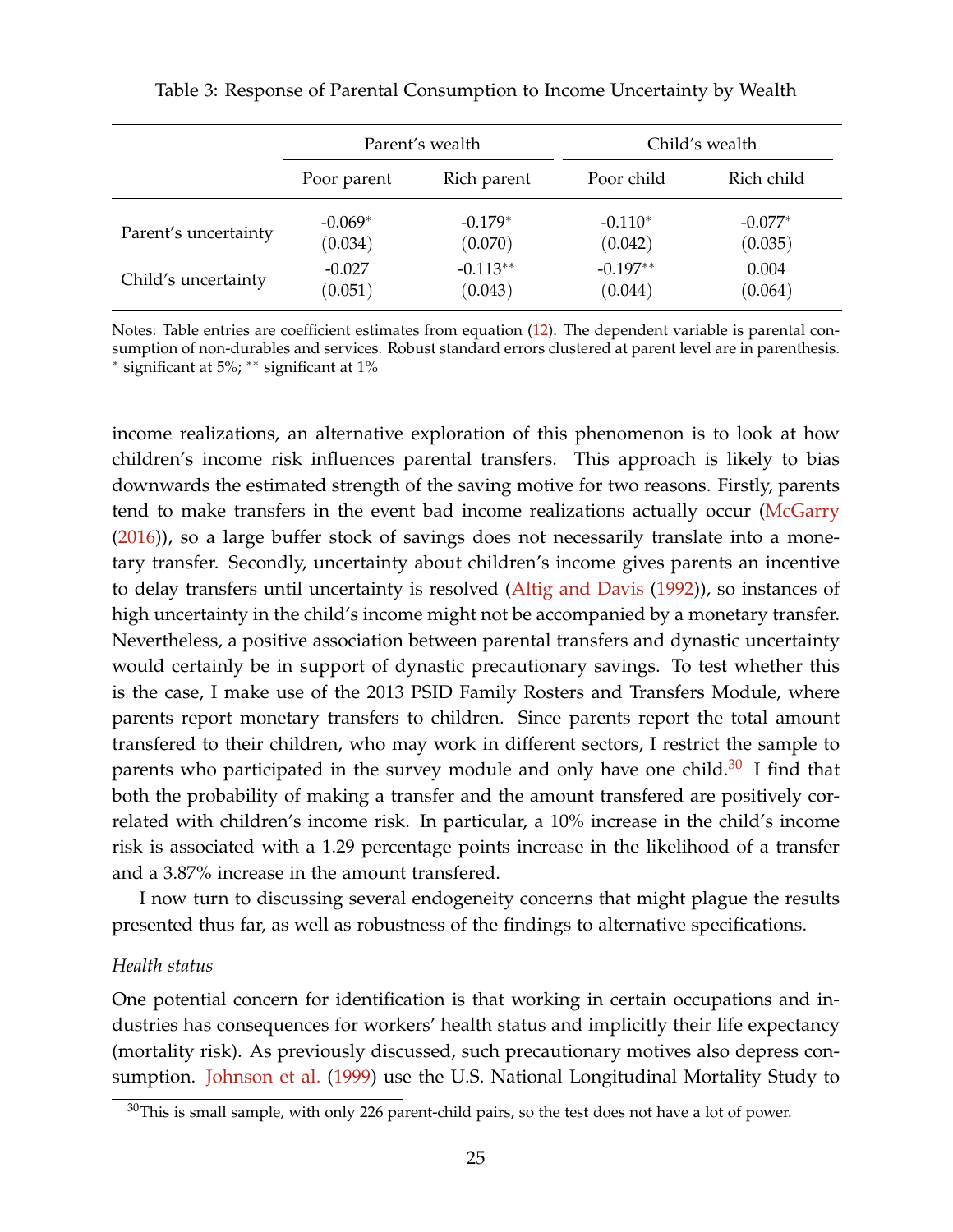Table 3: Response of Parental Consumption to Income Uncertainty by Wealth

| | Parent's wealth | | Child's wealth | |
|---|---|---|---|---|
| | Poor parent | Rich parent | Poor child | Rich child |
| Parent's uncertainty | -0.069* | -0.179* | -0.110* | -0.077* |
| | (0.034) | (0.070) | (0.042) | (0.035) |
| Child's uncertainty | -0.027 | -0.113** | -0.197** | 0.004 |
| | (0.051) | (0.043) | (0.044) | (0.064) |

Notes: Table entries are coefficient estimates from equation (12). The dependent variable is parental consumption of non-durables and services. Robust standard errors clustered at parent level are in parenthesis. * significant at 5%; ** significant at 1%

income realizations, an alternative exploration of this phenomenon is to look at how children's income risk influences parental transfers. This approach is likely to bias downwards the estimated strength of the saving motive for two reasons. Firstly, parents tend to make transfers in the event bad income realizations actually occur (McGarry (2016)), so a large buffer stock of savings does not necessarily translate into a monetary transfer. Secondly, uncertainty about children's income gives parents an incentive to delay transfers until uncertainty is resolved (Altig and Davis (1992)), so instances of high uncertainty in the child's income might not be accompanied by a monetary transfer. Nevertheless, a positive association between parental transfers and dynastic uncertainty would certainly be in support of dynastic precautionary savings. To test whether this is the case, I make use of the 2013 PSID Family Rosters and Transfers Module, where parents report monetary transfers to children. Since parents report the total amount transfered to their children, who may work in different sectors, I restrict the sample to parents who participated in the survey module and only have one child.[30] I find that both the probability of making a transfer and the amount transfered are positively correlated with children's income risk. In particular, a 10% increase in the child's income risk is associated with a 1.29 percentage points increase in the likelihood of a transfer and a 3.87% increase in the amount transfered.

I now turn to discussing several endogeneity concerns that might plague the results presented thus far, as well as robustness of the findings to alternative specifications.

*Health status*

One potential concern for identification is that working in certain occupations and industries has consequences for workers' health status and implicitly their life expectancy (mortality risk). As previously discussed, such precautionary motives also depress consumption. Johnson et al. (1999) use the U.S. National Longitudinal Mortality Study to

[30] This is small sample, with only 226 parent-child pairs, so the test does not have a lot of power.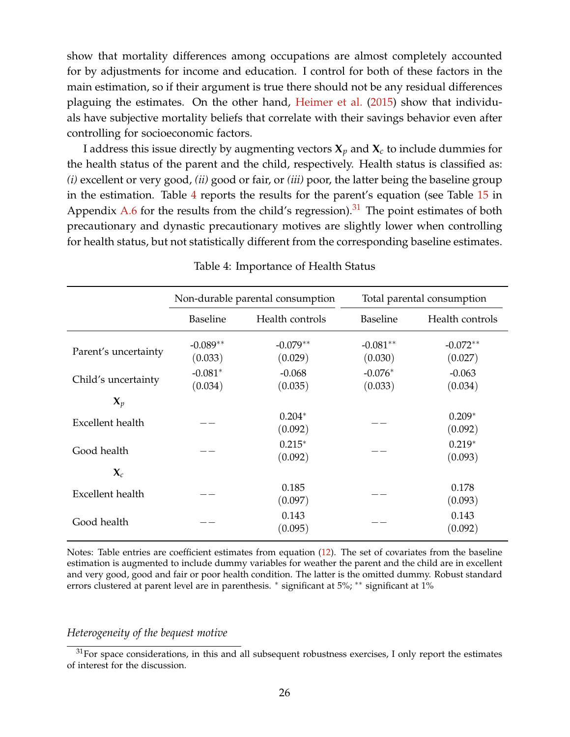show that mortality differences among occupations are almost completely accounted for by adjustments for income and education. I control for both of these factors in the main estimation, so if their argument is true there should not be any residual differences plaguing the estimates. On the other hand, Heimer et al. (2015) show that individuals have subjective mortality beliefs that correlate with their savings behavior even after controlling for socioeconomic factors.

I address this issue directly by augmenting vectors $\mathbf{X}_p$ and $\mathbf{X}_c$ to include dummies for the health status of the parent and the child, respectively. Health status is classified as: *(i)* excellent or very good, *(ii)* good or fair, or *(iii)* poor, the latter being the baseline group in the estimation. Table 4 reports the results for the parent's equation (see Table 15 in Appendix A.6 for the results from the child's regression).[31] The point estimates of both precautionary and dynastic precautionary motives are slightly lower when controlling for health status, but not statistically different from the corresponding baseline estimates.

Table 4: Importance of Health Status

| | Non-durable parental consumption | | Total parental consumption | |
|---|---|---|---|---|
| | Baseline | Health controls | Baseline | Health controls |
| Parent's uncertainty | -0.089** (0.033) | -0.079** (0.029) | -0.081** (0.030) | -0.072** (0.027) |
| Child's uncertainty | -0.081* (0.034) | -0.068 (0.035) | -0.076* (0.033) | -0.063 (0.034) |
| $\mathbf{X}_p$ | | | | |
| Excellent health | −− | 0.204* (0.092) | −− | 0.209* (0.092) |
| Good health | −− | 0.215* (0.092) | −− | 0.219* (0.093) |
| $\mathbf{X}_c$ | | | | |
| Excellent health | −− | 0.185 (0.097) | −− | 0.178 (0.093) |
| Good health | −− | 0.143 (0.095) | −− | 0.143 (0.092) |

Notes: Table entries are coefficient estimates from equation (12). The set of covariates from the baseline estimation is augmented to include dummy variables for weather the parent and the child are in excellent and very good, good and fair or poor health condition. The latter is the omitted dummy. Robust standard errors clustered at parent level are in parenthesis. * significant at 5%; ** significant at 1%

*Heterogeneity of the bequest motive*

[31] For space considerations, in this and all subsequent robustness exercises, I only report the estimates of interest for the discussion.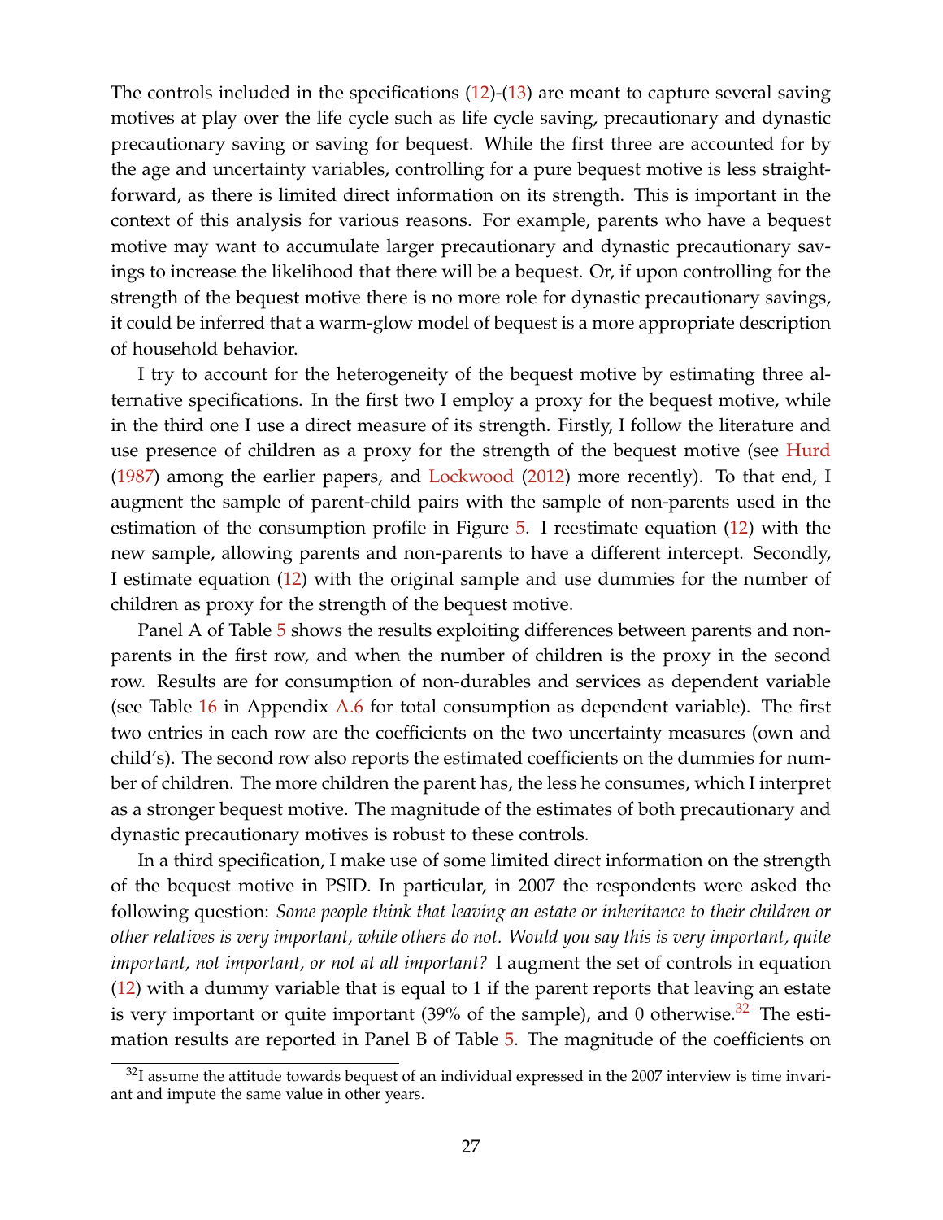The controls included in the specifications (12)-(13) are meant to capture several saving motives at play over the life cycle such as life cycle saving, precautionary and dynastic precautionary saving or saving for bequest. While the first three are accounted for by the age and uncertainty variables, controlling for a pure bequest motive is less straightforward, as there is limited direct information on its strength. This is important in the context of this analysis for various reasons. For example, parents who have a bequest motive may want to accumulate larger precautionary and dynastic precautionary savings to increase the likelihood that there will be a bequest. Or, if upon controlling for the strength of the bequest motive there is no more role for dynastic precautionary savings, it could be inferred that a warm-glow model of bequest is a more appropriate description of household behavior.

I try to account for the heterogeneity of the bequest motive by estimating three alternative specifications. In the first two I employ a proxy for the bequest motive, while in the third one I use a direct measure of its strength. Firstly, I follow the literature and use presence of children as a proxy for the strength of the bequest motive (see Hurd (1987) among the earlier papers, and Lockwood (2012) more recently). To that end, I augment the sample of parent-child pairs with the sample of non-parents used in the estimation of the consumption profile in Figure 5. I reestimate equation (12) with the new sample, allowing parents and non-parents to have a different intercept. Secondly, I estimate equation (12) with the original sample and use dummies for the number of children as proxy for the strength of the bequest motive.

Panel A of Table 5 shows the results exploiting differences between parents and non-parents in the first row, and when the number of children is the proxy in the second row. Results are for consumption of non-durables and services as dependent variable (see Table 16 in Appendix A.6 for total consumption as dependent variable). The first two entries in each row are the coefficients on the two uncertainty measures (own and child's). The second row also reports the estimated coefficients on the dummies for number of children. The more children the parent has, the less he consumes, which I interpret as a stronger bequest motive. The magnitude of the estimates of both precautionary and dynastic precautionary motives is robust to these controls.

In a third specification, I make use of some limited direct information on the strength of the bequest motive in PSID. In particular, in 2007 the respondents were asked the following question: *Some people think that leaving an estate or inheritance to their children or other relatives is very important, while others do not. Would you say this is very important, quite important, not important, or not at all important?* I augment the set of controls in equation (12) with a dummy variable that is equal to 1 if the parent reports that leaving an estate is very important or quite important (39% of the sample), and 0 otherwise.[32] The estimation results are reported in Panel B of Table 5. The magnitude of the coefficients on

[32] I assume the attitude towards bequest of an individual expressed in the 2007 interview is time invariant and impute the same value in other years.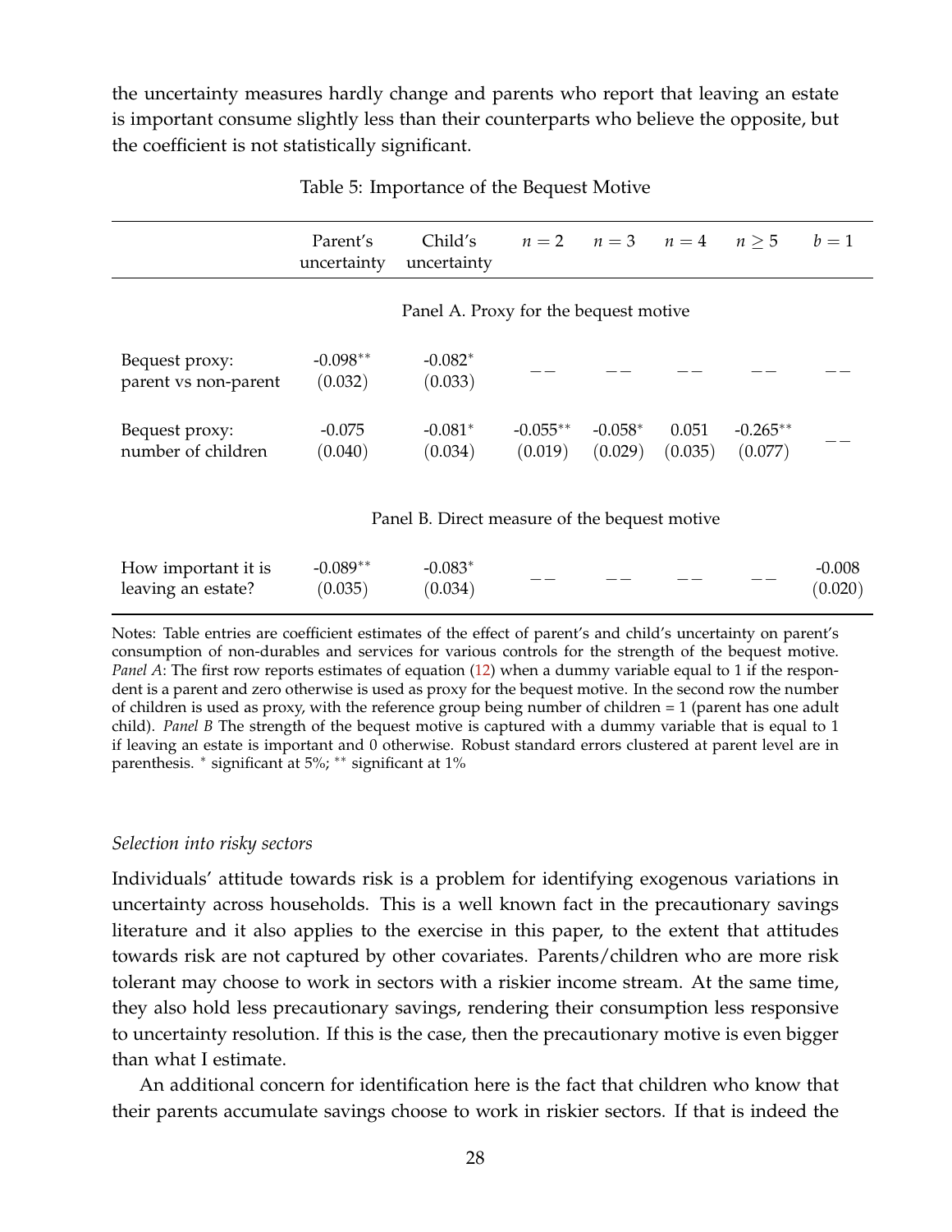the uncertainty measures hardly change and parents who report that leaving an estate is important consume slightly less than their counterparts who believe the opposite, but the coefficient is not statistically significant.

Table 5: Importance of the Bequest Motive

| | Parent's uncertainty | Child's uncertainty | $n = 2$ | $n = 3$ | $n = 4$ | $n \geq 5$ | $b = 1$ |
|---|---|---|---|---|---|---|---|
| | Panel A. Proxy for the bequest motive | | | | | | |
| Bequest proxy: parent vs non-parent | -0.098** (0.032) | -0.082* (0.033) | – – | – – | – – | – – | – – |
| Bequest proxy: number of children | -0.075 (0.040) | -0.081* (0.034) | -0.055** (0.019) | -0.058* (0.029) | 0.051 (0.035) | -0.265** (0.077) | – – |
| | Panel B. Direct measure of the bequest motive | | | | | | |
| How important it is leaving an estate? | -0.089** (0.035) | -0.083* (0.034) | – – | – – | – – | – – | -0.008 (0.020) |

Notes: Table entries are coefficient estimates of the effect of parent's and child's uncertainty on parent's consumption of non-durables and services for various controls for the strength of the bequest motive. *Panel A*: The first row reports estimates of equation (12) when a dummy variable equal to 1 if the respondent is a parent and zero otherwise is used as proxy for the bequest motive. In the second row the number of children is used as proxy, with the reference group being number of children = 1 (parent has one adult child). *Panel B* The strength of the bequest motive is captured with a dummy variable that is equal to 1 if leaving an estate is important and 0 otherwise. Robust standard errors clustered at parent level are in parenthesis. * significant at 5%; ** significant at 1%

*Selection into risky sectors*

Individuals' attitude towards risk is a problem for identifying exogenous variations in uncertainty across households. This is a well known fact in the precautionary savings literature and it also applies to the exercise in this paper, to the extent that attitudes towards risk are not captured by other covariates. Parents/children who are more risk tolerant may choose to work in sectors with a riskier income stream. At the same time, they also hold less precautionary savings, rendering their consumption less responsive to uncertainty resolution. If this is the case, then the precautionary motive is even bigger than what I estimate.

An additional concern for identification here is the fact that children who know that their parents accumulate savings choose to work in riskier sectors. If that is indeed the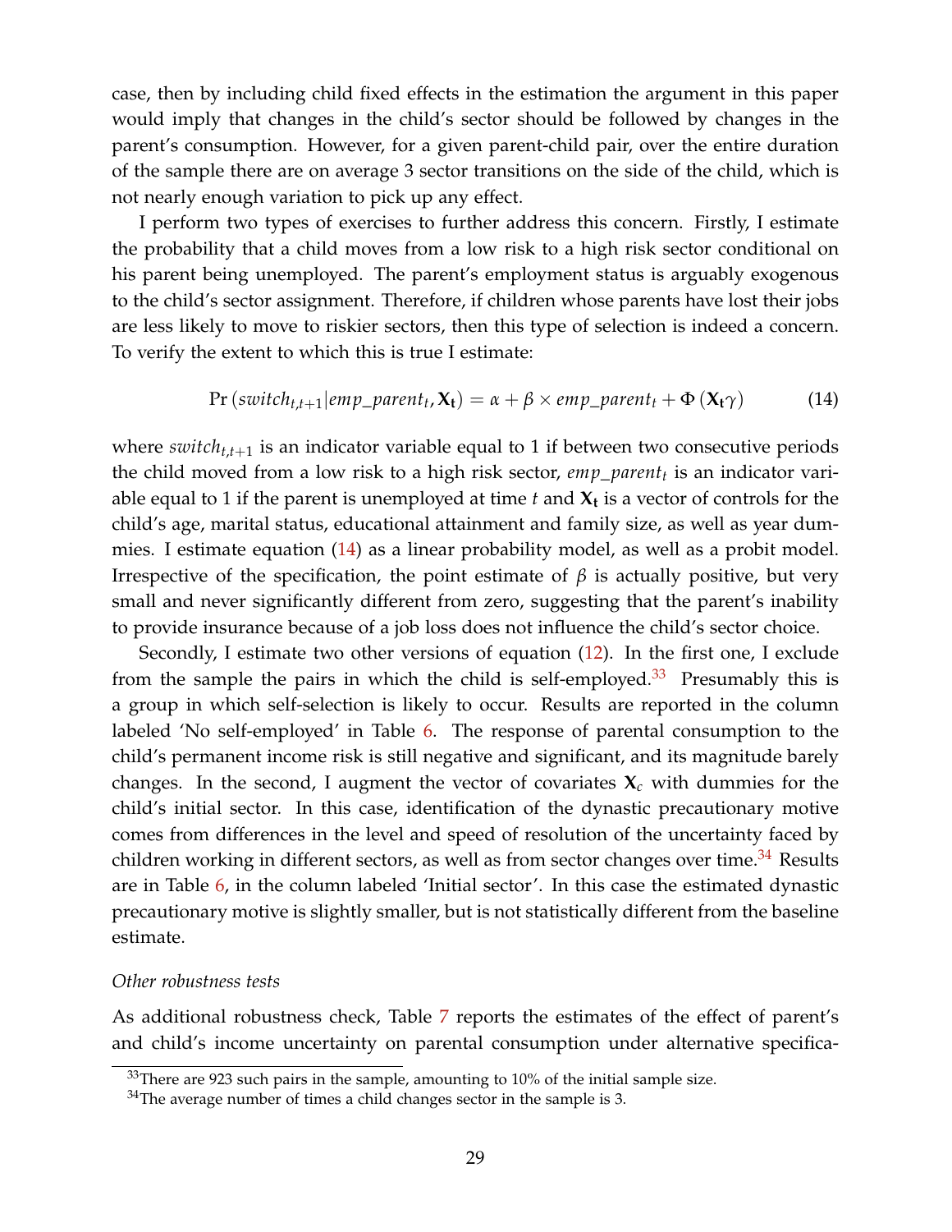case, then by including child fixed effects in the estimation the argument in this paper would imply that changes in the child's sector should be followed by changes in the parent's consumption. However, for a given parent-child pair, over the entire duration of the sample there are on average 3 sector transitions on the side of the child, which is not nearly enough variation to pick up any effect.

I perform two types of exercises to further address this concern. Firstly, I estimate the probability that a child moves from a low risk to a high risk sector conditional on his parent being unemployed. The parent's employment status is arguably exogenous to the child's sector assignment. Therefore, if children whose parents have lost their jobs are less likely to move to riskier sectors, then this type of selection is indeed a concern. To verify the extent to which this is true I estimate:

$$\Pr\left(switch_{t,t+1} | emp\_parent_t, \mathbf{X_t}\right) = \alpha + \beta \times emp\_parent_t + \Phi\left(\mathbf{X_t}\gamma\right) \tag{14}$$

where $switch_{t,t+1}$ is an indicator variable equal to 1 if between two consecutive periods the child moved from a low risk to a high risk sector, $emp\_parent_t$ is an indicator variable equal to 1 if the parent is unemployed at time $t$ and $\mathbf{X_t}$ is a vector of controls for the child's age, marital status, educational attainment and family size, as well as year dummies. I estimate equation (14) as a linear probability model, as well as a probit model. Irrespective of the specification, the point estimate of $\beta$ is actually positive, but very small and never significantly different from zero, suggesting that the parent's inability to provide insurance because of a job loss does not influence the child's sector choice.

Secondly, I estimate two other versions of equation (12). In the first one, I exclude from the sample the pairs in which the child is self-employed.[33] Presumably this is a group in which self-selection is likely to occur. Results are reported in the column labeled 'No self-employed' in Table 6. The response of parental consumption to the child's permanent income risk is still negative and significant, and its magnitude barely changes. In the second, I augment the vector of covariates $\mathbf{X}_c$ with dummies for the child's initial sector. In this case, identification of the dynastic precautionary motive comes from differences in the level and speed of resolution of the uncertainty faced by children working in different sectors, as well as from sector changes over time.[34] Results are in Table 6, in the column labeled 'Initial sector'. In this case the estimated dynastic precautionary motive is slightly smaller, but is not statistically different from the baseline estimate.

*Other robustness tests*

As additional robustness check, Table 7 reports the estimates of the effect of parent's and child's income uncertainty on parental consumption under alternative specifica-

[33] There are 923 such pairs in the sample, amounting to 10% of the initial sample size.

[34] The average number of times a child changes sector in the sample is 3.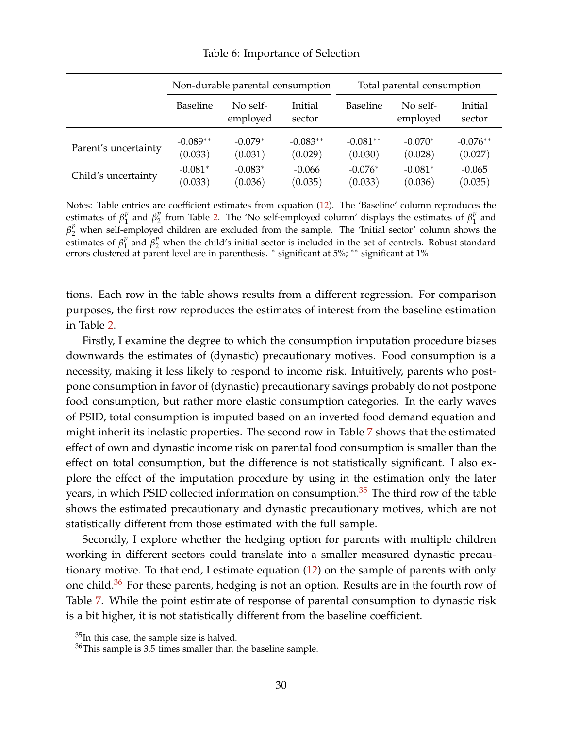Table 6: Importance of Selection

| | Non-durable parental consumption | | | Total parental consumption | | |
|---|---|---|---|---|---|---|
| | Baseline | No self-employed | Initial sector | Baseline | No self-employed | Initial sector |
| Parent's uncertainty | -0.089** | -0.079* | -0.083** | -0.081** | -0.070* | -0.076** |
| | (0.033) | (0.031) | (0.029) | (0.030) | (0.028) | (0.027) |
| Child's uncertainty | -0.081* | -0.083* | -0.066 | -0.076* | -0.081* | -0.065 |
| | (0.033) | (0.036) | (0.035) | (0.033) | (0.036) | (0.035) |

Notes: Table entries are coefficient estimates from equation (12). The 'Baseline' column reproduces the estimates of $\beta_1^p$ and $\beta_2^p$ from Table 2. The 'No self-employed column' displays the estimates of $\beta_1^p$ and $\beta_2^p$ when self-employed children are excluded from the sample. The 'Initial sector' column shows the estimates of $\beta_1^p$ and $\beta_2^p$ when the child's initial sector is included in the set of controls. Robust standard errors clustered at parent level are in parenthesis. * significant at 5%; ** significant at 1%

tions. Each row in the table shows results from a different regression. For comparison purposes, the first row reproduces the estimates of interest from the baseline estimation in Table 2.

Firstly, I examine the degree to which the consumption imputation procedure biases downwards the estimates of (dynastic) precautionary motives. Food consumption is a necessity, making it less likely to respond to income risk. Intuitively, parents who postpone consumption in favor of (dynastic) precautionary savings probably do not postpone food consumption, but rather more elastic consumption categories. In the early waves of PSID, total consumption is imputed based on an inverted food demand equation and might inherit its inelastic properties. The second row in Table 7 shows that the estimated effect of own and dynastic income risk on parental food consumption is smaller than the effect on total consumption, but the difference is not statistically significant. I also explore the effect of the imputation procedure by using in the estimation only the later years, in which PSID collected information on consumption.[35] The third row of the table shows the estimated precautionary and dynastic precautionary motives, which are not statistically different from those estimated with the full sample.

Secondly, I explore whether the hedging option for parents with multiple children working in different sectors could translate into a smaller measured dynastic precautionary motive. To that end, I estimate equation (12) on the sample of parents with only one child.[36] For these parents, hedging is not an option. Results are in the fourth row of Table 7. While the point estimate of response of parental consumption to dynastic risk is a bit higher, it is not statistically different from the baseline coefficient.

[35] In this case, the sample size is halved.

[36] This sample is 3.5 times smaller than the baseline sample.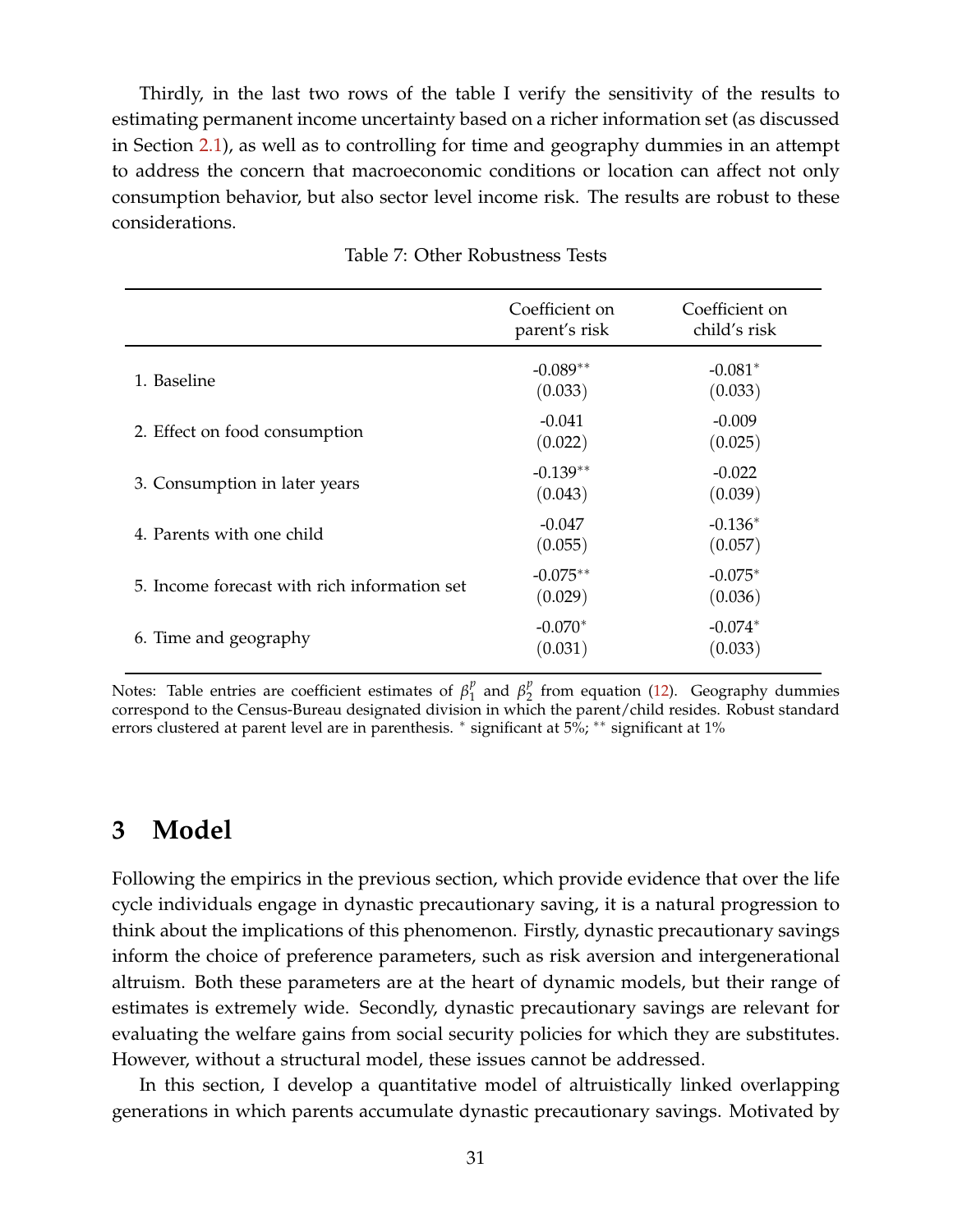Thirdly, in the last two rows of the table I verify the sensitivity of the results to estimating permanent income uncertainty based on a richer information set (as discussed in Section 2.1), as well as to controlling for time and geography dummies in an attempt to address the concern that macroeconomic conditions or location can affect not only consumption behavior, but also sector level income risk. The results are robust to these considerations.

Table 7: Other Robustness Tests

| | Coefficient on parent's risk | Coefficient on child's risk |
|---|---|---|
| 1. Baseline | -0.089** (0.033) | -0.081* (0.033) |
| 2. Effect on food consumption | -0.041 (0.022) | -0.009 (0.025) |
| 3. Consumption in later years | -0.139** (0.043) | -0.022 (0.039) |
| 4. Parents with one child | -0.047 (0.055) | -0.136* (0.057) |
| 5. Income forecast with rich information set | -0.075** (0.029) | -0.075* (0.036) |
| 6. Time and geography | -0.070* (0.031) | -0.074* (0.033) |

Notes: Table entries are coefficient estimates of $\beta_1^p$ and $\beta_2^p$ from equation (12). Geography dummies correspond to the Census-Bureau designated division in which the parent/child resides. Robust standard errors clustered at parent level are in parenthesis. * significant at 5%; ** significant at 1%

# 3 Model

Following the empirics in the previous section, which provide evidence that over the life cycle individuals engage in dynastic precautionary saving, it is a natural progression to think about the implications of this phenomenon. Firstly, dynastic precautionary savings inform the choice of preference parameters, such as risk aversion and intergenerational altruism. Both these parameters are at the heart of dynamic models, but their range of estimates is extremely wide. Secondly, dynastic precautionary savings are relevant for evaluating the welfare gains from social security policies for which they are substitutes. However, without a structural model, these issues cannot be addressed.

In this section, I develop a quantitative model of altruistically linked overlapping generations in which parents accumulate dynastic precautionary savings. Motivated by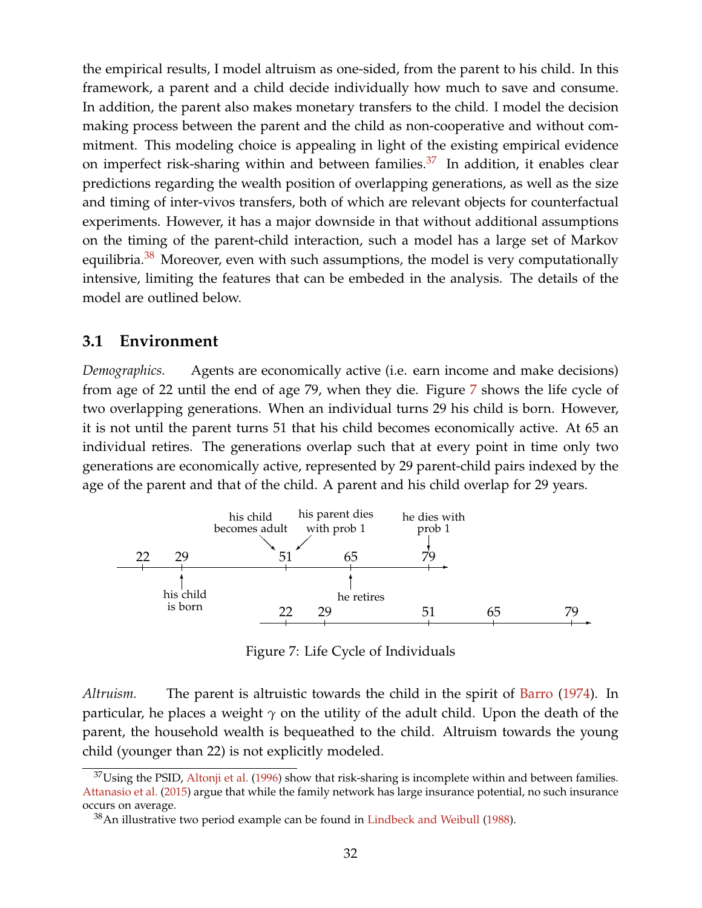the empirical results, I model altruism as one-sided, from the parent to his child. In this framework, a parent and a child decide individually how much to save and consume. In addition, the parent also makes monetary transfers to the child. I model the decision making process between the parent and the child as non-cooperative and without commitment. This modeling choice is appealing in light of the existing empirical evidence on imperfect risk-sharing within and between families.[37] In addition, it enables clear predictions regarding the wealth position of overlapping generations, as well as the size and timing of inter-vivos transfers, both of which are relevant objects for counterfactual experiments. However, it has a major downside in that without additional assumptions on the timing of the parent-child interaction, such a model has a large set of Markov equilibria.[38] Moreover, even with such assumptions, the model is very computationally intensive, limiting the features that can be embeded in the analysis. The details of the model are outlined below.

## 3.1 Environment

*Demographics.* Agents are economically active (i.e. earn income and make decisions) from age of 22 until the end of age 79, when they die. Figure 7 shows the life cycle of two overlapping generations. When an individual turns 29 his child is born. However, it is not until the parent turns 51 that his child becomes economically active. At 65 an individual retires. The generations overlap such that at every point in time only two generations are economically active, represented by 29 parent-child pairs indexed by the age of the parent and that of the child. A parent and his child overlap for 29 years.

Figure 7: Life Cycle of Individuals

*Altruism.* The parent is altruistic towards the child in the spirit of Barro (1974). In particular, he places a weight $\gamma$ on the utility of the adult child. Upon the death of the parent, the household wealth is bequeathed to the child. Altruism towards the young child (younger than 22) is not explicitly modeled.

[37] Using the PSID, Altonji et al. (1996) show that risk-sharing is incomplete within and between families. Attanasio et al. (2015) argue that while the family network has large insurance potential, no such insurance occurs on average.

[38] An illustrative two period example can be found in Lindbeck and Weibull (1988).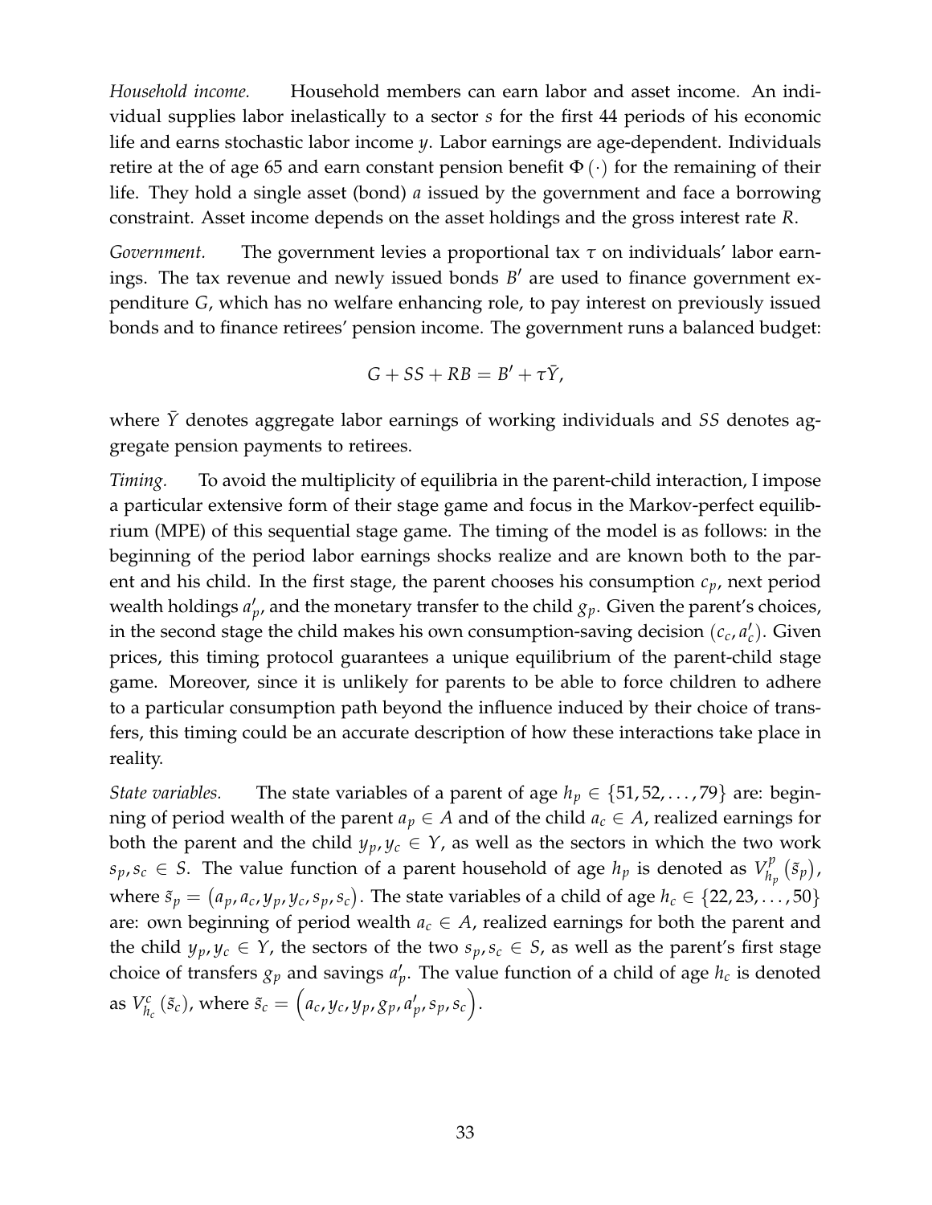*Household income.* Household members can earn labor and asset income. An individual supplies labor inelastically to a sector $s$ for the first 44 periods of his economic life and earns stochastic labor income $y$. Labor earnings are age-dependent. Individuals retire at the of age 65 and earn constant pension benefit $\Phi(\cdot)$ for the remaining of their life. They hold a single asset (bond) $a$ issued by the government and face a borrowing constraint. Asset income depends on the asset holdings and the gross interest rate $R$.

*Government.* The government levies a proportional tax $\tau$ on individuals' labor earnings. The tax revenue and newly issued bonds $B'$ are used to finance government expenditure $G$, which has no welfare enhancing role, to pay interest on previously issued bonds and to finance retirees' pension income. The government runs a balanced budget:

$$G + SS + RB = B' + \tau \bar{Y},$$

where $\bar{Y}$ denotes aggregate labor earnings of working individuals and $SS$ denotes aggregate pension payments to retirees.

*Timing.* To avoid the multiplicity of equilibria in the parent-child interaction, I impose a particular extensive form of their stage game and focus in the Markov-perfect equilibrium (MPE) of this sequential stage game. The timing of the model is as follows: in the beginning of the period labor earnings shocks realize and are known both to the parent and his child. In the first stage, the parent chooses his consumption $c_p$, next period wealth holdings $a'_p$, and the monetary transfer to the child $g_p$. Given the parent's choices, in the second stage the child makes his own consumption-saving decision $(c_c, a'_c)$. Given prices, this timing protocol guarantees a unique equilibrium of the parent-child stage game. Moreover, since it is unlikely for parents to be able to force children to adhere to a particular consumption path beyond the influence induced by their choice of transfers, this timing could be an accurate description of how these interactions take place in reality.

*State variables.* The state variables of a parent of age $h_p \in \{51, 52, \ldots, 79\}$ are: beginning of period wealth of the parent $a_p \in A$ and of the child $a_c \in A$, realized earnings for both the parent and the child $y_p, y_c \in Y$, as well as the sectors in which the two work $s_p, s_c \in S$. The value function of a parent household of age $h_p$ is denoted as $V^p_{h_p}(\tilde{s}_p)$, where $\tilde{s}_p = (a_p, a_c, y_p, y_c, s_p, s_c)$. The state variables of a child of age $h_c \in \{22, 23, \ldots, 50\}$ are: own beginning of period wealth $a_c \in A$, realized earnings for both the parent and the child $y_p, y_c \in Y$, the sectors of the two $s_p, s_c \in S$, as well as the parent's first stage choice of transfers $g_p$ and savings $a'_p$. The value function of a child of age $h_c$ is denoted as $V^c_{h_c}(\tilde{s}_c)$, where $\tilde{s}_c = \left(a_c, y_c, y_p, g_p, a'_p, s_p, s_c\right)$.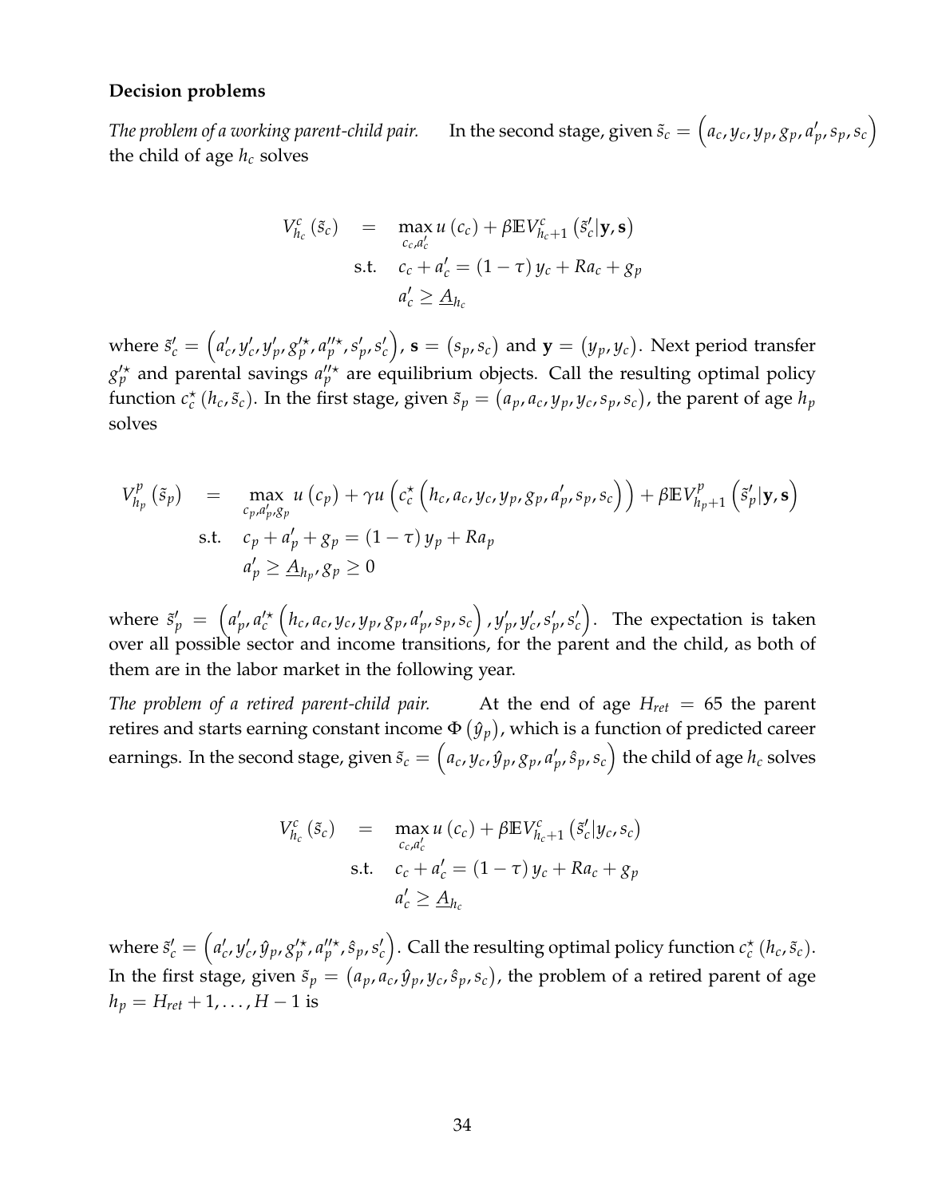**Decision problems**

*The problem of a working parent-child pair.* In the second stage, given $\tilde{s}_c = \left(a_c, y_c, y_p, g_p, a'_p, s_p, s_c\right)$ the child of age $h_c$ solves

$$
\begin{aligned}
V^c_{h_c}\left(\tilde{s}_c\right) \quad &= \quad \max_{c_c, a'_c} u\left(c_c\right) + \beta \mathbb{E} V^c_{h_c+1}\left(\tilde{s}'_c | \mathbf{y}, \mathbf{s}\right) \\
\text{s.t.} \quad & c_c + a'_c = \left(1-\tau\right) y_c + R a_c + g_p \\
& a'_c \geq \underline{A}_{h_c}
\end{aligned}
$$

where $\tilde{s}'_c = \left(a'_c, y'_c, y'_p, g'^{\star}_p, a''^{\star}_p, s'_p, s'_c\right)$, $\mathbf{s} = \left(s_p, s_c\right)$ and $\mathbf{y} = \left(y_p, y_c\right)$. Next period transfer $g'^{\star}_p$ and parental savings $a''^{\star}_p$ are equilibrium objects. Call the resulting optimal policy function $c^{\star}_c\left(h_c, \tilde{s}_c\right)$. In the first stage, given $\tilde{s}_p = \left(a_p, a_c, y_p, y_c, s_p, s_c\right)$, the parent of age $h_p$ solves

$$
\begin{aligned}
V^p_{h_p}\left(\tilde{s}_p\right) \quad &= \quad \max_{c_p, a'_p, g_p} u\left(c_p\right) + \gamma u\left(c^{\star}_c\left(h_c, a_c, y_c, y_p, g_p, a'_p, s_p, s_c\right)\right) + \beta \mathbb{E} V^p_{h_p+1}\left(\tilde{s}'_p | \mathbf{y}, \mathbf{s}\right) \\
\text{s.t.} \quad & c_p + a'_p + g_p = \left(1-\tau\right) y_p + R a_p \\
& a'_p \geq \underline{A}_{h_p}, g_p \geq 0
\end{aligned}
$$

where $\tilde{s}'_p = \left(a'_p, a'^{\star}_c\left(h_c, a_c, y_c, y_p, g_p, a'_p, s_p, s_c\right), y'_p, y'_c, s'_p, s'_c\right)$. The expectation is taken over all possible sector and income transitions, for the parent and the child, as both of them are in the labor market in the following year.

*The problem of a retired parent-child pair.* At the end of age $H_{ret} = 65$ the parent retires and starts earning constant income $\Phi\left(\hat{y}_p\right)$, which is a function of predicted career earnings. In the second stage, given $\tilde{s}_c = \left(a_c, y_c, \hat{y}_p, g_p, a'_p, \hat{s}_p, s_c\right)$ the child of age $h_c$ solves

$$
\begin{aligned}
V^c_{h_c}\left(\tilde{s}_c\right) \quad &= \quad \max_{c_c, a'_c} u\left(c_c\right) + \beta \mathbb{E} V^c_{h_c+1}\left(\tilde{s}'_c | y_c, s_c\right) \\
\text{s.t.} \quad & c_c + a'_c = \left(1-\tau\right) y_c + R a_c + g_p \\
& a'_c \geq \underline{A}_{h_c}
\end{aligned}
$$

where $\tilde{s}'_c = \left(a'_c, y'_c, \hat{y}_p, g'^{\star}_p, a''^{\star}_p, \hat{s}_p, s'_c\right)$. Call the resulting optimal policy function $c^{\star}_c\left(h_c, \tilde{s}_c\right)$. In the first stage, given $\tilde{s}_p = \left(a_p, a_c, \hat{y}_p, y_c, \hat{s}_p, s_c\right)$, the problem of a retired parent of age $h_p = H_{ret}+1, \ldots, H-1$ is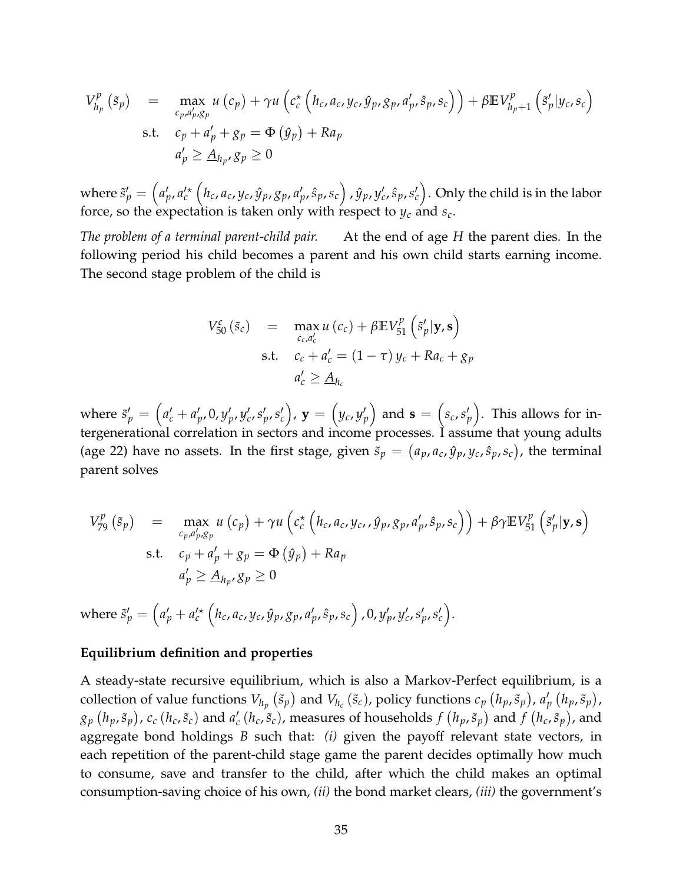$$
\begin{aligned}
V^p_{h_p}\left(\tilde{s}_p\right) \quad &= \quad \max_{c_p, a'_p, g_p} u\left(c_p\right) + \gamma u\left(c^\star_c\left(h_c, a_c, y_c, \hat{y}_p, g_p, a'_p, \hat{s}_p, s_c\right)\right) + \beta \mathbb{E} V^p_{h_p+1}\left(\tilde{s}'_p | y_c, s_c\right) \\
\text{s.t.} \quad & c_p + a'_p + g_p = \Phi\left(\hat{y}_p\right) + R a_p \\
& a'_p \geq \underline{A}_{h_p}, g_p \geq 0
\end{aligned}
$$

where $\tilde{s}'_p = \left(a'_p, a'^\star_c\left(h_c, a_c, y_c, \hat{y}_p, g_p, a'_p, \hat{s}_p, s_c\right), \hat{y}_p, y'_c, \hat{s}_p, s'_c\right)$. Only the child is in the labor force, so the expectation is taken only with respect to $y_c$ and $s_c$.

*The problem of a terminal parent-child pair.* At the end of age $H$ the parent dies. In the following period his child becomes a parent and his own child starts earning income. The second stage problem of the child is

$$
\begin{aligned}
V^c_{50}\left(\tilde{s}_c\right) \quad &= \quad \max_{c_c, a'_c} u\left(c_c\right) + \beta \mathbb{E} V^p_{51}\left(\tilde{s}'_p | \mathbf{y}, \mathbf{s}\right) \\
\text{s.t.} \quad & c_c + a'_c = (1-\tau) y_c + R a_c + g_p \\
& a'_c \geq \underline{A}_{h_c}
\end{aligned}
$$

where $\tilde{s}'_p = \left(a'_c + a'_p, 0, y'_p, y'_c, s'_p, s'_c\right)$, $\mathbf{y} = \left(y_c, y'_p\right)$ and $\mathbf{s} = \left(s_c, s'_p\right)$. This allows for intergenerational correlation in sectors and income processes. I assume that young adults (age 22) have no assets. In the first stage, given $\tilde{s}_p = \left(a_p, a_c, \hat{y}_p, y_c, \hat{s}_p, s_c\right)$, the terminal parent solves

$$
\begin{aligned}
V^p_{79}\left(\tilde{s}_p\right) \quad &= \quad \max_{c_p, a'_p, g_p} u\left(c_p\right) + \gamma u\left(c^\star_c\left(h_c, a_c, y_c, , \hat{y}_p, g_p, a'_p, \hat{s}_p, s_c\right)\right) + \beta \gamma \mathbb{E} V^p_{51}\left(\tilde{s}'_p | \mathbf{y}, \mathbf{s}\right) \\
\text{s.t.} \quad & c_p + a'_p + g_p = \Phi\left(\hat{y}_p\right) + R a_p \\
& a'_p \geq \underline{A}_{h_p}, g_p \geq 0
\end{aligned}
$$

where $\tilde{s}'_p = \left(a'_p + a'^\star_c\left(h_c, a_c, y_c, \hat{y}_p, g_p, a'_p, \hat{s}_p, s_c\right), 0, y'_p, y'_c, s'_p, s'_c\right)$.

**Equilibrium definition and properties**

A steady-state recursive equilibrium, which is also a Markov-Perfect equilibrium, is a collection of value functions $V_{h_p}\left(\tilde{s}_p\right)$ and $V_{h_c}\left(\tilde{s}_c\right)$, policy functions $c_p\left(h_p, \tilde{s}_p\right)$, $a'_p\left(h_p, \tilde{s}_p\right)$, $g_p\left(h_p, \tilde{s}_p\right)$, $c_c\left(h_c, \tilde{s}_c\right)$ and $a'_c\left(h_c, \tilde{s}_c\right)$, measures of households $f\left(h_p, \tilde{s}_p\right)$ and $f\left(h_c, \tilde{s}_p\right)$, and aggregate bond holdings $B$ such that: *(i)* given the payoff relevant state vectors, in each repetition of the parent-child stage game the parent decides optimally how much to consume, save and transfer to the child, after which the child makes an optimal consumption-saving choice of his own, *(ii)* the bond market clears, *(iii)* the government's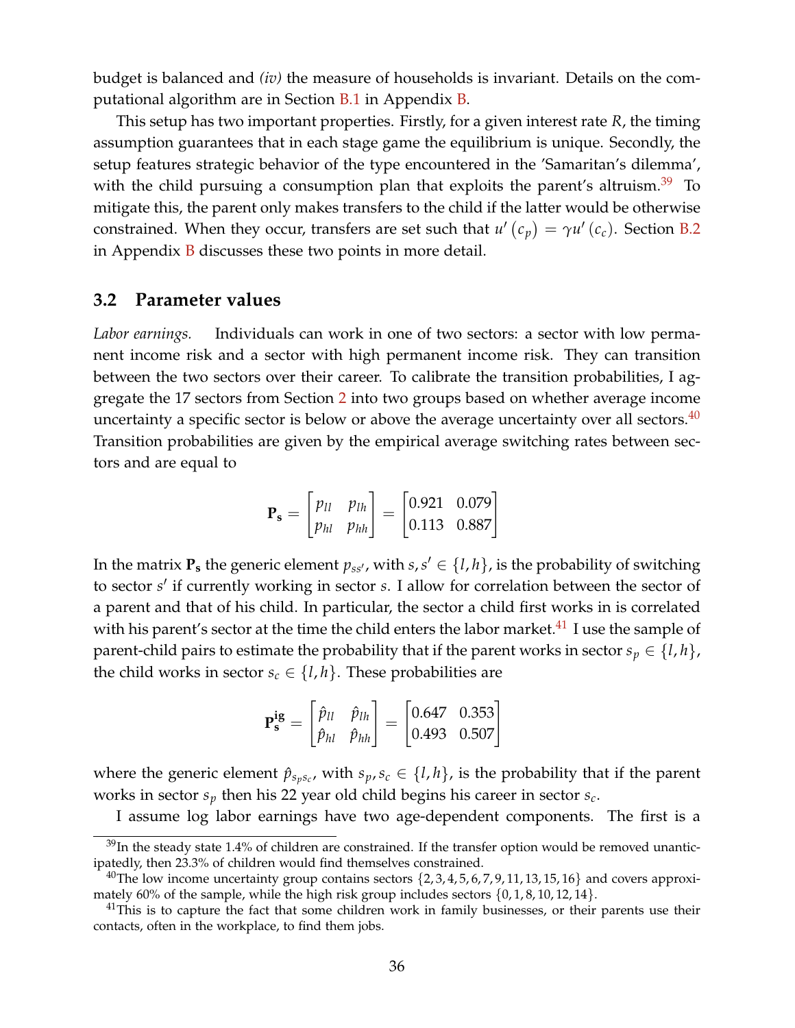budget is balanced and *(iv)* the measure of households is invariant. Details on the computational algorithm are in Section B.1 in Appendix B.

This setup has two important properties. Firstly, for a given interest rate $R$, the timing assumption guarantees that in each stage game the equilibrium is unique. Secondly, the setup features strategic behavior of the type encountered in the 'Samaritan's dilemma', with the child pursuing a consumption plan that exploits the parent's altruism.[39] To mitigate this, the parent only makes transfers to the child if the latter would be otherwise constrained. When they occur, transfers are set such that $u'(c_p) = \gamma u'(c_c)$. Section B.2 in Appendix B discusses these two points in more detail.

### 3.2 Parameter values

*Labor earnings.* Individuals can work in one of two sectors: a sector with low permanent income risk and a sector with high permanent income risk. They can transition between the two sectors over their career. To calibrate the transition probabilities, I aggregate the 17 sectors from Section 2 into two groups based on whether average income uncertainty a specific sector is below or above the average uncertainty over all sectors.[40] Transition probabilities are given by the empirical average switching rates between sectors and are equal to

$$\mathbf{P_s} = \begin{bmatrix} p_{ll} & p_{lh} \\ p_{hl} & p_{hh} \end{bmatrix} = \begin{bmatrix} 0.921 & 0.079 \\ 0.113 & 0.887 \end{bmatrix}$$

In the matrix $\mathbf{P_s}$ the generic element $p_{ss'}$, with $s, s' \in \{l, h\}$, is the probability of switching to sector $s'$ if currently working in sector $s$. I allow for correlation between the sector of a parent and that of his child. In particular, the sector a child first works in is correlated with his parent's sector at the time the child enters the labor market.[41] I use the sample of parent-child pairs to estimate the probability that if the parent works in sector $s_p \in \{l, h\}$, the child works in sector $s_c \in \{l, h\}$. These probabilities are

$$\mathbf{P_s^{ig}} = \begin{bmatrix} \hat{p}_{ll} & \hat{p}_{lh} \\ \hat{p}_{hl} & \hat{p}_{hh} \end{bmatrix} = \begin{bmatrix} 0.647 & 0.353 \\ 0.493 & 0.507 \end{bmatrix}$$

where the generic element $\hat{p}_{s_p s_c}$, with $s_p, s_c \in \{l, h\}$, is the probability that if the parent works in sector $s_p$ then his 22 year old child begins his career in sector $s_c$.

I assume log labor earnings have two age-dependent components. The first is a

[39] In the steady state 1.4% of children are constrained. If the transfer option would be removed unanticipatedly, then 23.3% of children would find themselves constrained.

[40] The low income uncertainty group contains sectors $\{2, 3, 4, 5, 6, 7, 9, 11, 13, 15, 16\}$ and covers approximately 60% of the sample, while the high risk group includes sectors $\{0, 1, 8, 10, 12, 14\}$.

[41] This is to capture the fact that some children work in family businesses, or their parents use their contacts, often in the workplace, to find them jobs.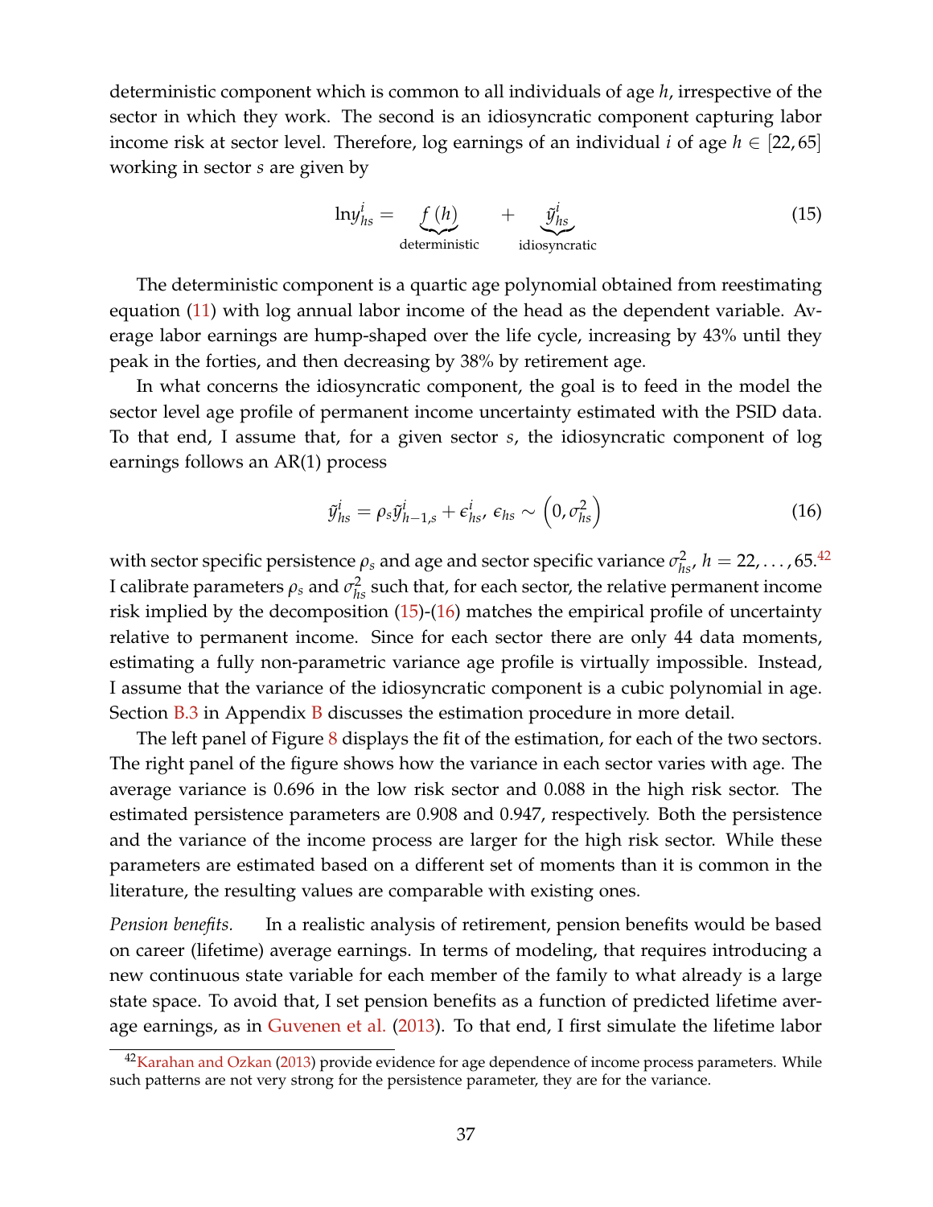deterministic component which is common to all individuals of age $h$, irrespective of the sector in which they work. The second is an idiosyncratic component capturing labor income risk at sector level. Therefore, log earnings of an individual $i$ of age $h \in [22, 65]$ working in sector $s$ are given by

$$\ln y^i_{hs} = \underbrace{f(h)}_{\text{deterministic}} + \underbrace{\tilde{y}^i_{hs}}_{\text{idiosyncratic}} \tag{15}$$

The deterministic component is a quartic age polynomial obtained from reestimating equation (11) with log annual labor income of the head as the dependent variable. Average labor earnings are hump-shaped over the life cycle, increasing by 43% until they peak in the forties, and then decreasing by 38% by retirement age.

In what concerns the idiosyncratic component, the goal is to feed in the model the sector level age profile of permanent income uncertainty estimated with the PSID data. To that end, I assume that, for a given sector $s$, the idiosyncratic component of log earnings follows an AR(1) process

$$\tilde{y}^i_{hs} = \rho_s \tilde{y}^i_{h-1,s} + \epsilon^i_{hs},\ \epsilon_{hs} \sim \left(0, \sigma^2_{hs}\right) \tag{16}$$

with sector specific persistence $\rho_s$ and age and sector specific variance $\sigma^2_{hs}$, $h = 22, \ldots, 65$.[42] I calibrate parameters $\rho_s$ and $\sigma^2_{hs}$ such that, for each sector, the relative permanent income risk implied by the decomposition (15)-(16) matches the empirical profile of uncertainty relative to permanent income. Since for each sector there are only 44 data moments, estimating a fully non-parametric variance age profile is virtually impossible. Instead, I assume that the variance of the idiosyncratic component is a cubic polynomial in age. Section B.3 in Appendix B discusses the estimation procedure in more detail.

The left panel of Figure 8 displays the fit of the estimation, for each of the two sectors. The right panel of the figure shows how the variance in each sector varies with age. The average variance is 0.696 in the low risk sector and 0.088 in the high risk sector. The estimated persistence parameters are 0.908 and 0.947, respectively. Both the persistence and the variance of the income process are larger for the high risk sector. While these parameters are estimated based on a different set of moments than it is common in the literature, the resulting values are comparable with existing ones.

*Pension benefits.* In a realistic analysis of retirement, pension benefits would be based on career (lifetime) average earnings. In terms of modeling, that requires introducing a new continuous state variable for each member of the family to what already is a large state space. To avoid that, I set pension benefits as a function of predicted lifetime average earnings, as in Guvenen et al. (2013). To that end, I first simulate the lifetime labor

[42] Karahan and Ozkan (2013) provide evidence for age dependence of income process parameters. While such patterns are not very strong for the persistence parameter, they are for the variance.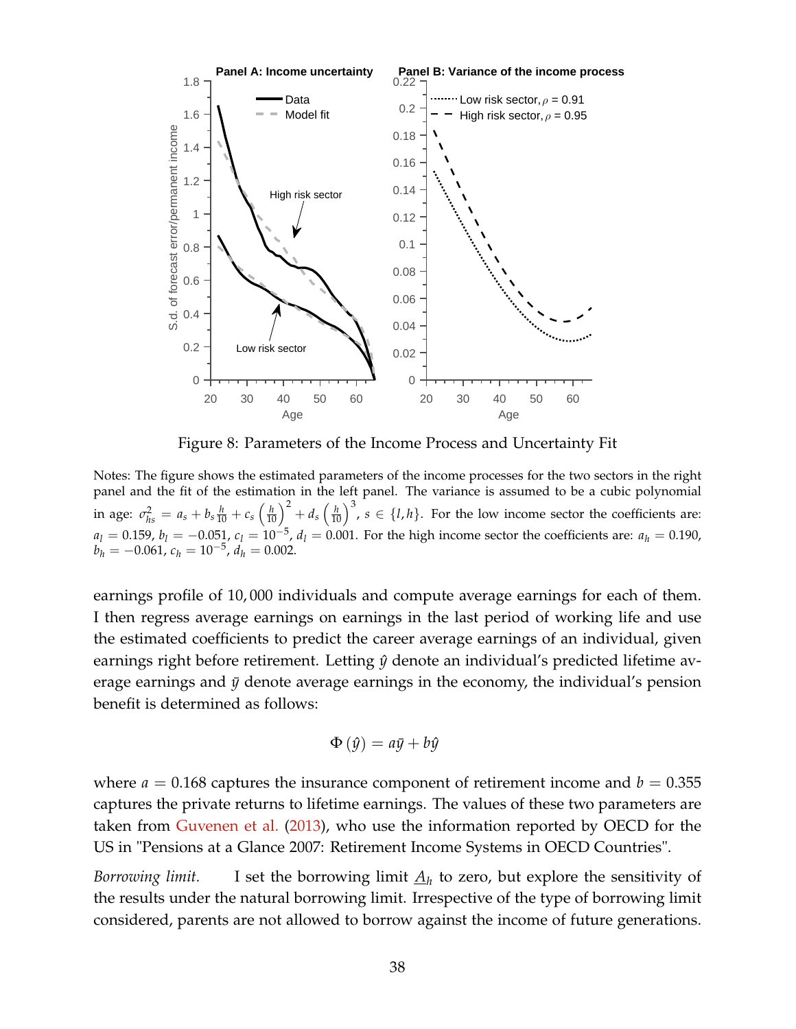Figure 8: Parameters of the Income Process and Uncertainty Fit

Notes: The figure shows the estimated parameters of the income processes for the two sectors in the right panel and the fit of the estimation in the left panel. The variance is assumed to be a cubic polynomial in age: $\sigma^2_{hs} = a_s + b_s \frac{h}{10} + c_s \left(\frac{h}{10}\right)^2 + d_s \left(\frac{h}{10}\right)^3$, $s \in \{l, h\}$. For the low income sector the coefficients are: $a_l = 0.159$, $b_l = -0.051$, $c_l = 10^{-5}$, $d_l = 0.001$. For the high income sector the coefficients are: $a_h = 0.190$, $b_h = -0.061$, $c_h = 10^{-5}$, $d_h = 0.002$.

earnings profile of 10,000 individuals and compute average earnings for each of them. I then regress average earnings on earnings in the last period of working life and use the estimated coefficients to predict the career average earnings of an individual, given earnings right before retirement. Letting $\hat{y}$ denote an individual's predicted lifetime average earnings and $\bar{y}$ denote average earnings in the economy, the individual's pension benefit is determined as follows:

$$\Phi(\hat{y}) = a\bar{y} + b\hat{y}$$

where $a = 0.168$ captures the insurance component of retirement income and $b = 0.355$ captures the private returns to lifetime earnings. The values of these two parameters are taken from Guvenen et al. (2013), who use the information reported by OECD for the US in "Pensions at a Glance 2007: Retirement Income Systems in OECD Countries".

*Borrowing limit.* I set the borrowing limit $\underline{A}_h$ to zero, but explore the sensitivity of the results under the natural borrowing limit. Irrespective of the type of borrowing limit considered, parents are not allowed to borrow against the income of future generations.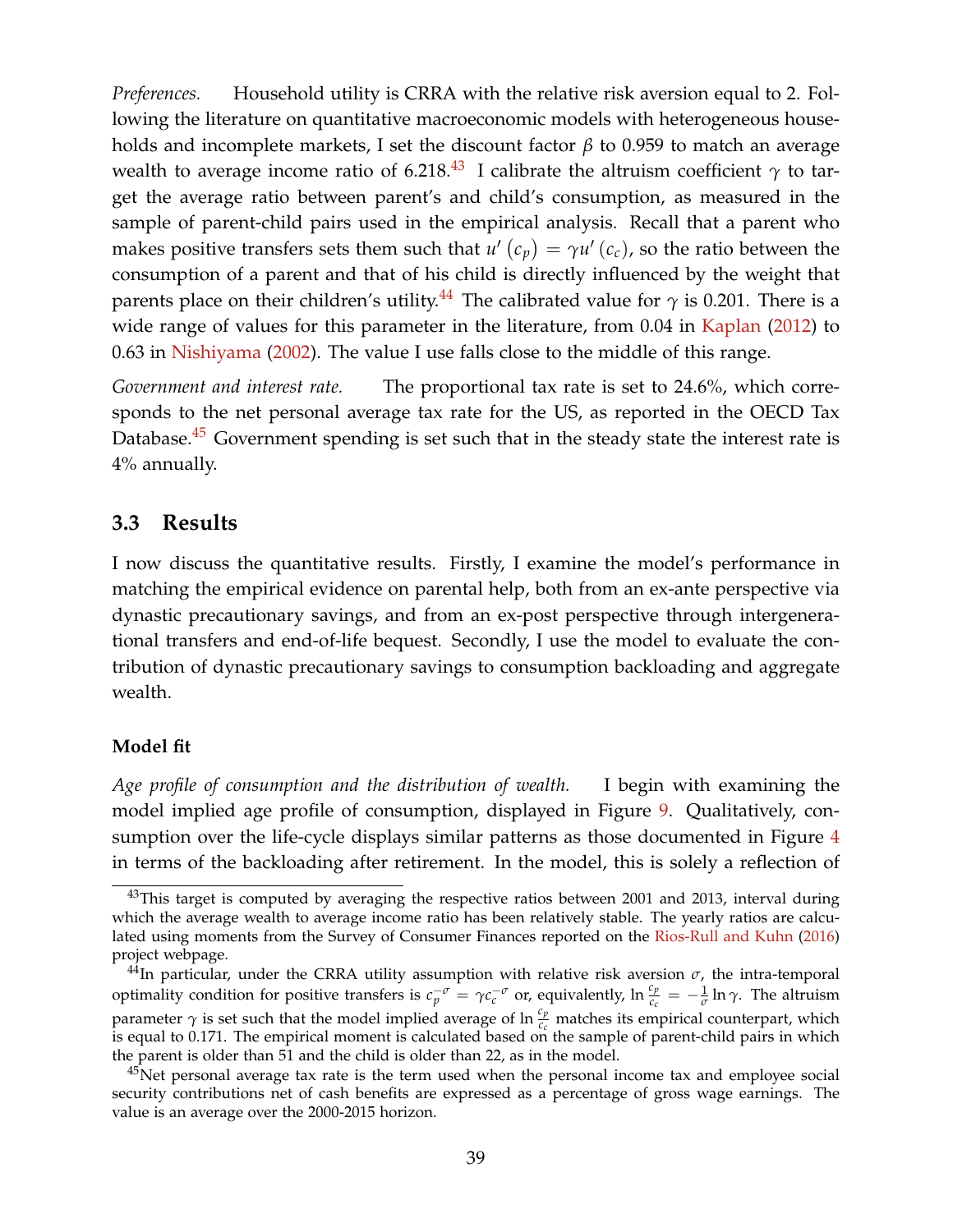*Preferences.* Household utility is CRRA with the relative risk aversion equal to 2. Following the literature on quantitative macroeconomic models with heterogeneous households and incomplete markets, I set the discount factor $\beta$ to 0.959 to match an average wealth to average income ratio of 6.218.[43] I calibrate the altruism coefficient $\gamma$ to target the average ratio between parent's and child's consumption, as measured in the sample of parent-child pairs used in the empirical analysis. Recall that a parent who makes positive transfers sets them such that $u'(c_p) = \gamma u'(c_c)$, so the ratio between the consumption of a parent and that of his child is directly influenced by the weight that parents place on their children's utility.[44] The calibrated value for $\gamma$ is 0.201. There is a wide range of values for this parameter in the literature, from 0.04 in Kaplan (2012) to 0.63 in Nishiyama (2002). The value I use falls close to the middle of this range.

*Government and interest rate.* The proportional tax rate is set to 24.6%, which corresponds to the net personal average tax rate for the US, as reported in the OECD Tax Database.[45] Government spending is set such that in the steady state the interest rate is 4% annually.

## 3.3 Results

I now discuss the quantitative results. Firstly, I examine the model's performance in matching the empirical evidence on parental help, both from an ex-ante perspective via dynastic precautionary savings, and from an ex-post perspective through intergenerational transfers and end-of-life bequest. Secondly, I use the model to evaluate the contribution of dynastic precautionary savings to consumption backloading and aggregate wealth.

### Model fit

*Age profile of consumption and the distribution of wealth.* I begin with examining the model implied age profile of consumption, displayed in Figure 9. Qualitatively, consumption over the life-cycle displays similar patterns as those documented in Figure 4 in terms of the backloading after retirement. In the model, this is solely a reflection of

[43] This target is computed by averaging the respective ratios between 2001 and 2013, interval during which the average wealth to average income ratio has been relatively stable. The yearly ratios are calculated using moments from the Survey of Consumer Finances reported on the Rios-Rull and Kuhn (2016) project webpage.

[44] In particular, under the CRRA utility assumption with relative risk aversion $\sigma$, the intra-temporal optimality condition for positive transfers is $c_p^{-\sigma} = \gamma c_c^{-\sigma}$ or, equivalently, $\ln \frac{c_p}{c_c} = -\frac{1}{\sigma} \ln \gamma$. The altruism parameter $\gamma$ is set such that the model implied average of $\ln \frac{c_p}{c_c}$ matches its empirical counterpart, which is equal to 0.171. The empirical moment is calculated based on the sample of parent-child pairs in which the parent is older than 51 and the child is older than 22, as in the model.

[45] Net personal average tax rate is the term used when the personal income tax and employee social security contributions net of cash benefits are expressed as a percentage of gross wage earnings. The value is an average over the 2000-2015 horizon.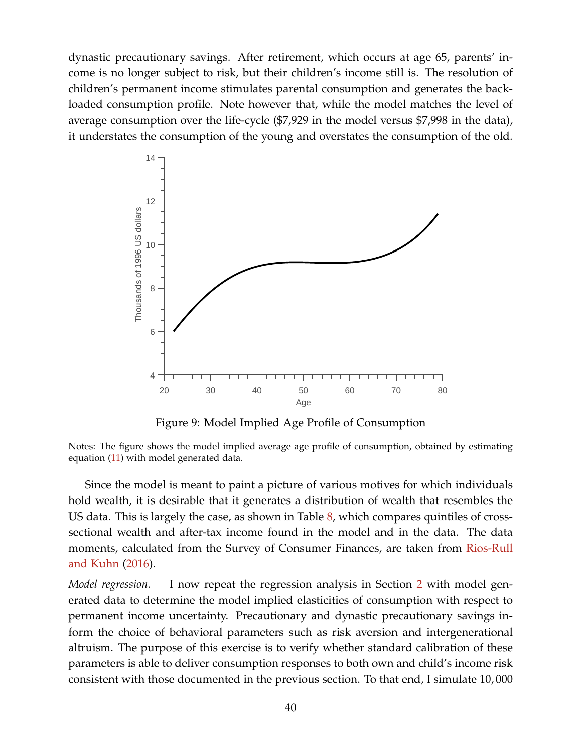dynastic precautionary savings. After retirement, which occurs at age 65, parents' income is no longer subject to risk, but their children's income still is. The resolution of children's permanent income stimulates parental consumption and generates the back-loaded consumption profile. Note however that, while the model matches the level of average consumption over the life-cycle ($7,929 in the model versus $7,998 in the data), it understates the consumption of the young and overstates the consumption of the old.

Figure 9: Model Implied Age Profile of Consumption

Notes: The figure shows the model implied average age profile of consumption, obtained by estimating equation (11) with model generated data.

Since the model is meant to paint a picture of various motives for which individuals hold wealth, it is desirable that it generates a distribution of wealth that resembles the US data. This is largely the case, as shown in Table 8, which compares quintiles of cross-sectional wealth and after-tax income found in the model and in the data. The data moments, calculated from the Survey of Consumer Finances, are taken from Rios-Rull and Kuhn (2016).

*Model regression.* I now repeat the regression analysis in Section 2 with model generated data to determine the model implied elasticities of consumption with respect to permanent income uncertainty. Precautionary and dynastic precautionary savings inform the choice of behavioral parameters such as risk aversion and intergenerational altruism. The purpose of this exercise is to verify whether standard calibration of these parameters is able to deliver consumption responses to both own and child's income risk consistent with those documented in the previous section. To that end, I simulate 10,000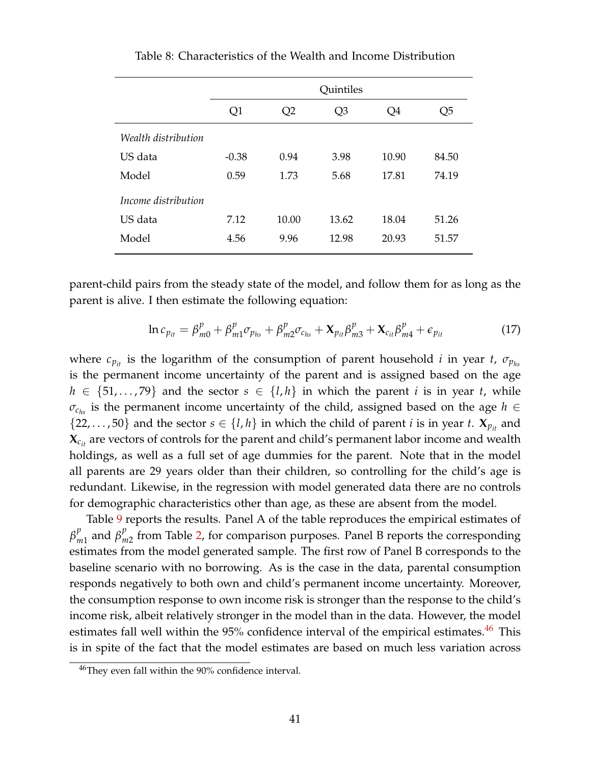Table 8: Characteristics of the Wealth and Income Distribution

| | Quintiles | | | | |
|---|---|---|---|---|---|
| | Q1 | Q2 | Q3 | Q4 | Q5 |
| *Wealth distribution* | | | | | |
| US data | -0.38 | 0.94 | 3.98 | 10.90 | 84.50 |
| Model | 0.59 | 1.73 | 5.68 | 17.81 | 74.19 |
| *Income distribution* | | | | | |
| US data | 7.12 | 10.00 | 13.62 | 18.04 | 51.26 |
| Model | 4.56 | 9.96 | 12.98 | 20.93 | 51.57 |

parent-child pairs from the steady state of the model, and follow them for as long as the parent is alive. I then estimate the following equation:

$$\ln c_{p_{it}} = \beta^p_{m0} + \beta^p_{m1}\sigma_{p_{hs}} + \beta^p_{m2}\sigma_{c_{hs}} + \mathbf{X}_{p_{it}}\beta^p_{m3} + \mathbf{X}_{c_{it}}\beta^p_{m4} + \epsilon_{p_{it}} \tag{17}$$

where $c_{p_{it}}$ is the logarithm of the consumption of parent household $i$ in year $t$, $\sigma_{p_{hs}}$ is the permanent income uncertainty of the parent and is assigned based on the age $h \in \{51, \ldots, 79\}$ and the sector $s \in \{l, h\}$ in which the parent $i$ is in year $t$, while $\sigma_{c_{hs}}$ is the permanent income uncertainty of the child, assigned based on the age $h \in \{22, \ldots, 50\}$ and the sector $s \in \{l, h\}$ in which the child of parent $i$ is in year $t$. $\mathbf{X}_{p_{it}}$ and $\mathbf{X}_{c_{it}}$ are vectors of controls for the parent and child's permanent labor income and wealth holdings, as well as a full set of age dummies for the parent. Note that in the model all parents are 29 years older than their children, so controlling for the child's age is redundant. Likewise, in the regression with model generated data there are no controls for demographic characteristics other than age, as these are absent from the model.

Table 9 reports the results. Panel A of the table reproduces the empirical estimates of $\beta^p_{m1}$ and $\beta^p_{m2}$ from Table 2, for comparison purposes. Panel B reports the corresponding estimates from the model generated sample. The first row of Panel B corresponds to the baseline scenario with no borrowing. As is the case in the data, parental consumption responds negatively to both own and child's permanent income uncertainty. Moreover, the consumption response to own income risk is stronger than the response to the child's income risk, albeit relatively stronger in the model than in the data. However, the model estimates fall well within the 95% confidence interval of the empirical estimates.[46] This is in spite of the fact that the model estimates are based on much less variation across

[46] They even fall within the 90% confidence interval.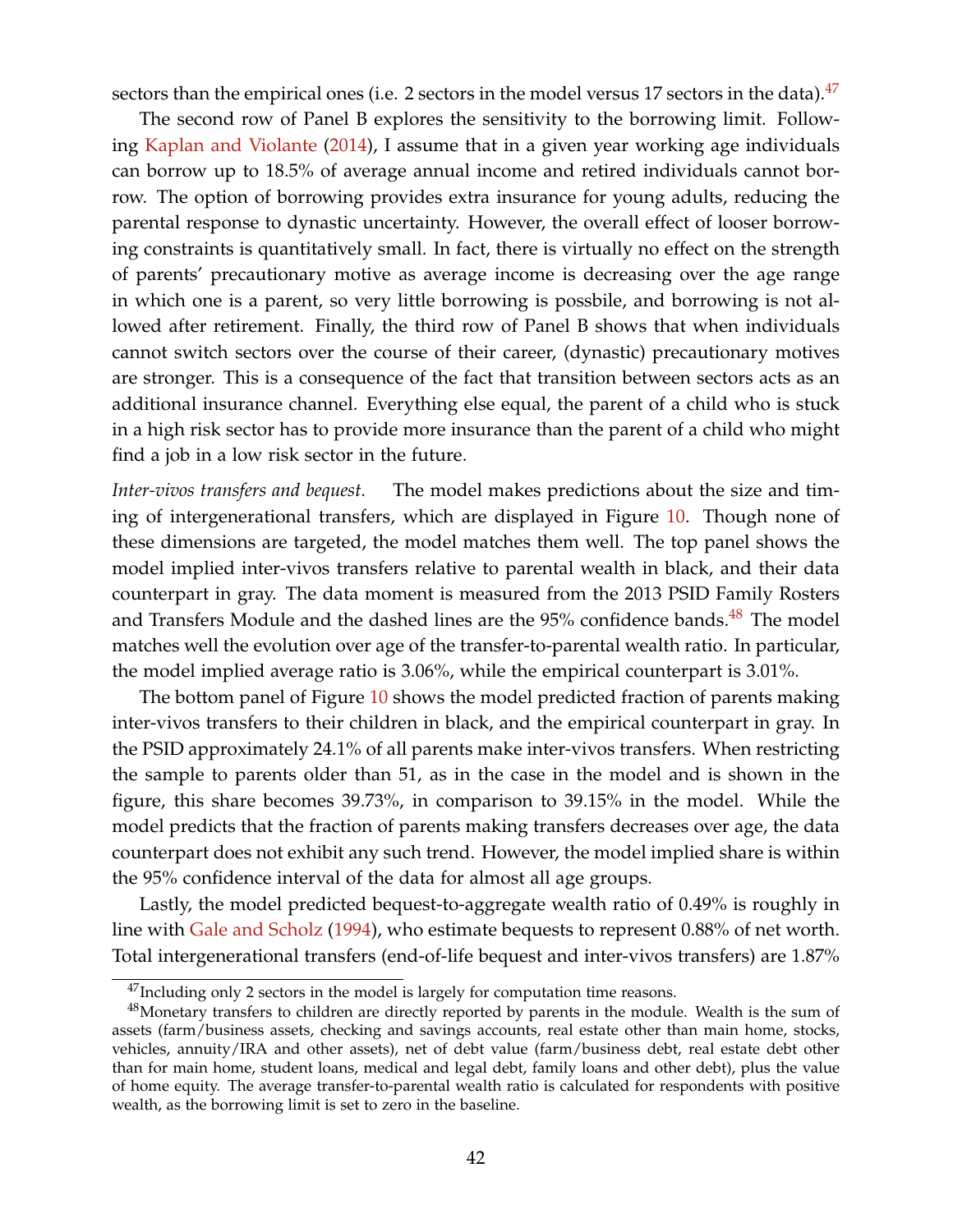sectors than the empirical ones (i.e. 2 sectors in the model versus 17 sectors in the data).[47]

The second row of Panel B explores the sensitivity to the borrowing limit. Following Kaplan and Violante (2014), I assume that in a given year working age individuals can borrow up to 18.5% of average annual income and retired individuals cannot borrow. The option of borrowing provides extra insurance for young adults, reducing the parental response to dynastic uncertainty. However, the overall effect of looser borrowing constraints is quantitatively small. In fact, there is virtually no effect on the strength of parents' precautionary motive as average income is decreasing over the age range in which one is a parent, so very little borrowing is possbile, and borrowing is not allowed after retirement. Finally, the third row of Panel B shows that when individuals cannot switch sectors over the course of their career, (dynastic) precautionary motives are stronger. This is a consequence of the fact that transition between sectors acts as an additional insurance channel. Everything else equal, the parent of a child who is stuck in a high risk sector has to provide more insurance than the parent of a child who might find a job in a low risk sector in the future.

*Inter-vivos transfers and bequest.* The model makes predictions about the size and timing of intergenerational transfers, which are displayed in Figure 10. Though none of these dimensions are targeted, the model matches them well. The top panel shows the model implied inter-vivos transfers relative to parental wealth in black, and their data counterpart in gray. The data moment is measured from the 2013 PSID Family Rosters and Transfers Module and the dashed lines are the 95% confidence bands.[48] The model matches well the evolution over age of the transfer-to-parental wealth ratio. In particular, the model implied average ratio is 3.06%, while the empirical counterpart is 3.01%.

The bottom panel of Figure 10 shows the model predicted fraction of parents making inter-vivos transfers to their children in black, and the empirical counterpart in gray. In the PSID approximately 24.1% of all parents make inter-vivos transfers. When restricting the sample to parents older than 51, as in the case in the model and is shown in the figure, this share becomes 39.73%, in comparison to 39.15% in the model. While the model predicts that the fraction of parents making transfers decreases over age, the data counterpart does not exhibit any such trend. However, the model implied share is within the 95% confidence interval of the data for almost all age groups.

Lastly, the model predicted bequest-to-aggregate wealth ratio of 0.49% is roughly in line with Gale and Scholz (1994), who estimate bequests to represent 0.88% of net worth. Total intergenerational transfers (end-of-life bequest and inter-vivos transfers) are 1.87%

[47] Including only 2 sectors in the model is largely for computation time reasons.

[48] Monetary transfers to children are directly reported by parents in the module. Wealth is the sum of assets (farm/business assets, checking and savings accounts, real estate other than main home, stocks, vehicles, annuity/IRA and other assets), net of debt value (farm/business debt, real estate debt other than for main home, student loans, medical and legal debt, family loans and other debt), plus the value of home equity. The average transfer-to-parental wealth ratio is calculated for respondents with positive wealth, as the borrowing limit is set to zero in the baseline.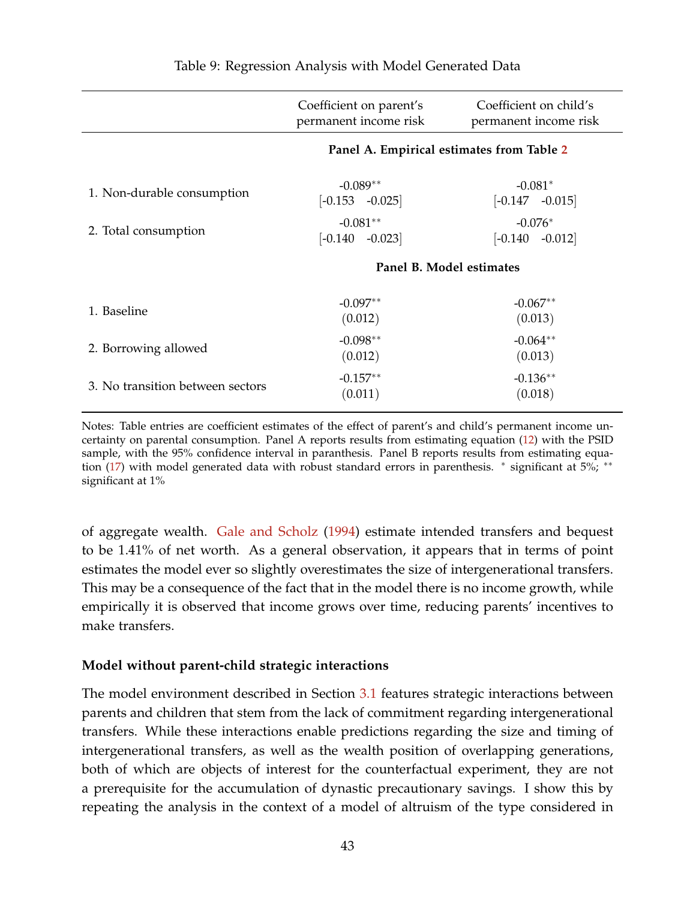Table 9: Regression Analysis with Model Generated Data

| | Coefficient on parent's permanent income risk | Coefficient on child's permanent income risk |
|---|---|---|
| **Panel A. Empirical estimates from Table 2** | | |
| 1. Non-durable consumption | -0.089** | -0.081* |
| | [-0.153 -0.025] | [-0.147 -0.015] |
| 2. Total consumption | -0.081** | -0.076* |
| | [-0.140 -0.023] | [-0.140 -0.012] |
| **Panel B. Model estimates** | | |
| 1. Baseline | -0.097** | -0.067** |
| | (0.012) | (0.013) |
| 2. Borrowing allowed | -0.098** | -0.064** |
| | (0.012) | (0.013) |
| 3. No transition between sectors | -0.157** | -0.136** |
| | (0.011) | (0.018) |

Notes: Table entries are coefficient estimates of the effect of parent's and child's permanent income uncertainty on parental consumption. Panel A reports results from estimating equation (12) with the PSID sample, with the 95% confidence interval in paranthesis. Panel B reports results from estimating equation (17) with model generated data with robust standard errors in parenthesis. * significant at 5%; ** significant at 1%

of aggregate wealth. Gale and Scholz (1994) estimate intended transfers and bequest to be 1.41% of net worth. As a general observation, it appears that in terms of point estimates the model ever so slightly overestimates the size of intergenerational transfers. This may be a consequence of the fact that in the model there is no income growth, while empirically it is observed that income grows over time, reducing parents' incentives to make transfers.

**Model without parent-child strategic interactions**

The model environment described in Section 3.1 features strategic interactions between parents and children that stem from the lack of commitment regarding intergenerational transfers. While these interactions enable predictions regarding the size and timing of intergenerational transfers, as well as the wealth position of overlapping generations, both of which are objects of interest for the counterfactual experiment, they are not a prerequisite for the accumulation of dynastic precautionary savings. I show this by repeating the analysis in the context of a model of altruism of the type considered in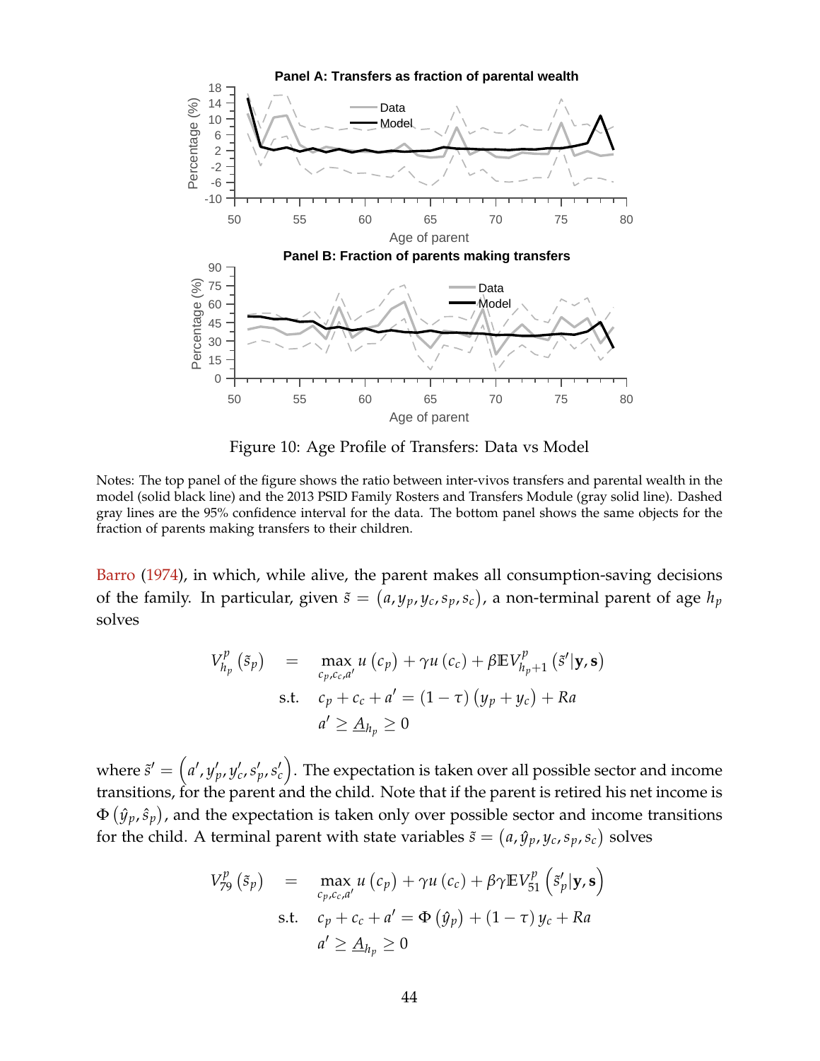Figure 10: Age Profile of Transfers: Data vs Model

Notes: The top panel of the figure shows the ratio between inter-vivos transfers and parental wealth in the model (solid black line) and the 2013 PSID Family Rosters and Transfers Module (gray solid line). Dashed gray lines are the 95% confidence interval for the data. The bottom panel shows the same objects for the fraction of parents making transfers to their children.

Barro (1974), in which, while alive, the parent makes all consumption-saving decisions of the family. In particular, given $\tilde{s} = (a, y_p, y_c, s_p, s_c)$, a non-terminal parent of age $h_p$ solves

$$
\begin{aligned}
V^p_{h_p}(\tilde{s}_p) \quad &= \quad \max_{c_p, c_c, a'} u(c_p) + \gamma u(c_c) + \beta \mathbb{E} V^p_{h_p+1}(\tilde{s}' | \mathbf{y}, \mathbf{s}) \\
\text{s.t.} \quad & c_p + c_c + a' = (1 - \tau)(y_p + y_c) + Ra \\
& a' \geq \underline{A}_{h_p} \geq 0
\end{aligned}
$$

where $\tilde{s}' = \left(a', y'_p, y'_c, s'_p, s'_c\right)$. The expectation is taken over all possible sector and income transitions, for the parent and the child. Note that if the parent is retired his net income is $\Phi(\hat{y}_p, \hat{s}_p)$, and the expectation is taken only over possible sector and income transitions for the child. A terminal parent with state variables $\tilde{s} = (a, \hat{y}_p, y_c, s_p, s_c)$ solves

$$
\begin{aligned}
V^p_{79}(\tilde{s}_p) \quad &= \quad \max_{c_p, c_c, a'} u(c_p) + \gamma u(c_c) + \beta \gamma \mathbb{E} V^p_{51}\left(\tilde{s}'_p | \mathbf{y}, \mathbf{s}\right) \\
\text{s.t.} \quad & c_p + c_c + a' = \Phi(\hat{y}_p) + (1 - \tau) y_c + Ra \\
& a' \geq \underline{A}_{h_p} \geq 0
\end{aligned}
$$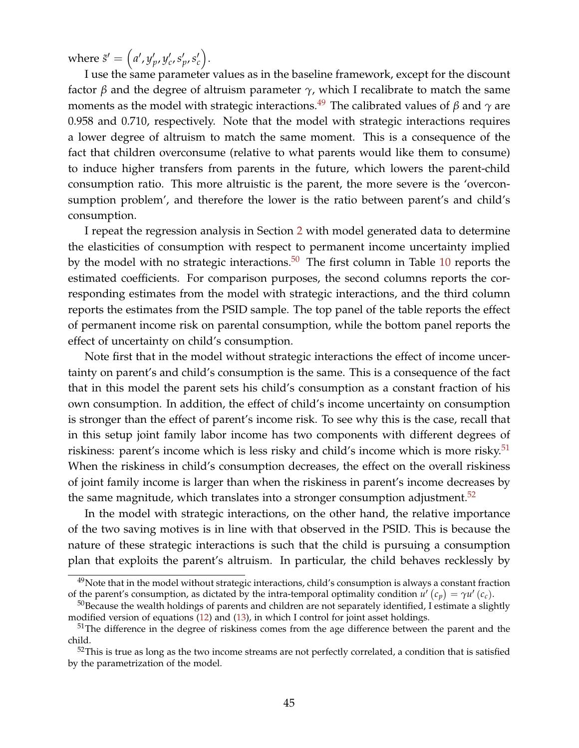where $\tilde{s}' = \left(a', y_p', y_c', s_p', s_c'\right)$.

I use the same parameter values as in the baseline framework, except for the discount factor $\beta$ and the degree of altruism parameter $\gamma$, which I recalibrate to match the same moments as the model with strategic interactions.[49] The calibrated values of $\beta$ and $\gamma$ are 0.958 and 0.710, respectively. Note that the model with strategic interactions requires a lower degree of altruism to match the same moment. This is a consequence of the fact that children overconsume (relative to what parents would like them to consume) to induce higher transfers from parents in the future, which lowers the parent-child consumption ratio. This more altruistic is the parent, the more severe is the 'overconsumption problem', and therefore the lower is the ratio between parent's and child's consumption.

I repeat the regression analysis in Section 2 with model generated data to determine the elasticities of consumption with respect to permanent income uncertainty implied by the model with no strategic interactions.[50] The first column in Table 10 reports the estimated coefficients. For comparison purposes, the second columns reports the corresponding estimates from the model with strategic interactions, and the third column reports the estimates from the PSID sample. The top panel of the table reports the effect of permanent income risk on parental consumption, while the bottom panel reports the effect of uncertainty on child's consumption.

Note first that in the model without strategic interactions the effect of income uncertainty on parent's and child's consumption is the same. This is a consequence of the fact that in this model the parent sets his child's consumption as a constant fraction of his own consumption. In addition, the effect of child's income uncertainty on consumption is stronger than the effect of parent's income risk. To see why this is the case, recall that in this setup joint family labor income has two components with different degrees of riskiness: parent's income which is less risky and child's income which is more risky.[51] When the riskiness in child's consumption decreases, the effect on the overall riskiness of joint family income is larger than when the riskiness in parent's income decreases by the same magnitude, which translates into a stronger consumption adjustment.[52]

In the model with strategic interactions, on the other hand, the relative importance of the two saving motives is in line with that observed in the PSID. This is because the nature of these strategic interactions is such that the child is pursuing a consumption plan that exploits the parent's altruism. In particular, the child behaves recklessly by

[49] Note that in the model without strategic interactions, child's consumption is always a constant fraction of the parent's consumption, as dictated by the intra-temporal optimality condition $u'(c_p) = \gamma u'(c_c)$.

[50] Because the wealth holdings of parents and children are not separately identified, I estimate a slightly modified version of equations (12) and (13), in which I control for joint asset holdings.

[51] The difference in the degree of riskiness comes from the age difference between the parent and the child.

[52] This is true as long as the two income streams are not perfectly correlated, a condition that is satisfied by the parametrization of the model.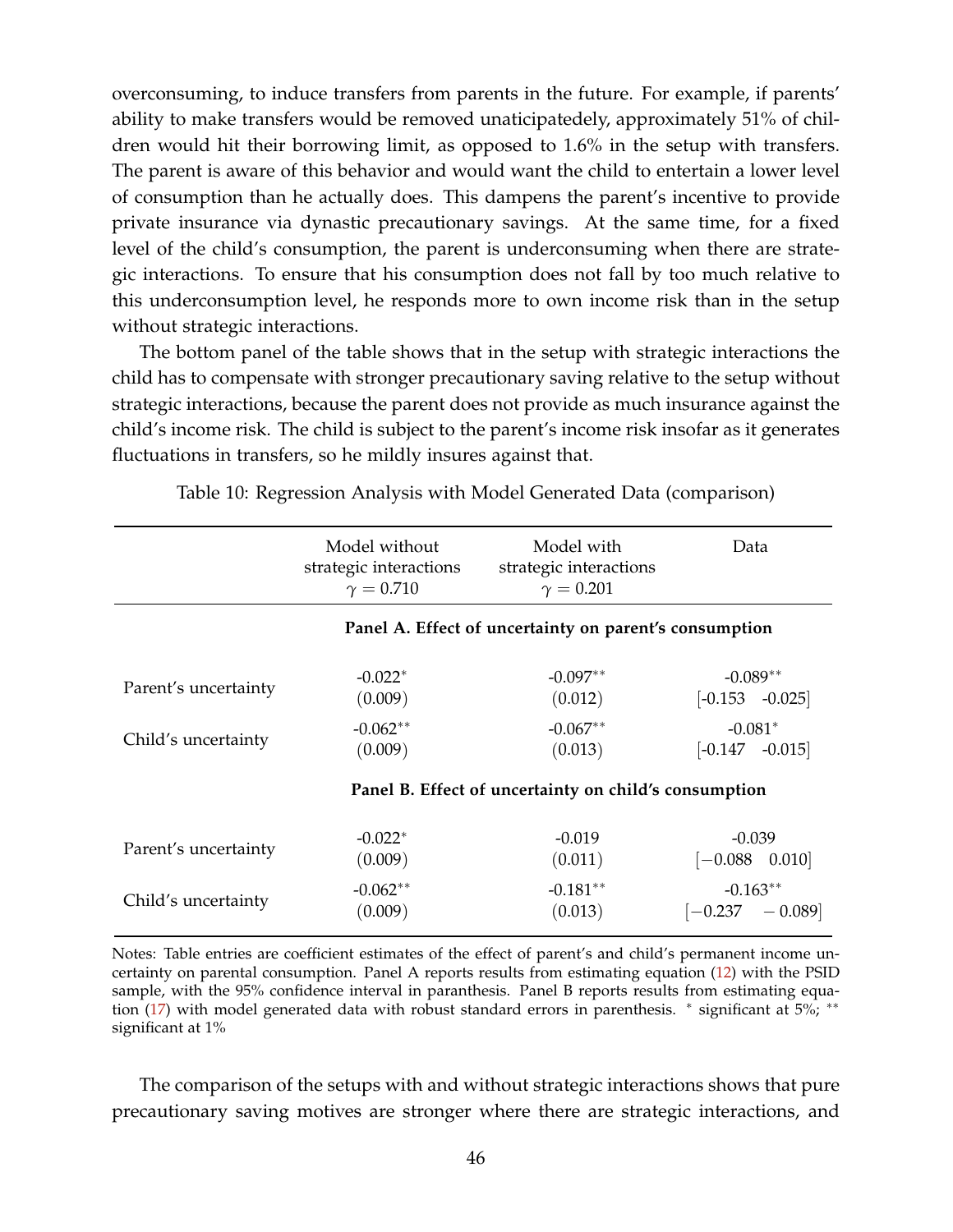overconsuming, to induce transfers from parents in the future. For example, if parents' ability to make transfers would be removed unaticipatedely, approximately 51% of children would hit their borrowing limit, as opposed to 1.6% in the setup with transfers. The parent is aware of this behavior and would want the child to entertain a lower level of consumption than he actually does. This dampens the parent's incentive to provide private insurance via dynastic precautionary savings. At the same time, for a fixed level of the child's consumption, the parent is underconsuming when there are strategic interactions. To ensure that his consumption does not fall by too much relative to this underconsumption level, he responds more to own income risk than in the setup without strategic interactions.

The bottom panel of the table shows that in the setup with strategic interactions the child has to compensate with stronger precautionary saving relative to the setup without strategic interactions, because the parent does not provide as much insurance against the child's income risk. The child is subject to the parent's income risk insofar as it generates fluctuations in transfers, so he mildly insures against that.

Table 10: Regression Analysis with Model Generated Data (comparison)

| | Model without strategic interactions $\gamma = 0.710$ | Model with strategic interactions $\gamma = 0.201$ | Data |
|---|---|---|---|
| | **Panel A. Effect of uncertainty on parent's consumption** | | |
| Parent's uncertainty | -0.022* | -0.097** | -0.089** |
| | (0.009) | (0.012) | [-0.153 -0.025] |
| Child's uncertainty | -0.062** | -0.067** | -0.081* |
| | (0.009) | (0.013) | [-0.147 -0.015] |
| | **Panel B. Effect of uncertainty on child's consumption** | | |
| Parent's uncertainty | -0.022* | -0.019 | -0.039 |
| | (0.009) | (0.011) | [−0.088 0.010] |
| Child's uncertainty | -0.062** | -0.181** | -0.163** |
| | (0.009) | (0.013) | [−0.237 − 0.089] |

Notes: Table entries are coefficient estimates of the effect of parent's and child's permanent income uncertainty on parental consumption. Panel A reports results from estimating equation (12) with the PSID sample, with the 95% confidence interval in paranthesis. Panel B reports results from estimating equation (17) with model generated data with robust standard errors in parenthesis. * significant at 5%; ** significant at 1%

The comparison of the setups with and without strategic interactions shows that pure precautionary saving motives are stronger where there are strategic interactions, and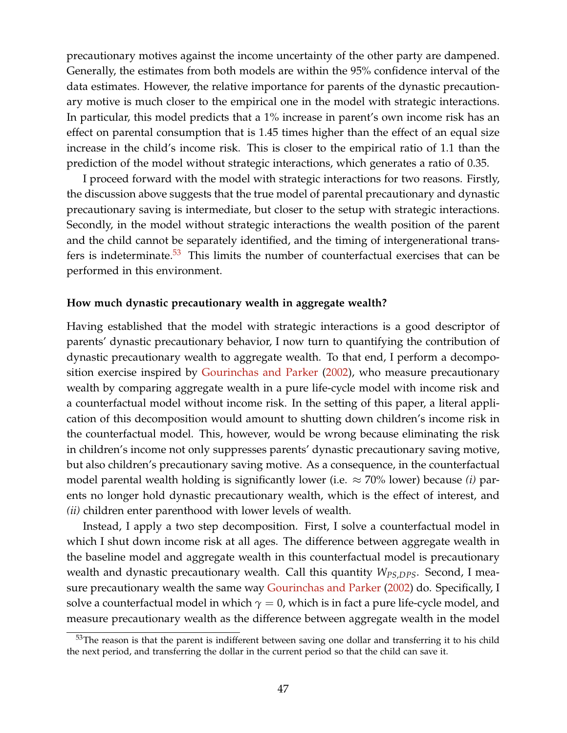precautionary motives against the income uncertainty of the other party are dampened. Generally, the estimates from both models are within the 95% confidence interval of the data estimates. However, the relative importance for parents of the dynastic precautionary motive is much closer to the empirical one in the model with strategic interactions. In particular, this model predicts that a 1% increase in parent's own income risk has an effect on parental consumption that is 1.45 times higher than the effect of an equal size increase in the child's income risk. This is closer to the empirical ratio of 1.1 than the prediction of the model without strategic interactions, which generates a ratio of 0.35.

I proceed forward with the model with strategic interactions for two reasons. Firstly, the discussion above suggests that the true model of parental precautionary and dynastic precautionary saving is intermediate, but closer to the setup with strategic interactions. Secondly, in the model without strategic interactions the wealth position of the parent and the child cannot be separately identified, and the timing of intergenerational transfers is indeterminate.[53] This limits the number of counterfactual exercises that can be performed in this environment.

**How much dynastic precautionary wealth in aggregate wealth?**

Having established that the model with strategic interactions is a good descriptor of parents' dynastic precautionary behavior, I now turn to quantifying the contribution of dynastic precautionary wealth to aggregate wealth. To that end, I perform a decomposition exercise inspired by Gourinchas and Parker (2002), who measure precautionary wealth by comparing aggregate wealth in a pure life-cycle model with income risk and a counterfactual model without income risk. In the setting of this paper, a literal application of this decomposition would amount to shutting down children's income risk in the counterfactual model. This, however, would be wrong because eliminating the risk in children's income not only suppresses parents' dynastic precautionary saving motive, but also children's precautionary saving motive. As a consequence, in the counterfactual model parental wealth holding is significantly lower (i.e. $\approx 70\%$ lower) because *(i)* parents no longer hold dynastic precautionary wealth, which is the effect of interest, and *(ii)* children enter parenthood with lower levels of wealth.

Instead, I apply a two step decomposition. First, I solve a counterfactual model in which I shut down income risk at all ages. The difference between aggregate wealth in the baseline model and aggregate wealth in this counterfactual model is precautionary wealth and dynastic precautionary wealth. Call this quantity $W_{PS,DPS}$. Second, I measure precautionary wealth the same way Gourinchas and Parker (2002) do. Specifically, I solve a counterfactual model in which $\gamma = 0$, which is in fact a pure life-cycle model, and measure precautionary wealth as the difference between aggregate wealth in the model

[53] The reason is that the parent is indifferent between saving one dollar and transferring it to his child the next period, and transferring the dollar in the current period so that the child can save it.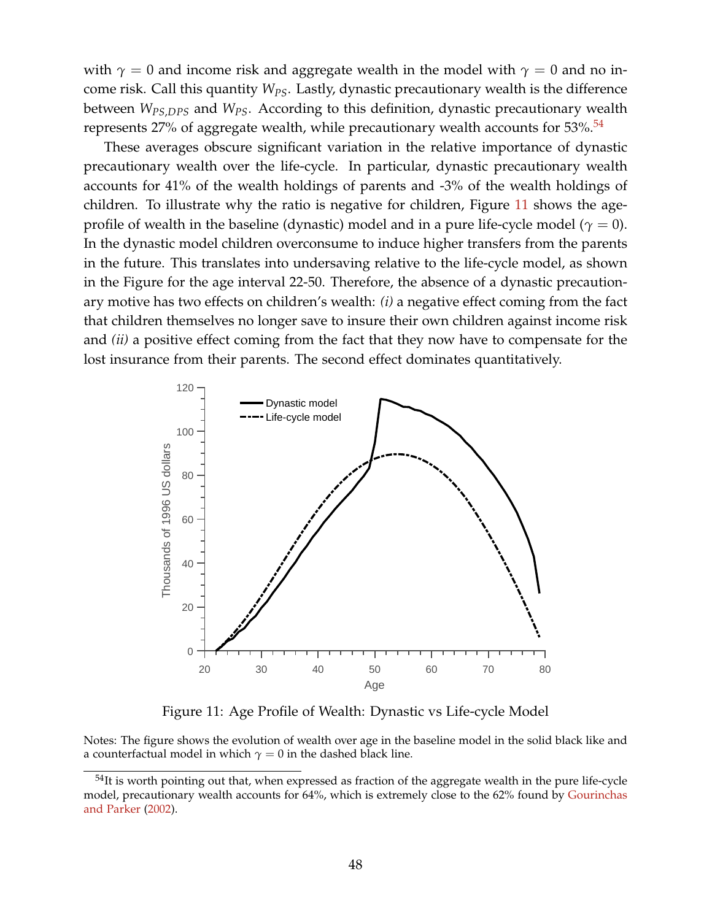with $\gamma = 0$ and income risk and aggregate wealth in the model with $\gamma = 0$ and no income risk. Call this quantity $W_{PS}$. Lastly, dynastic precautionary wealth is the difference between $W_{PS,DPS}$ and $W_{PS}$. According to this definition, dynastic precautionary wealth represents 27% of aggregate wealth, while precautionary wealth accounts for 53%.[54]

These averages obscure significant variation in the relative importance of dynastic precautionary wealth over the life-cycle. In particular, dynastic precautionary wealth accounts for 41% of the wealth holdings of parents and -3% of the wealth holdings of children. To illustrate why the ratio is negative for children, Figure 11 shows the age-profile of wealth in the baseline (dynastic) model and in a pure life-cycle model ($\gamma = 0$). In the dynastic model children overconsume to induce higher transfers from the parents in the future. This translates into undersaving relative to the life-cycle model, as shown in the Figure for the age interval 22-50. Therefore, the absence of a dynastic precautionary motive has two effects on children's wealth: *(i)* a negative effect coming from the fact that children themselves no longer save to insure their own children against income risk and *(ii)* a positive effect coming from the fact that they now have to compensate for the lost insurance from their parents. The second effect dominates quantitatively.

Figure 11: Age Profile of Wealth: Dynastic vs Life-cycle Model

Notes: The figure shows the evolution of wealth over age in the baseline model in the solid black like and a counterfactual model in which $\gamma = 0$ in the dashed black line.

[54]It is worth pointing out that, when expressed as fraction of the aggregate wealth in the pure life-cycle model, precautionary wealth accounts for 64%, which is extremely close to the 62% found by Gourinchas and Parker (2002).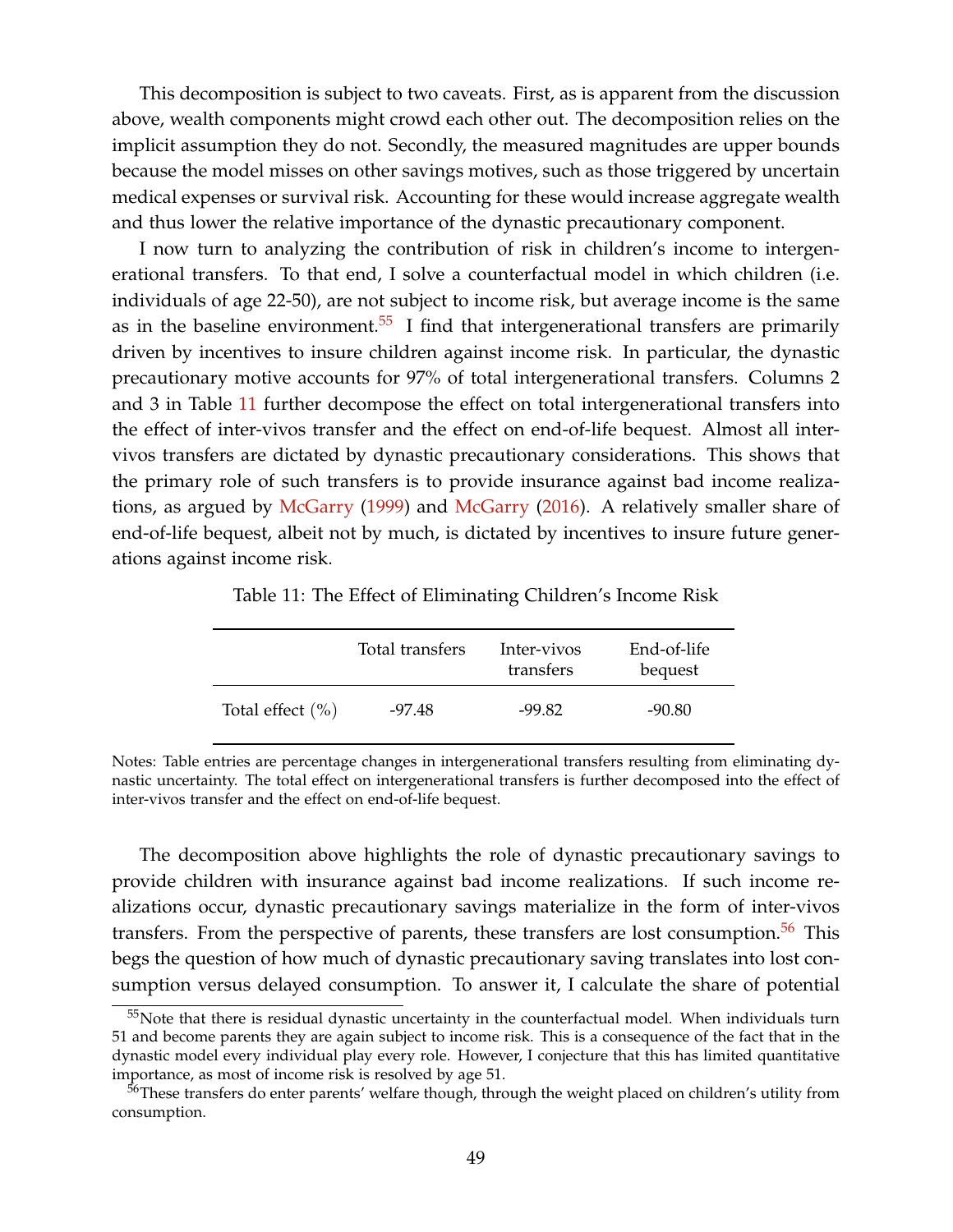This decomposition is subject to two caveats. First, as is apparent from the discussion above, wealth components might crowd each other out. The decomposition relies on the implicit assumption they do not. Secondly, the measured magnitudes are upper bounds because the model misses on other savings motives, such as those triggered by uncertain medical expenses or survival risk. Accounting for these would increase aggregate wealth and thus lower the relative importance of the dynastic precautionary component.

I now turn to analyzing the contribution of risk in children's income to intergenerational transfers. To that end, I solve a counterfactual model in which children (i.e. individuals of age 22-50), are not subject to income risk, but average income is the same as in the baseline environment.[55] I find that intergenerational transfers are primarily driven by incentives to insure children against income risk. In particular, the dynastic precautionary motive accounts for 97% of total intergenerational transfers. Columns 2 and 3 in Table 11 further decompose the effect on total intergenerational transfers into the effect of inter-vivos transfer and the effect on end-of-life bequest. Almost all inter-vivos transfers are dictated by dynastic precautionary considerations. This shows that the primary role of such transfers is to provide insurance against bad income realizations, as argued by McGarry (1999) and McGarry (2016). A relatively smaller share of end-of-life bequest, albeit not by much, is dictated by incentives to insure future generations against income risk.

Table 11: The Effect of Eliminating Children's Income Risk

| | Total transfers | Inter-vivos transfers | End-of-life bequest |
|---|---|---|---|
| Total effect (%) | -97.48 | -99.82 | -90.80 |

Notes: Table entries are percentage changes in intergenerational transfers resulting from eliminating dynastic uncertainty. The total effect on intergenerational transfers is further decomposed into the effect of inter-vivos transfer and the effect on end-of-life bequest.

The decomposition above highlights the role of dynastic precautionary savings to provide children with insurance against bad income realizations. If such income realizations occur, dynastic precautionary savings materialize in the form of inter-vivos transfers. From the perspective of parents, these transfers are lost consumption.[56] This begs the question of how much of dynastic precautionary saving translates into lost consumption versus delayed consumption. To answer it, I calculate the share of potential

[55] Note that there is residual dynastic uncertainty in the counterfactual model. When individuals turn 51 and become parents they are again subject to income risk. This is a consequence of the fact that in the dynastic model every individual play every role. However, I conjecture that this has limited quantitative importance, as most of income risk is resolved by age 51.

[56] These transfers do enter parents' welfare though, through the weight placed on children's utility from consumption.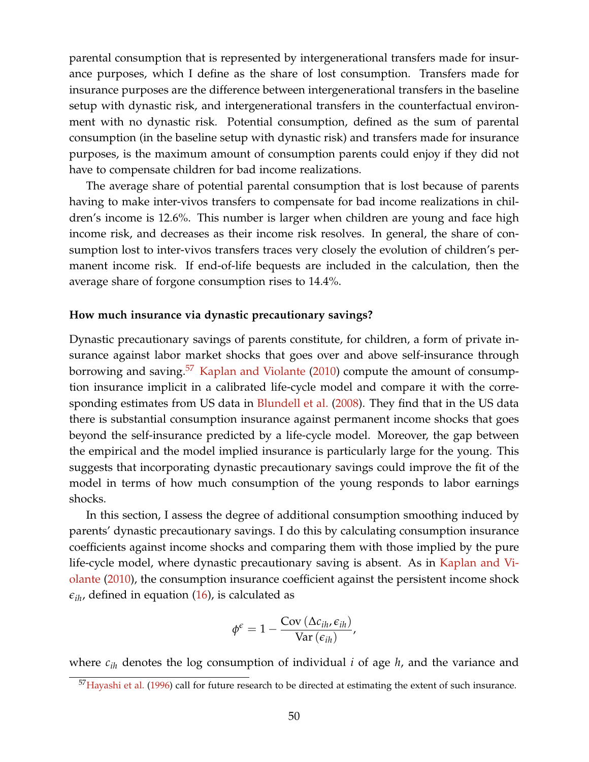parental consumption that is represented by intergenerational transfers made for insurance purposes, which I define as the share of lost consumption. Transfers made for insurance purposes are the difference between intergenerational transfers in the baseline setup with dynastic risk, and intergenerational transfers in the counterfactual environment with no dynastic risk. Potential consumption, defined as the sum of parental consumption (in the baseline setup with dynastic risk) and transfers made for insurance purposes, is the maximum amount of consumption parents could enjoy if they did not have to compensate children for bad income realizations.

The average share of potential parental consumption that is lost because of parents having to make inter-vivos transfers to compensate for bad income realizations in children's income is 12.6%. This number is larger when children are young and face high income risk, and decreases as their income risk resolves. In general, the share of consumption lost to inter-vivos transfers traces very closely the evolution of children's permanent income risk. If end-of-life bequests are included in the calculation, then the average share of forgone consumption rises to 14.4%.

**How much insurance via dynastic precautionary savings?**

Dynastic precautionary savings of parents constitute, for children, a form of private insurance against labor market shocks that goes over and above self-insurance through borrowing and saving.[57] Kaplan and Violante (2010) compute the amount of consumption insurance implicit in a calibrated life-cycle model and compare it with the corresponding estimates from US data in Blundell et al. (2008). They find that in the US data there is substantial consumption insurance against permanent income shocks that goes beyond the self-insurance predicted by a life-cycle model. Moreover, the gap between the empirical and the model implied insurance is particularly large for the young. This suggests that incorporating dynastic precautionary savings could improve the fit of the model in terms of how much consumption of the young responds to labor earnings shocks.

In this section, I assess the degree of additional consumption smoothing induced by parents' dynastic precautionary savings. I do this by calculating consumption insurance coefficients against income shocks and comparing them with those implied by the pure life-cycle model, where dynastic precautionary saving is absent. As in Kaplan and Violante (2010), the consumption insurance coefficient against the persistent income shock $\epsilon_{ih}$, defined in equation (16), is calculated as

$$\phi^{\epsilon} = 1 - \frac{\text{Cov}\left(\Delta c_{ih}, \epsilon_{ih}\right)}{\text{Var}\left(\epsilon_{ih}\right)},$$

where $c_{ih}$ denotes the log consumption of individual $i$ of age $h$, and the variance and

[57] Hayashi et al. (1996) call for future research to be directed at estimating the extent of such insurance.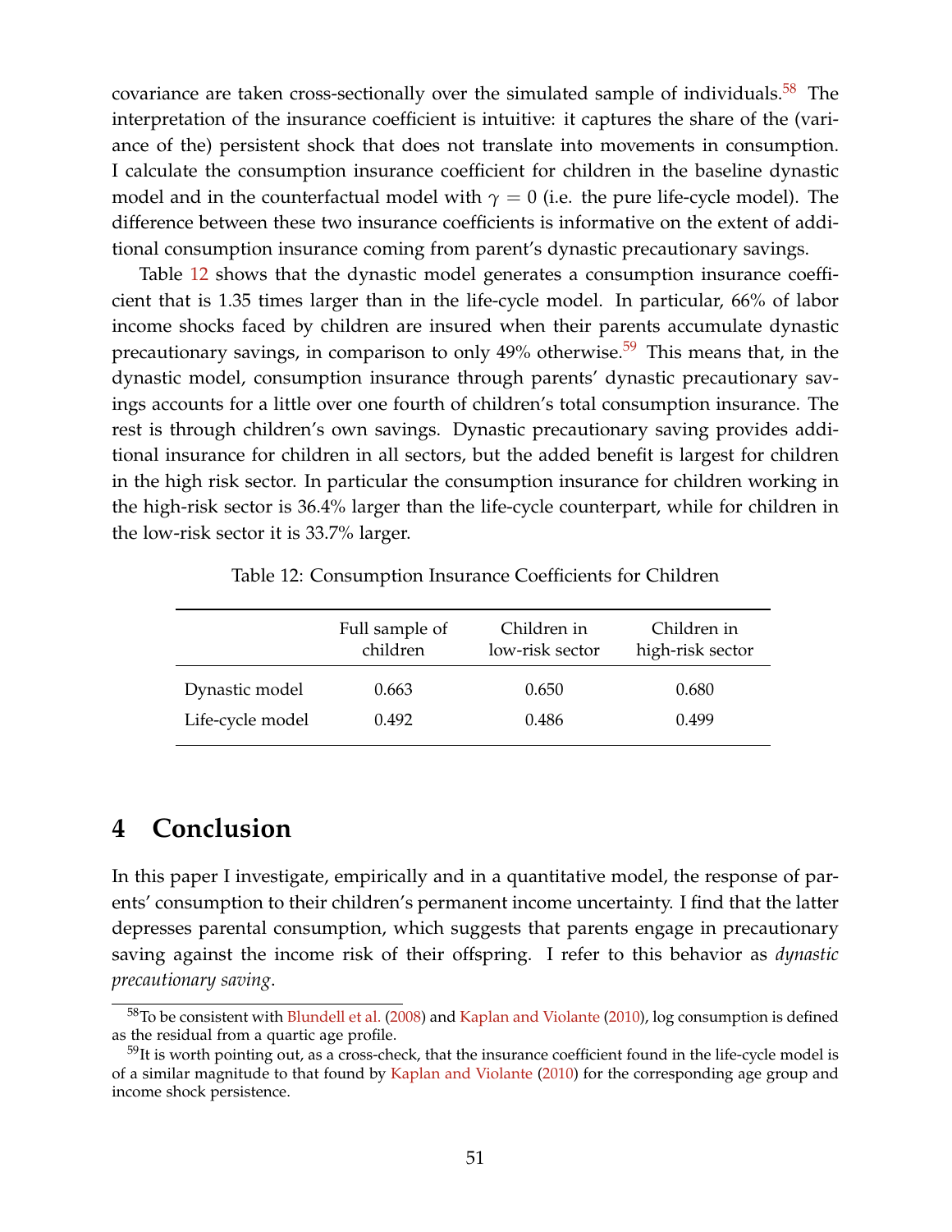covariance are taken cross-sectionally over the simulated sample of individuals.[58] The interpretation of the insurance coefficient is intuitive: it captures the share of the (variance of the) persistent shock that does not translate into movements in consumption. I calculate the consumption insurance coefficient for children in the baseline dynastic model and in the counterfactual model with $\gamma = 0$ (i.e. the pure life-cycle model). The difference between these two insurance coefficients is informative on the extent of additional consumption insurance coming from parent's dynastic precautionary savings.

Table 12 shows that the dynastic model generates a consumption insurance coefficient that is 1.35 times larger than in the life-cycle model. In particular, 66% of labor income shocks faced by children are insured when their parents accumulate dynastic precautionary savings, in comparison to only 49% otherwise.[59] This means that, in the dynastic model, consumption insurance through parents' dynastic precautionary savings accounts for a little over one fourth of children's total consumption insurance. The rest is through children's own savings. Dynastic precautionary saving provides additional insurance for children in all sectors, but the added benefit is largest for children in the high risk sector. In particular the consumption insurance for children working in the high-risk sector is 36.4% larger than the life-cycle counterpart, while for children in the low-risk sector it is 33.7% larger.

Table 12: Consumption Insurance Coefficients for Children

| | Full sample of children | Children in low-risk sector | Children in high-risk sector |
|---|---|---|---|
| Dynastic model | 0.663 | 0.650 | 0.680 |
| Life-cycle model | 0.492 | 0.486 | 0.499 |

# 4 Conclusion

In this paper I investigate, empirically and in a quantitative model, the response of parents' consumption to their children's permanent income uncertainty. I find that the latter depresses parental consumption, which suggests that parents engage in precautionary saving against the income risk of their offspring. I refer to this behavior as *dynastic precautionary saving*.

[58] To be consistent with Blundell et al. (2008) and Kaplan and Violante (2010), log consumption is defined as the residual from a quartic age profile.

[59] It is worth pointing out, as a cross-check, that the insurance coefficient found in the life-cycle model is of a similar magnitude to that found by Kaplan and Violante (2010) for the corresponding age group and income shock persistence.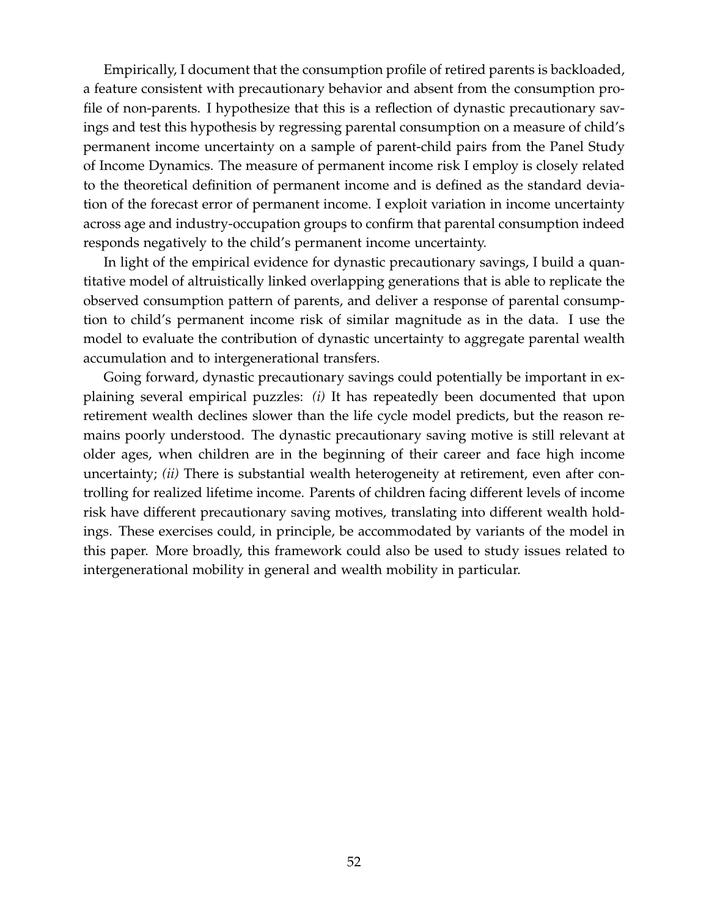Empirically, I document that the consumption profile of retired parents is backloaded, a feature consistent with precautionary behavior and absent from the consumption profile of non-parents. I hypothesize that this is a reflection of dynastic precautionary savings and test this hypothesis by regressing parental consumption on a measure of child's permanent income uncertainty on a sample of parent-child pairs from the Panel Study of Income Dynamics. The measure of permanent income risk I employ is closely related to the theoretical definition of permanent income and is defined as the standard deviation of the forecast error of permanent income. I exploit variation in income uncertainty across age and industry-occupation groups to confirm that parental consumption indeed responds negatively to the child's permanent income uncertainty.

In light of the empirical evidence for dynastic precautionary savings, I build a quantitative model of altruistically linked overlapping generations that is able to replicate the observed consumption pattern of parents, and deliver a response of parental consumption to child's permanent income risk of similar magnitude as in the data. I use the model to evaluate the contribution of dynastic uncertainty to aggregate parental wealth accumulation and to intergenerational transfers.

Going forward, dynastic precautionary savings could potentially be important in explaining several empirical puzzles: *(i)* It has repeatedly been documented that upon retirement wealth declines slower than the life cycle model predicts, but the reason remains poorly understood. The dynastic precautionary saving motive is still relevant at older ages, when children are in the beginning of their career and face high income uncertainty; *(ii)* There is substantial wealth heterogeneity at retirement, even after controlling for realized lifetime income. Parents of children facing different levels of income risk have different precautionary saving motives, translating into different wealth holdings. These exercises could, in principle, be accommodated by variants of the model in this paper. More broadly, this framework could also be used to study issues related to intergenerational mobility in general and wealth mobility in particular.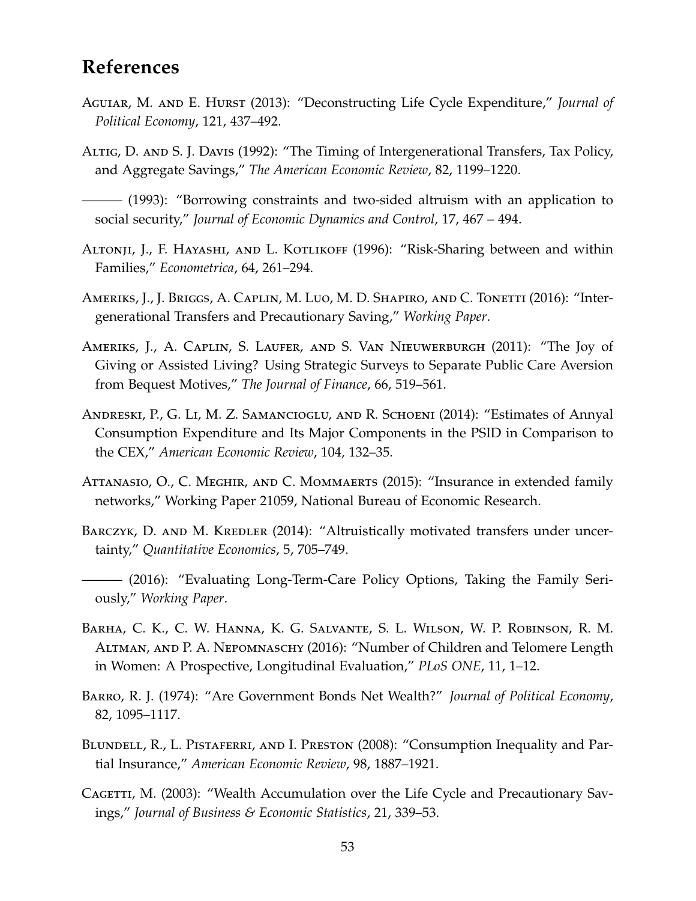# References

Aguiar, M. and E. Hurst (2013): "Deconstructing Life Cycle Expenditure," *Journal of Political Economy*, 121, 437–492.

Altig, D. and S. J. Davis (1992): "The Timing of Intergenerational Transfers, Tax Policy, and Aggregate Savings," *The American Economic Review*, 82, 1199–1220.

——— (1993): "Borrowing constraints and two-sided altruism with an application to social security," *Journal of Economic Dynamics and Control*, 17, 467 – 494.

Altonji, J., F. Hayashi, and L. Kotlikoff (1996): "Risk-Sharing between and within Families," *Econometrica*, 64, 261–294.

Ameriks, J., J. Briggs, A. Caplin, M. Luo, M. D. Shapiro, and C. Tonetti (2016): "Intergenerational Transfers and Precautionary Saving," *Working Paper*.

Ameriks, J., A. Caplin, S. Laufer, and S. Van Nieuwerburgh (2011): "The Joy of Giving or Assisted Living? Using Strategic Surveys to Separate Public Care Aversion from Bequest Motives," *The Journal of Finance*, 66, 519–561.

Andreski, P., G. Li, M. Z. Samancioglu, and R. Schoeni (2014): "Estimates of Annyal Consumption Expenditure and Its Major Components in the PSID in Comparison to the CEX," *American Economic Review*, 104, 132–35.

Attanasio, O., C. Meghir, and C. Mommaerts (2015): "Insurance in extended family networks," Working Paper 21059, National Bureau of Economic Research.

Barczyk, D. and M. Kredler (2014): "Altruistically motivated transfers under uncertainty," *Quantitative Economics*, 5, 705–749.

——— (2016): "Evaluating Long-Term-Care Policy Options, Taking the Family Seriously," *Working Paper*.

Barha, C. K., C. W. Hanna, K. G. Salvante, S. L. Wilson, W. P. Robinson, R. M. Altman, and P. A. Nepomnaschy (2016): "Number of Children and Telomere Length in Women: A Prospective, Longitudinal Evaluation," *PLoS ONE*, 11, 1–12.

Barro, R. J. (1974): "Are Government Bonds Net Wealth?" *Journal of Political Economy*, 82, 1095–1117.

Blundell, R., L. Pistaferri, and I. Preston (2008): "Consumption Inequality and Partial Insurance," *American Economic Review*, 98, 1887–1921.

Cagetti, M. (2003): "Wealth Accumulation over the Life Cycle and Precautionary Savings," *Journal of Business & Economic Statistics*, 21, 339–53.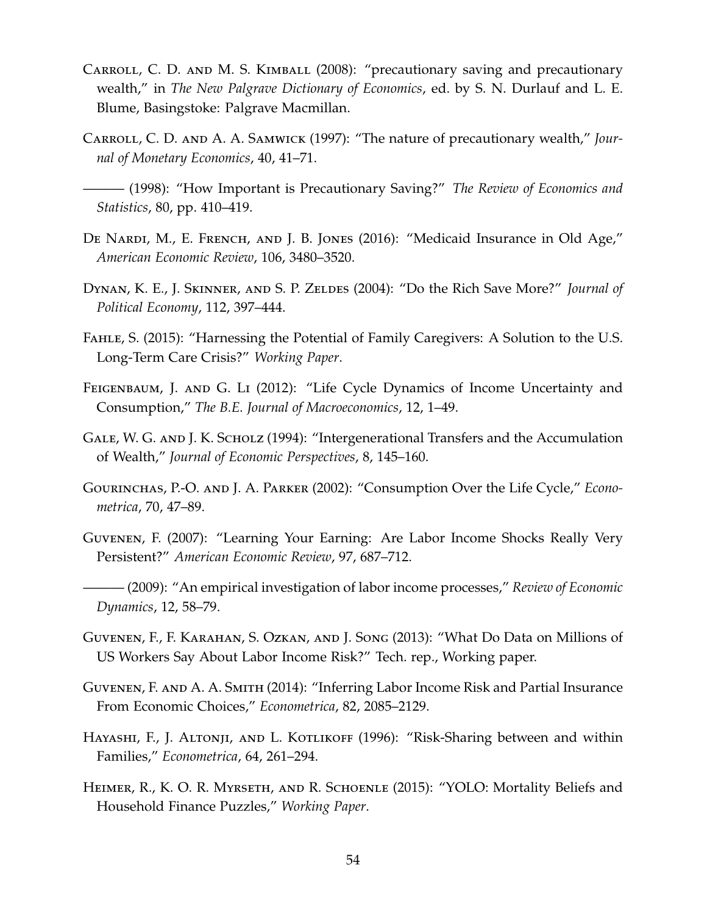Carroll, C. D. and M. S. Kimball (2008): "precautionary saving and precautionary wealth," in *The New Palgrave Dictionary of Economics*, ed. by S. N. Durlauf and L. E. Blume, Basingstoke: Palgrave Macmillan.

Carroll, C. D. and A. A. Samwick (1997): "The nature of precautionary wealth," *Journal of Monetary Economics*, 40, 41–71.

——— (1998): "How Important is Precautionary Saving?" *The Review of Economics and Statistics*, 80, pp. 410–419.

De Nardi, M., E. French, and J. B. Jones (2016): "Medicaid Insurance in Old Age," *American Economic Review*, 106, 3480–3520.

Dynan, K. E., J. Skinner, and S. P. Zeldes (2004): "Do the Rich Save More?" *Journal of Political Economy*, 112, 397–444.

Fahle, S. (2015): "Harnessing the Potential of Family Caregivers: A Solution to the U.S. Long-Term Care Crisis?" *Working Paper*.

Feigenbaum, J. and G. Li (2012): "Life Cycle Dynamics of Income Uncertainty and Consumption," *The B.E. Journal of Macroeconomics*, 12, 1–49.

Gale, W. G. and J. K. Scholz (1994): "Intergenerational Transfers and the Accumulation of Wealth," *Journal of Economic Perspectives*, 8, 145–160.

Gourinchas, P.-O. and J. A. Parker (2002): "Consumption Over the Life Cycle," *Econometrica*, 70, 47–89.

Guvenen, F. (2007): "Learning Your Earning: Are Labor Income Shocks Really Very Persistent?" *American Economic Review*, 97, 687–712.

——— (2009): "An empirical investigation of labor income processes," *Review of Economic Dynamics*, 12, 58–79.

Guvenen, F., F. Karahan, S. Ozkan, and J. Song (2013): "What Do Data on Millions of US Workers Say About Labor Income Risk?" Tech. rep., Working paper.

Guvenen, F. and A. A. Smith (2014): "Inferring Labor Income Risk and Partial Insurance From Economic Choices," *Econometrica*, 82, 2085–2129.

Hayashi, F., J. Altonji, and L. Kotlikoff (1996): "Risk-Sharing between and within Families," *Econometrica*, 64, 261–294.

Heimer, R., K. O. R. Myrseth, and R. Schoenle (2015): "YOLO: Mortality Beliefs and Household Finance Puzzles," *Working Paper*.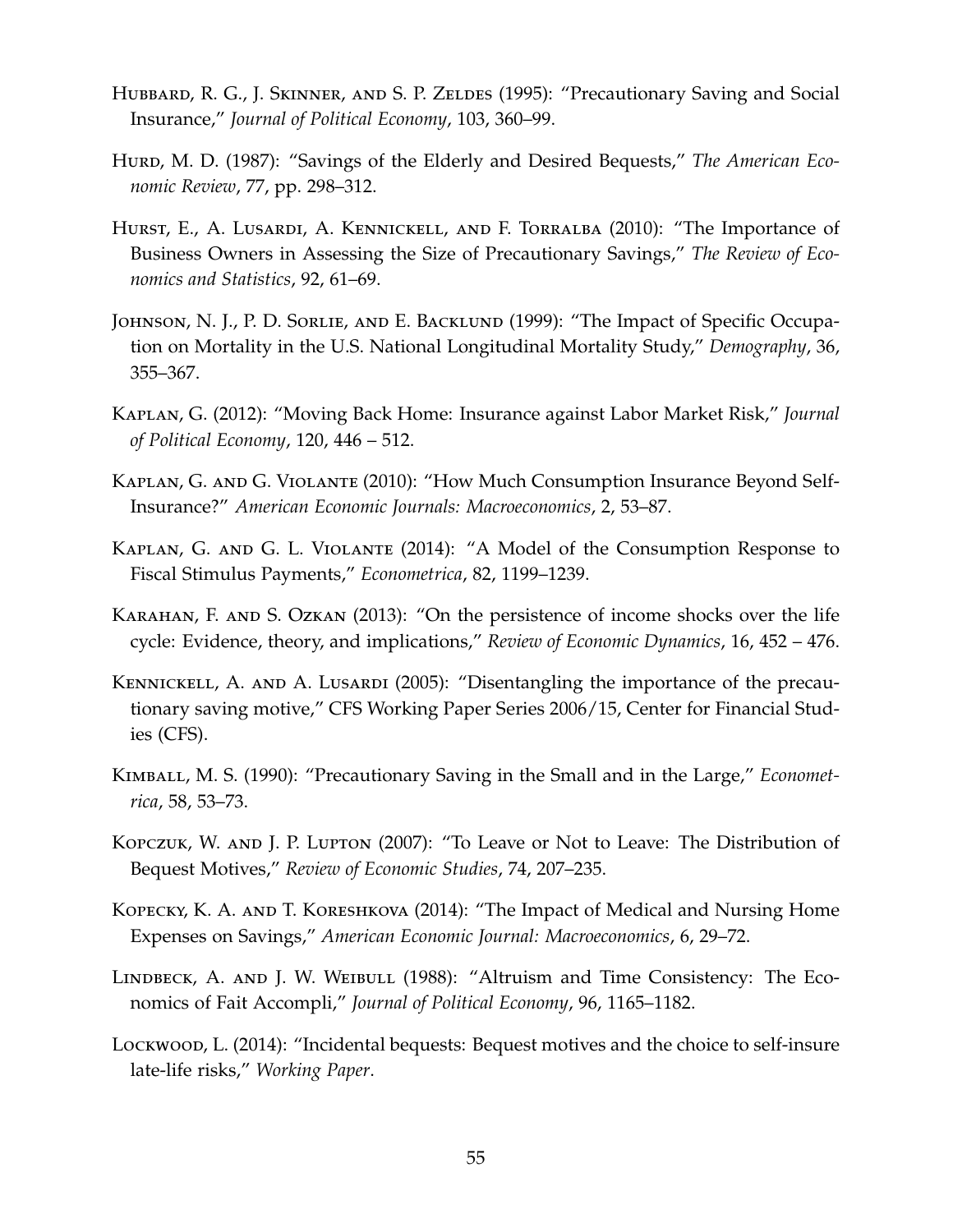Hubbard, R. G., J. Skinner, and S. P. Zeldes (1995): "Precautionary Saving and Social Insurance," *Journal of Political Economy*, 103, 360–99.

Hurd, M. D. (1987): "Savings of the Elderly and Desired Bequests," *The American Economic Review*, 77, pp. 298–312.

Hurst, E., A. Lusardi, A. Kennickell, and F. Torralba (2010): "The Importance of Business Owners in Assessing the Size of Precautionary Savings," *The Review of Economics and Statistics*, 92, 61–69.

Johnson, N. J., P. D. Sorlie, and E. Backlund (1999): "The Impact of Specific Occupation on Mortality in the U.S. National Longitudinal Mortality Study," *Demography*, 36, 355–367.

Kaplan, G. (2012): "Moving Back Home: Insurance against Labor Market Risk," *Journal of Political Economy*, 120, 446 – 512.

Kaplan, G. and G. Violante (2010): "How Much Consumption Insurance Beyond Self-Insurance?" *American Economic Journals: Macroeconomics*, 2, 53–87.

Kaplan, G. and G. L. Violante (2014): "A Model of the Consumption Response to Fiscal Stimulus Payments," *Econometrica*, 82, 1199–1239.

Karahan, F. and S. Ozkan (2013): "On the persistence of income shocks over the life cycle: Evidence, theory, and implications," *Review of Economic Dynamics*, 16, 452 – 476.

Kennickell, A. and A. Lusardi (2005): "Disentangling the importance of the precautionary saving motive," CFS Working Paper Series 2006/15, Center for Financial Studies (CFS).

Kimball, M. S. (1990): "Precautionary Saving in the Small and in the Large," *Econometrica*, 58, 53–73.

Kopczuk, W. and J. P. Lupton (2007): "To Leave or Not to Leave: The Distribution of Bequest Motives," *Review of Economic Studies*, 74, 207–235.

Kopecky, K. A. and T. Koreshkova (2014): "The Impact of Medical and Nursing Home Expenses on Savings," *American Economic Journal: Macroeconomics*, 6, 29–72.

Lindbeck, A. and J. W. Weibull (1988): "Altruism and Time Consistency: The Economics of Fait Accompli," *Journal of Political Economy*, 96, 1165–1182.

Lockwood, L. (2014): "Incidental bequests: Bequest motives and the choice to self-insure late-life risks," *Working Paper*.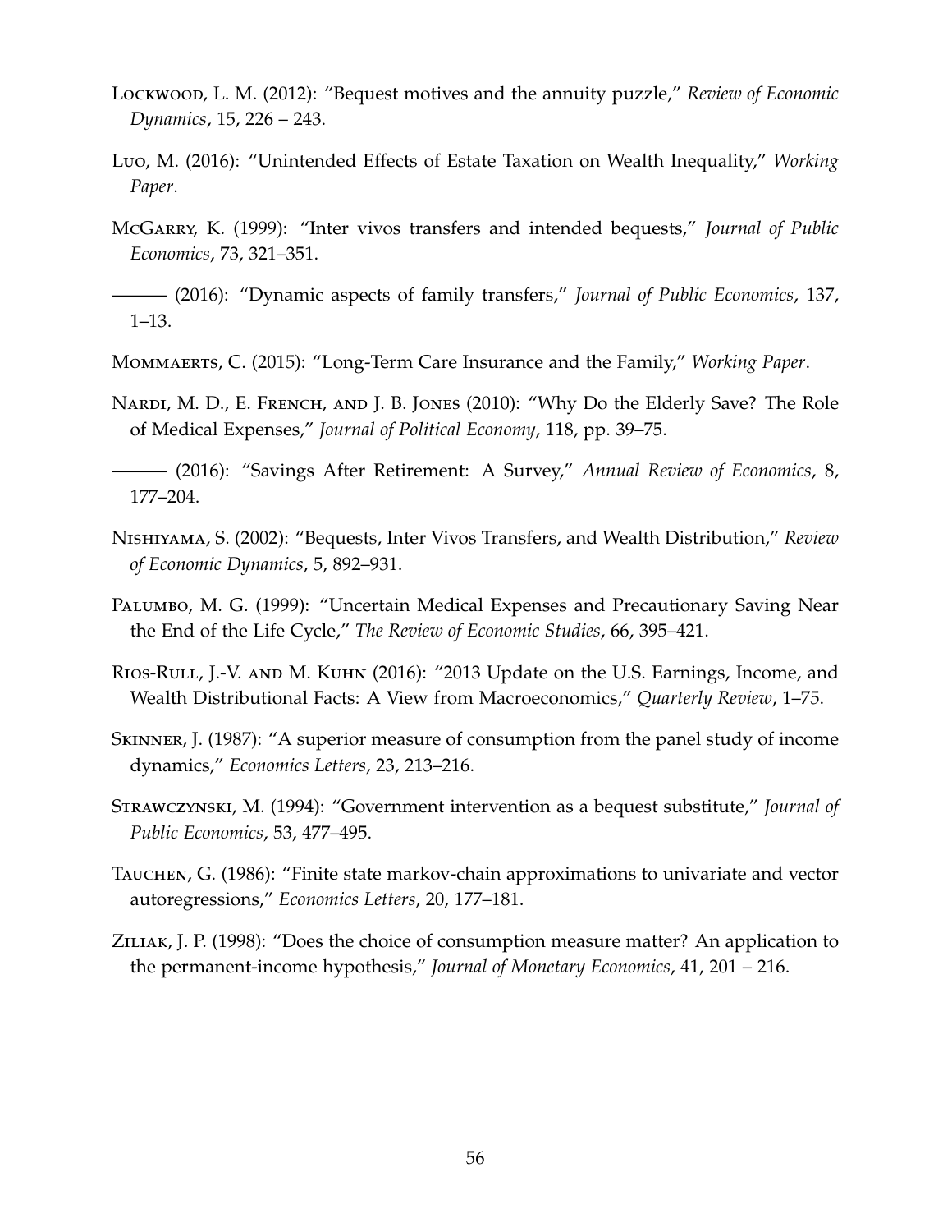Lockwood, L. M. (2012): "Bequest motives and the annuity puzzle," *Review of Economic Dynamics*, 15, 226 – 243.

Luo, M. (2016): "Unintended Effects of Estate Taxation on Wealth Inequality," *Working Paper*.

McGarry, K. (1999): "Inter vivos transfers and intended bequests," *Journal of Public Economics*, 73, 321–351.

——— (2016): "Dynamic aspects of family transfers," *Journal of Public Economics*, 137, 1–13.

Mommaerts, C. (2015): "Long-Term Care Insurance and the Family," *Working Paper*.

Nardi, M. D., E. French, and J. B. Jones (2010): "Why Do the Elderly Save? The Role of Medical Expenses," *Journal of Political Economy*, 118, pp. 39–75.

——— (2016): "Savings After Retirement: A Survey," *Annual Review of Economics*, 8, 177–204.

Nishiyama, S. (2002): "Bequests, Inter Vivos Transfers, and Wealth Distribution," *Review of Economic Dynamics*, 5, 892–931.

Palumbo, M. G. (1999): "Uncertain Medical Expenses and Precautionary Saving Near the End of the Life Cycle," *The Review of Economic Studies*, 66, 395–421.

Rios-Rull, J.-V. and M. Kuhn (2016): "2013 Update on the U.S. Earnings, Income, and Wealth Distributional Facts: A View from Macroeconomics," *Quarterly Review*, 1–75.

Skinner, J. (1987): "A superior measure of consumption from the panel study of income dynamics," *Economics Letters*, 23, 213–216.

Strawczynski, M. (1994): "Government intervention as a bequest substitute," *Journal of Public Economics*, 53, 477–495.

Tauchen, G. (1986): "Finite state markov-chain approximations to univariate and vector autoregressions," *Economics Letters*, 20, 177–181.

Ziliak, J. P. (1998): "Does the choice of consumption measure matter? An application to the permanent-income hypothesis," *Journal of Monetary Economics*, 41, 201 – 216.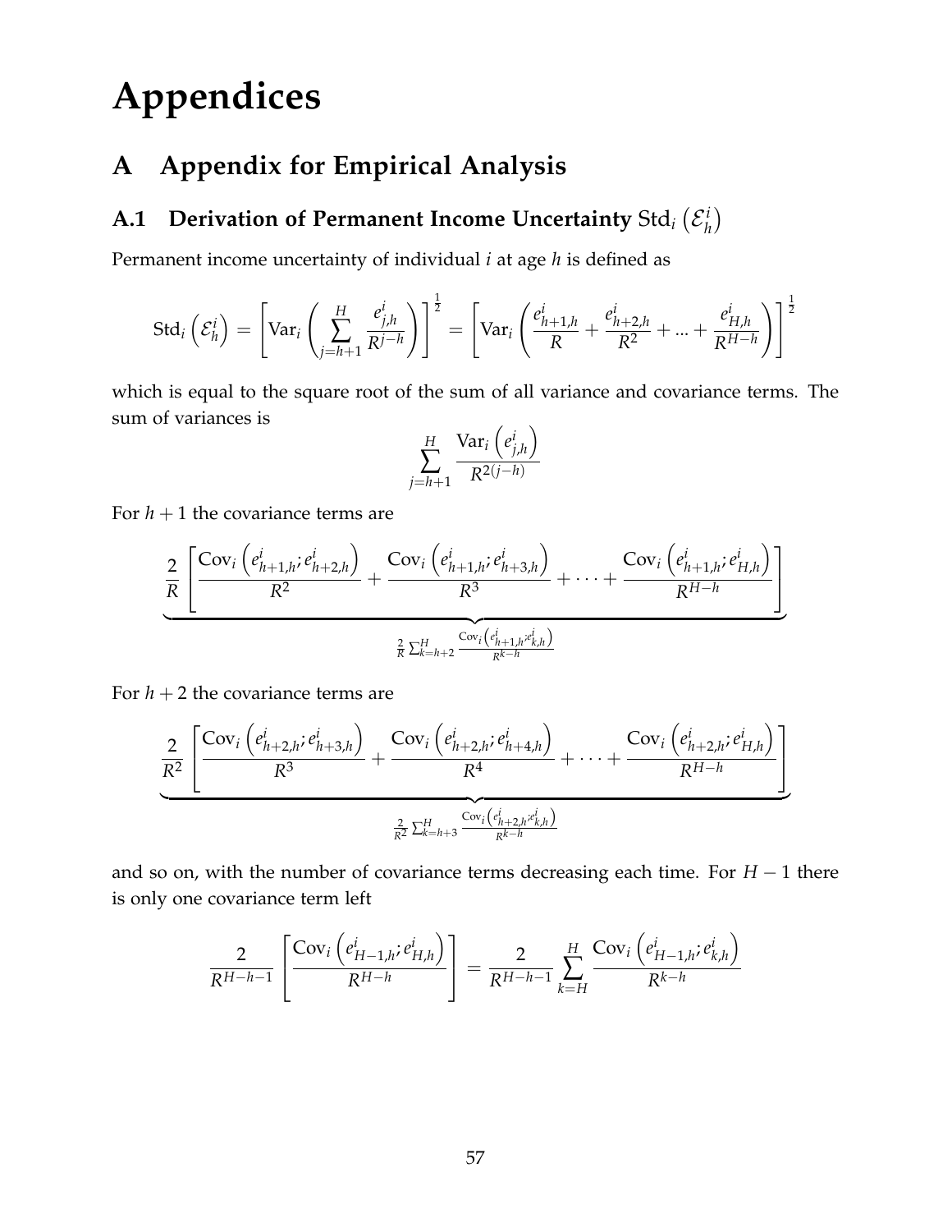# Appendices

## A Appendix for Empirical Analysis

### A.1 Derivation of Permanent Income Uncertainty $\text{Std}_i\left(\mathcal{E}_h^i\right)$

Permanent income uncertainty of individual $i$ at age $h$ is defined as

$$\text{Std}_i\left(\mathcal{E}_h^i\right) = \left[\text{Var}_i\left(\sum_{j=h+1}^{H}\frac{e_{j,h}^i}{R^{j-h}}\right)\right]^{\frac{1}{2}} = \left[\text{Var}_i\left(\frac{e_{h+1,h}^i}{R} + \frac{e_{h+2,h}^i}{R^2} + ... + \frac{e_{H,h}^i}{R^{H-h}}\right)\right]^{\frac{1}{2}}$$

which is equal to the square root of the sum of all variance and covariance terms. The sum of variances is

$$\sum_{j=h+1}^{H}\frac{\text{Var}_i\left(e_{j,h}^i\right)}{R^{2(j-h)}}$$

For $h+1$ the covariance terms are

$$\underbrace{\frac{2}{R}\left[\frac{\text{Cov}_i\left(e_{h+1,h}^i; e_{h+2,h}^i\right)}{R^2} + \frac{\text{Cov}_i\left(e_{h+1,h}^i; e_{h+3,h}^i\right)}{R^3} + \cdots + \frac{\text{Cov}_i\left(e_{h+1,h}^i; e_{H,h}^i\right)}{R^{H-h}}\right]}_{\frac{2}{R}\sum_{k=h+2}^{H}\frac{\text{Cov}_i\left(e_{h+1,h}^i; e_{k,h}^i\right)}{R^{k-h}}}$$

For $h+2$ the covariance terms are

$$\underbrace{\frac{2}{R^2}\left[\frac{\text{Cov}_i\left(e_{h+2,h}^i; e_{h+3,h}^i\right)}{R^3} + \frac{\text{Cov}_i\left(e_{h+2,h}^i; e_{h+4,h}^i\right)}{R^4} + \cdots + \frac{\text{Cov}_i\left(e_{h+2,h}^i; e_{H,h}^i\right)}{R^{H-h}}\right]}_{\frac{2}{R^2}\sum_{k=h+3}^{H}\frac{\text{Cov}_i\left(e_{h+2,h}^i; e_{k,h}^i\right)}{R^{k-h}}}$$

and so on, with the number of covariance terms decreasing each time. For $H-1$ there is only one covariance term left

$$\frac{2}{R^{H-h-1}}\left[\frac{\text{Cov}_i\left(e_{H-1,h}^i; e_{H,h}^i\right)}{R^{H-h}}\right] = \frac{2}{R^{H-h-1}}\sum_{k=H}^{H}\frac{\text{Cov}_i\left(e_{H-1,h}^i; e_{k,h}^i\right)}{R^{k-h}}$$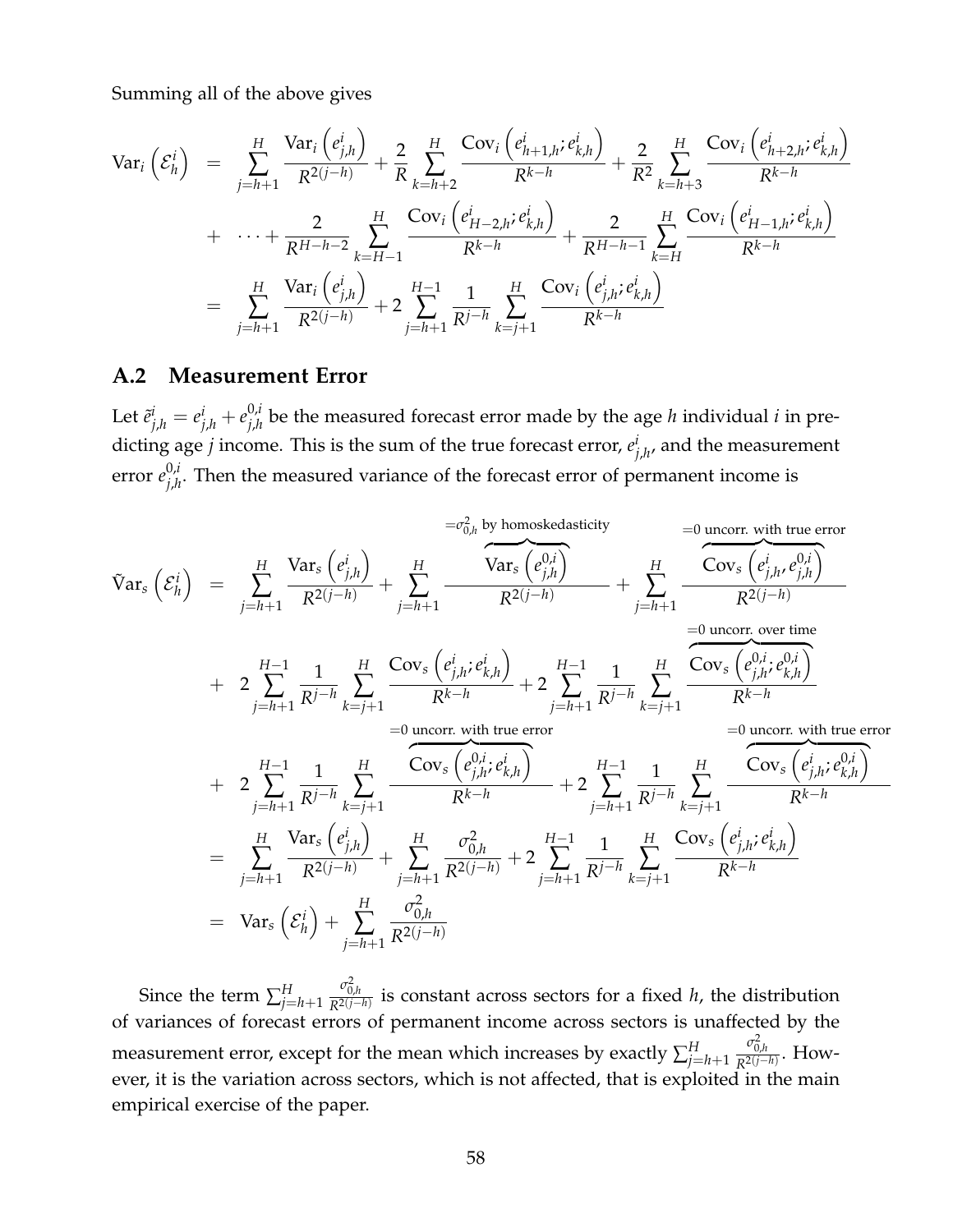Summing all of the above gives

$$
\begin{aligned}
\mathrm{Var}_i\left(\mathcal{E}_h^i\right) &= \sum_{j=h+1}^{H} \frac{\mathrm{Var}_i\left(e_{j,h}^i\right)}{R^{2(j-h)}} + \frac{2}{R}\sum_{k=h+2}^{H} \frac{\mathrm{Cov}_i\left(e_{h+1,h}^i; e_{k,h}^i\right)}{R^{k-h}} + \frac{2}{R^2}\sum_{k=h+3}^{H} \frac{\mathrm{Cov}_i\left(e_{h+2,h}^i; e_{k,h}^i\right)}{R^{k-h}} \\
&+ \cdots + \frac{2}{R^{H-h-2}}\sum_{k=H-1}^{H} \frac{\mathrm{Cov}_i\left(e_{H-2,h}^i; e_{k,h}^i\right)}{R^{k-h}} + \frac{2}{R^{H-h-1}}\sum_{k=H}^{H} \frac{\mathrm{Cov}_i\left(e_{H-1,h}^i; e_{k,h}^i\right)}{R^{k-h}} \\
&= \sum_{j=h+1}^{H} \frac{\mathrm{Var}_i\left(e_{j,h}^i\right)}{R^{2(j-h)}} + 2\sum_{j=h+1}^{H-1} \frac{1}{R^{j-h}} \sum_{k=j+1}^{H} \frac{\mathrm{Cov}_i\left(e_{j,h}^i; e_{k,h}^i\right)}{R^{k-h}}
\end{aligned}
$$

## A.2 Measurement Error

Let $\tilde{e}_{j,h}^i = e_{j,h}^i + e_{j,h}^{0,i}$ be the measured forecast error made by the age $h$ individual $i$ in predicting age $j$ income. This is the sum of the true forecast error, $e_{j,h}^i$, and the measurement error $e_{j,h}^{0,i}$. Then the measured variance of the forecast error of permanent income is

$$
\begin{aligned}
\tilde{\mathrm{V}}\mathrm{ar}_s\left(\mathcal{E}_h^i\right) &= \sum_{j=h+1}^{H} \frac{\mathrm{Var}_s\left(e_{j,h}^i\right)}{R^{2(j-h)}} + \sum_{j=h+1}^{H} \frac{\overbrace{\mathrm{Var}_s\left(e_{j,h}^{0,i}\right)}^{=\sigma_{0,h}^2 \text{ by homoskedasticity}}}{R^{2(j-h)}} + \sum_{j=h+1}^{H} \frac{\overbrace{\mathrm{Cov}_s\left(e_{j,h}^i, e_{j,h}^{0,i}\right)}^{=0 \text{ uncorr. with true error}}}{R^{2(j-h)}} \\
&+ 2\sum_{j=h+1}^{H-1} \frac{1}{R^{j-h}} \sum_{k=j+1}^{H} \frac{\mathrm{Cov}_s\left(e_{j,h}^i; e_{k,h}^i\right)}{R^{k-h}} + 2\sum_{j=h+1}^{H-1} \frac{1}{R^{j-h}} \sum_{k=j+1}^{H} \frac{\overbrace{\mathrm{Cov}_s\left(e_{j,h}^{0,i}; e_{k,h}^{0,i}\right)}^{=0 \text{ uncorr. over time}}}{R^{k-h}} \\
&+ 2\sum_{j=h+1}^{H-1} \frac{1}{R^{j-h}} \sum_{k=j+1}^{H} \frac{\overbrace{\mathrm{Cov}_s\left(e_{j,h}^{0,i}; e_{k,h}^i\right)}^{=0 \text{ uncorr. with true error}}}{R^{k-h}} + 2\sum_{j=h+1}^{H-1} \frac{1}{R^{j-h}} \sum_{k=j+1}^{H} \frac{\overbrace{\mathrm{Cov}_s\left(e_{j,h}^i; e_{k,h}^{0,i}\right)}^{=0 \text{ uncorr. with true error}}}{R^{k-h}} \\
&= \sum_{j=h+1}^{H} \frac{\mathrm{Var}_s\left(e_{j,h}^i\right)}{R^{2(j-h)}} + \sum_{j=h+1}^{H} \frac{\sigma_{0,h}^2}{R^{2(j-h)}} + 2\sum_{j=h+1}^{H-1} \frac{1}{R^{j-h}} \sum_{k=j+1}^{H} \frac{\mathrm{Cov}_s\left(e_{j,h}^i; e_{k,h}^i\right)}{R^{k-h}} \\
&= \mathrm{Var}_s\left(\mathcal{E}_h^i\right) + \sum_{j=h+1}^{H} \frac{\sigma_{0,h}^2}{R^{2(j-h)}}
\end{aligned}
$$

Since the term $\sum_{j=h+1}^{H} \frac{\sigma_{0,h}^2}{R^{2(j-h)}}$ is constant across sectors for a fixed $h$, the distribution of variances of forecast errors of permanent income across sectors is unaffected by the measurement error, except for the mean which increases by exactly $\sum_{j=h+1}^{H} \frac{\sigma_{0,h}^2}{R^{2(j-h)}}$. However, it is the variation across sectors, which is not affected, that is exploited in the main empirical exercise of the paper.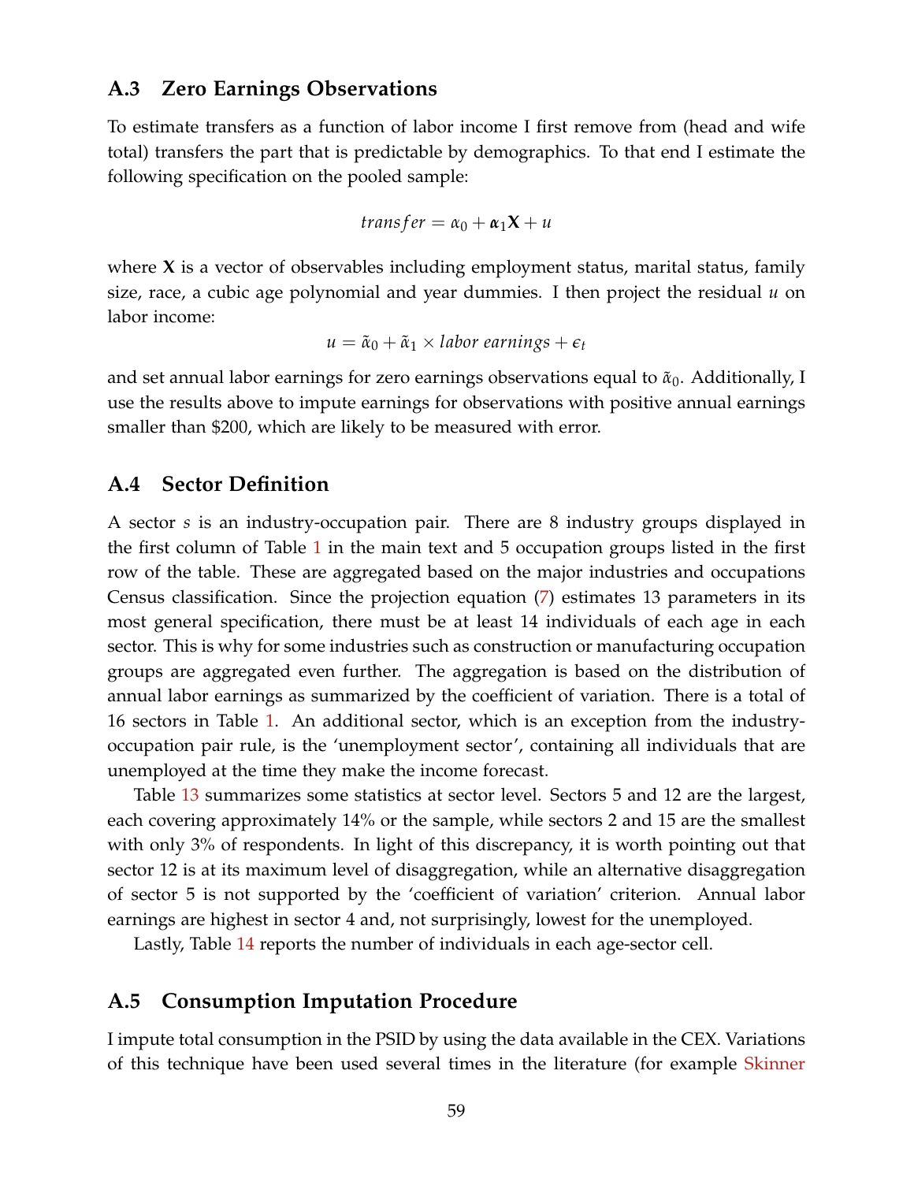## A.3 Zero Earnings Observations

To estimate transfers as a function of labor income I first remove from (head and wife total) transfers the part that is predictable by demographics. To that end I estimate the following specification on the pooled sample:

$$transfer = \alpha_0 + \boldsymbol{\alpha}_1 \mathbf{X} + u$$

where $\mathbf{X}$ is a vector of observables including employment status, marital status, family size, race, a cubic age polynomial and year dummies. I then project the residual $u$ on labor income:

$$u = \tilde{\alpha}_0 + \tilde{\alpha}_1 \times labor\ earnings + \epsilon_t$$

and set annual labor earnings for zero earnings observations equal to $\tilde{\alpha}_0$. Additionally, I use the results above to impute earnings for observations with positive annual earnings smaller than \$200, which are likely to be measured with error.

## A.4 Sector Definition

A sector $s$ is an industry-occupation pair. There are 8 industry groups displayed in the first column of Table 1 in the main text and 5 occupation groups listed in the first row of the table. These are aggregated based on the major industries and occupations Census classification. Since the projection equation (7) estimates 13 parameters in its most general specification, there must be at least 14 individuals of each age in each sector. This is why for some industries such as construction or manufacturing occupation groups are aggregated even further. The aggregation is based on the distribution of annual labor earnings as summarized by the coefficient of variation. There is a total of 16 sectors in Table 1. An additional sector, which is an exception from the industry-occupation pair rule, is the 'unemployment sector', containing all individuals that are unemployed at the time they make the income forecast.

Table 13 summarizes some statistics at sector level. Sectors 5 and 12 are the largest, each covering approximately 14% or the sample, while sectors 2 and 15 are the smallest with only 3% of respondents. In light of this discrepancy, it is worth pointing out that sector 12 is at its maximum level of disaggregation, while an alternative disaggregation of sector 5 is not supported by the 'coefficient of variation' criterion. Annual labor earnings are highest in sector 4 and, not surprisingly, lowest for the unemployed.

Lastly, Table 14 reports the number of individuals in each age-sector cell.

## A.5 Consumption Imputation Procedure

I impute total consumption in the PSID by using the data available in the CEX. Variations of this technique have been used several times in the literature (for example Skinner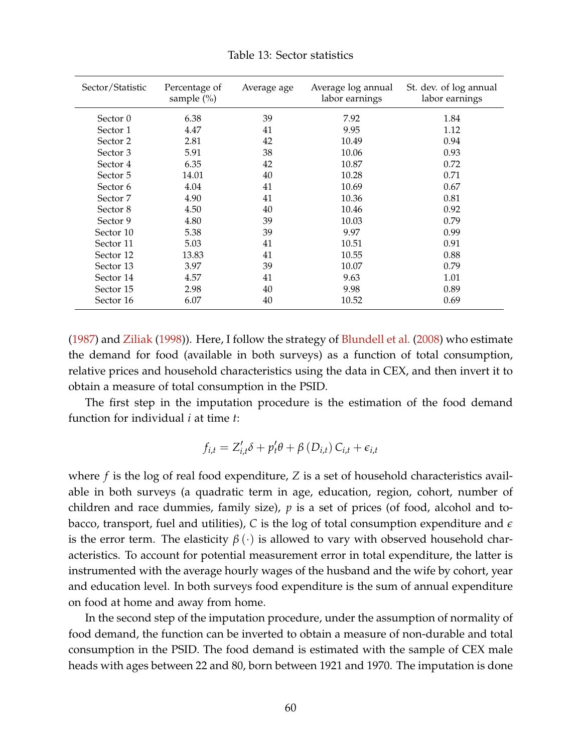Table 13: Sector statistics

| Sector/Statistic | Percentage of sample (%) | Average age | Average log annual labor earnings | St. dev. of log annual labor earnings |
|---|---|---|---|---|
| Sector 0 | 6.38 | 39 | 7.92 | 1.84 |
| Sector 1 | 4.47 | 41 | 9.95 | 1.12 |
| Sector 2 | 2.81 | 42 | 10.49 | 0.94 |
| Sector 3 | 5.91 | 38 | 10.06 | 0.93 |
| Sector 4 | 6.35 | 42 | 10.87 | 0.72 |
| Sector 5 | 14.01 | 40 | 10.28 | 0.71 |
| Sector 6 | 4.04 | 41 | 10.69 | 0.67 |
| Sector 7 | 4.90 | 41 | 10.36 | 0.81 |
| Sector 8 | 4.50 | 40 | 10.46 | 0.92 |
| Sector 9 | 4.80 | 39 | 10.03 | 0.79 |
| Sector 10 | 5.38 | 39 | 9.97 | 0.99 |
| Sector 11 | 5.03 | 41 | 10.51 | 0.91 |
| Sector 12 | 13.83 | 41 | 10.55 | 0.88 |
| Sector 13 | 3.97 | 39 | 10.07 | 0.79 |
| Sector 14 | 4.57 | 41 | 9.63 | 1.01 |
| Sector 15 | 2.98 | 40 | 9.98 | 0.89 |
| Sector 16 | 6.07 | 40 | 10.52 | 0.69 |

(1987) and Ziliak (1998)). Here, I follow the strategy of Blundell et al. (2008) who estimate the demand for food (available in both surveys) as a function of total consumption, relative prices and household characteristics using the data in CEX, and then invert it to obtain a measure of total consumption in the PSID.

The first step in the imputation procedure is the estimation of the food demand function for individual $i$ at time $t$:

$$f_{i,t} = Z'_{i,t}\delta + p'_t\theta + \beta\left(D_{i,t}\right)C_{i,t} + \epsilon_{i,t}$$

where $f$ is the log of real food expenditure, $Z$ is a set of household characteristics available in both surveys (a quadratic term in age, education, region, cohort, number of children and race dummies, family size), $p$ is a set of prices (of food, alcohol and tobacco, transport, fuel and utilities), $C$ is the log of total consumption expenditure and $\epsilon$ is the error term. The elasticity $\beta(\cdot)$ is allowed to vary with observed household characteristics. To account for potential measurement error in total expenditure, the latter is instrumented with the average hourly wages of the husband and the wife by cohort, year and education level. In both surveys food expenditure is the sum of annual expenditure on food at home and away from home.

In the second step of the imputation procedure, under the assumption of normality of food demand, the function can be inverted to obtain a measure of non-durable and total consumption in the PSID. The food demand is estimated with the sample of CEX male heads with ages between 22 and 80, born between 1921 and 1970. The imputation is done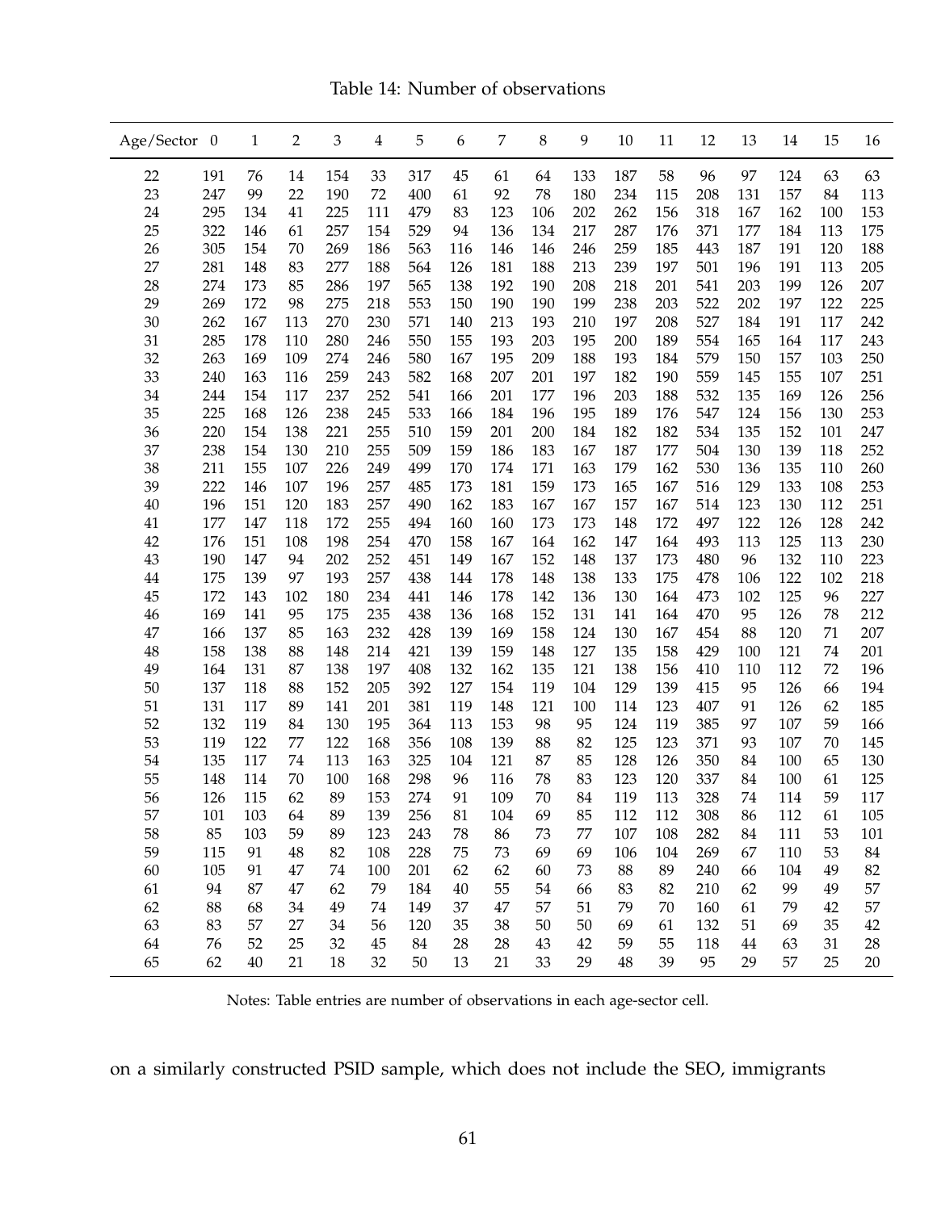Table 14: Number of observations

| Age/Sector | 0 | 1 | 2 | 3 | 4 | 5 | 6 | 7 | 8 | 9 | 10 | 11 | 12 | 13 | 14 | 15 | 16 |
|---|---|---|---|---|---|---|---|---|---|---|---|---|---|---|---|---|---|
| 22 | 191 | 76 | 14 | 154 | 33 | 317 | 45 | 61 | 64 | 133 | 187 | 58 | 96 | 97 | 124 | 63 | 63 |
| 23 | 247 | 99 | 22 | 190 | 72 | 400 | 61 | 92 | 78 | 180 | 234 | 115 | 208 | 131 | 157 | 84 | 113 |
| 24 | 295 | 134 | 41 | 225 | 111 | 479 | 83 | 123 | 106 | 202 | 262 | 156 | 318 | 167 | 162 | 100 | 153 |
| 25 | 322 | 146 | 61 | 257 | 154 | 529 | 94 | 136 | 134 | 217 | 287 | 176 | 371 | 177 | 184 | 113 | 175 |
| 26 | 305 | 154 | 70 | 269 | 186 | 563 | 116 | 146 | 146 | 246 | 259 | 185 | 443 | 187 | 191 | 120 | 188 |
| 27 | 281 | 148 | 83 | 277 | 188 | 564 | 126 | 181 | 188 | 213 | 239 | 197 | 501 | 196 | 191 | 113 | 205 |
| 28 | 274 | 173 | 85 | 286 | 197 | 565 | 138 | 192 | 190 | 208 | 218 | 201 | 541 | 203 | 199 | 126 | 207 |
| 29 | 269 | 172 | 98 | 275 | 218 | 553 | 150 | 190 | 190 | 199 | 238 | 203 | 522 | 202 | 197 | 122 | 225 |
| 30 | 262 | 167 | 113 | 270 | 230 | 571 | 140 | 213 | 193 | 210 | 197 | 208 | 527 | 184 | 191 | 117 | 242 |
| 31 | 285 | 178 | 110 | 280 | 246 | 550 | 155 | 193 | 203 | 195 | 200 | 189 | 554 | 165 | 164 | 117 | 243 |
| 32 | 263 | 169 | 109 | 274 | 246 | 580 | 167 | 195 | 209 | 188 | 193 | 184 | 579 | 150 | 157 | 103 | 250 |
| 33 | 240 | 163 | 116 | 259 | 243 | 582 | 168 | 207 | 201 | 197 | 182 | 190 | 559 | 145 | 155 | 107 | 251 |
| 34 | 244 | 154 | 117 | 237 | 252 | 541 | 166 | 201 | 177 | 196 | 203 | 188 | 532 | 135 | 169 | 126 | 256 |
| 35 | 225 | 168 | 126 | 238 | 245 | 533 | 166 | 184 | 196 | 195 | 189 | 176 | 547 | 124 | 156 | 130 | 253 |
| 36 | 220 | 154 | 138 | 221 | 255 | 510 | 159 | 201 | 200 | 184 | 182 | 182 | 534 | 135 | 152 | 101 | 247 |
| 37 | 238 | 154 | 130 | 210 | 255 | 509 | 159 | 186 | 183 | 167 | 187 | 177 | 504 | 130 | 139 | 118 | 252 |
| 38 | 211 | 155 | 107 | 226 | 249 | 499 | 170 | 174 | 171 | 163 | 179 | 162 | 530 | 136 | 135 | 110 | 260 |
| 39 | 222 | 146 | 107 | 196 | 257 | 485 | 173 | 181 | 159 | 173 | 165 | 167 | 516 | 129 | 133 | 108 | 253 |
| 40 | 196 | 151 | 120 | 183 | 257 | 490 | 162 | 183 | 167 | 167 | 157 | 167 | 514 | 123 | 130 | 112 | 251 |
| 41 | 177 | 147 | 118 | 172 | 255 | 494 | 160 | 160 | 173 | 173 | 148 | 172 | 497 | 122 | 126 | 128 | 242 |
| 42 | 176 | 151 | 108 | 198 | 254 | 470 | 158 | 167 | 164 | 162 | 147 | 164 | 493 | 113 | 125 | 113 | 230 |
| 43 | 190 | 147 | 94 | 202 | 252 | 451 | 149 | 167 | 152 | 148 | 137 | 173 | 480 | 96 | 132 | 110 | 223 |
| 44 | 175 | 139 | 97 | 193 | 257 | 438 | 144 | 178 | 148 | 138 | 133 | 175 | 478 | 106 | 122 | 102 | 218 |
| 45 | 172 | 143 | 102 | 180 | 234 | 441 | 146 | 178 | 142 | 136 | 130 | 164 | 473 | 102 | 125 | 96 | 227 |
| 46 | 169 | 141 | 95 | 175 | 235 | 438 | 136 | 168 | 152 | 131 | 141 | 164 | 470 | 95 | 126 | 78 | 212 |
| 47 | 166 | 137 | 85 | 163 | 232 | 428 | 139 | 169 | 158 | 124 | 130 | 167 | 454 | 88 | 120 | 71 | 207 |
| 48 | 158 | 138 | 88 | 148 | 214 | 421 | 139 | 159 | 148 | 127 | 135 | 158 | 429 | 100 | 121 | 74 | 201 |
| 49 | 164 | 131 | 87 | 138 | 197 | 408 | 132 | 162 | 135 | 121 | 138 | 156 | 410 | 110 | 112 | 72 | 196 |
| 50 | 137 | 118 | 88 | 152 | 205 | 392 | 127 | 154 | 119 | 104 | 129 | 139 | 415 | 95 | 126 | 66 | 194 |
| 51 | 131 | 117 | 89 | 141 | 201 | 381 | 119 | 148 | 121 | 100 | 114 | 123 | 407 | 91 | 126 | 62 | 185 |
| 52 | 132 | 119 | 84 | 130 | 195 | 364 | 113 | 153 | 98 | 95 | 124 | 119 | 385 | 97 | 107 | 59 | 166 |
| 53 | 119 | 122 | 77 | 122 | 168 | 356 | 108 | 139 | 88 | 82 | 125 | 123 | 371 | 93 | 107 | 70 | 145 |
| 54 | 135 | 117 | 74 | 113 | 163 | 325 | 104 | 121 | 87 | 85 | 128 | 126 | 350 | 84 | 100 | 65 | 130 |
| 55 | 148 | 114 | 70 | 100 | 168 | 298 | 96 | 116 | 78 | 83 | 123 | 120 | 337 | 84 | 100 | 61 | 125 |
| 56 | 126 | 115 | 62 | 89 | 153 | 274 | 91 | 109 | 70 | 84 | 119 | 113 | 328 | 74 | 114 | 59 | 117 |
| 57 | 101 | 103 | 64 | 89 | 139 | 256 | 81 | 104 | 69 | 85 | 112 | 112 | 308 | 86 | 112 | 61 | 105 |
| 58 | 85 | 103 | 59 | 89 | 123 | 243 | 78 | 86 | 73 | 77 | 107 | 108 | 282 | 84 | 111 | 53 | 101 |
| 59 | 115 | 91 | 48 | 82 | 108 | 228 | 75 | 73 | 69 | 69 | 106 | 104 | 269 | 67 | 110 | 53 | 84 |
| 60 | 105 | 91 | 47 | 74 | 100 | 201 | 62 | 62 | 60 | 73 | 88 | 89 | 240 | 66 | 104 | 49 | 82 |
| 61 | 94 | 87 | 47 | 62 | 79 | 184 | 40 | 55 | 54 | 66 | 83 | 82 | 210 | 62 | 99 | 49 | 57 |
| 62 | 88 | 68 | 34 | 49 | 74 | 149 | 37 | 47 | 57 | 51 | 79 | 70 | 160 | 61 | 79 | 42 | 57 |
| 63 | 83 | 57 | 27 | 34 | 56 | 120 | 35 | 38 | 50 | 50 | 69 | 61 | 132 | 51 | 69 | 35 | 42 |
| 64 | 76 | 52 | 25 | 32 | 45 | 84 | 28 | 28 | 43 | 42 | 59 | 55 | 118 | 44 | 63 | 31 | 28 |
| 65 | 62 | 40 | 21 | 18 | 32 | 50 | 13 | 21 | 33 | 29 | 48 | 39 | 95 | 29 | 57 | 25 | 20 |

Notes: Table entries are number of observations in each age-sector cell.

on a similarly constructed PSID sample, which does not include the SEO, immigrants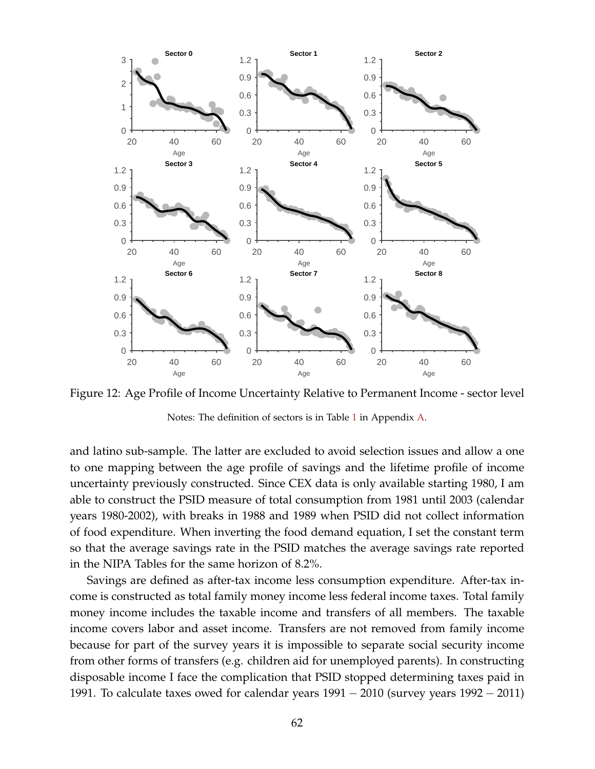Figure 12: Age Profile of Income Uncertainty Relative to Permanent Income - sector level

Notes: The definition of sectors is in Table 1 in Appendix A.

and latino sub-sample. The latter are excluded to avoid selection issues and allow a one to one mapping between the age profile of savings and the lifetime profile of income uncertainty previously constructed. Since CEX data is only available starting 1980, I am able to construct the PSID measure of total consumption from 1981 until 2003 (calendar years 1980-2002), with breaks in 1988 and 1989 when PSID did not collect information of food expenditure. When inverting the food demand equation, I set the constant term so that the average savings rate in the PSID matches the average savings rate reported in the NIPA Tables for the same horizon of 8.2%.

Savings are defined as after-tax income less consumption expenditure. After-tax income is constructed as total family money income less federal income taxes. Total family money income includes the taxable income and transfers of all members. The taxable income covers labor and asset income. Transfers are not removed from family income because for part of the survey years it is impossible to separate social security income from other forms of transfers (e.g. children aid for unemployed parents). In constructing disposable income I face the complication that PSID stopped determining taxes paid in 1991. To calculate taxes owed for calendar years $1991 - 2010$ (survey years $1992 - 2011$)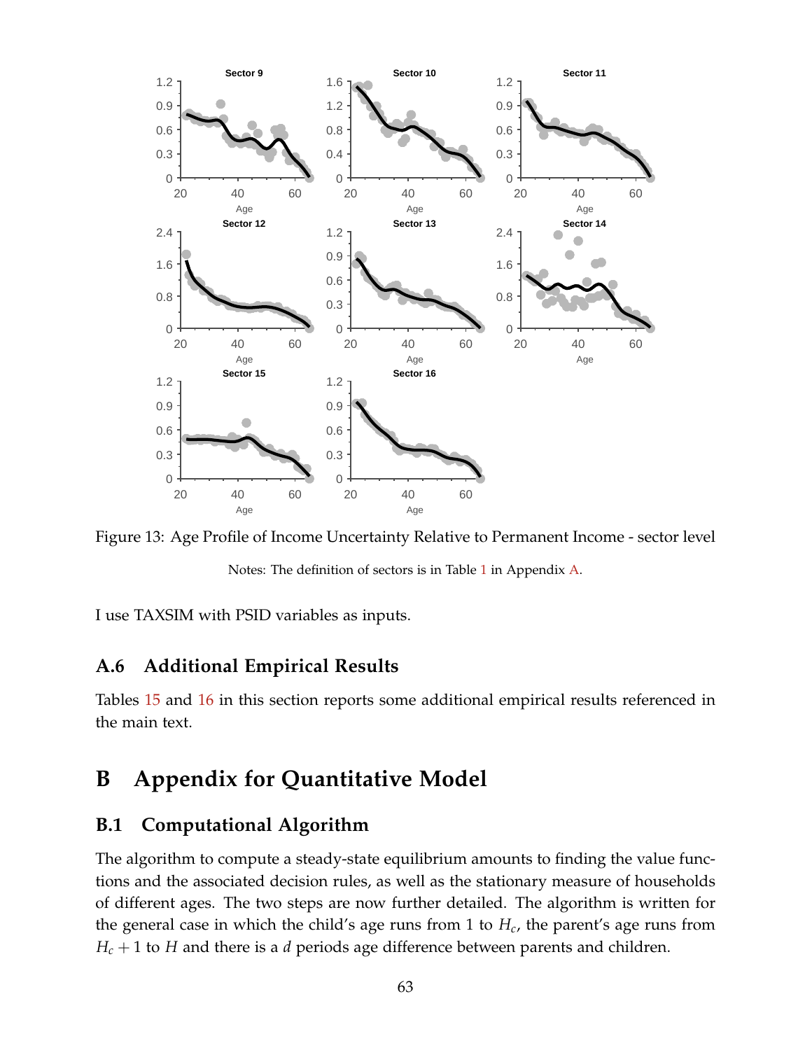Figure 13: Age Profile of Income Uncertainty Relative to Permanent Income - sector level

Notes: The definition of sectors is in Table 1 in Appendix A.

I use TAXSIM with PSID variables as inputs.

### A.6 Additional Empirical Results

Tables 15 and 16 in this section reports some additional empirical results referenced in the main text.

## B Appendix for Quantitative Model

### B.1 Computational Algorithm

The algorithm to compute a steady-state equilibrium amounts to finding the value functions and the associated decision rules, as well as the stationary measure of households of different ages. The two steps are now further detailed. The algorithm is written for the general case in which the child's age runs from 1 to $H_c$, the parent's age runs from $H_c + 1$ to $H$ and there is a $d$ periods age difference between parents and children.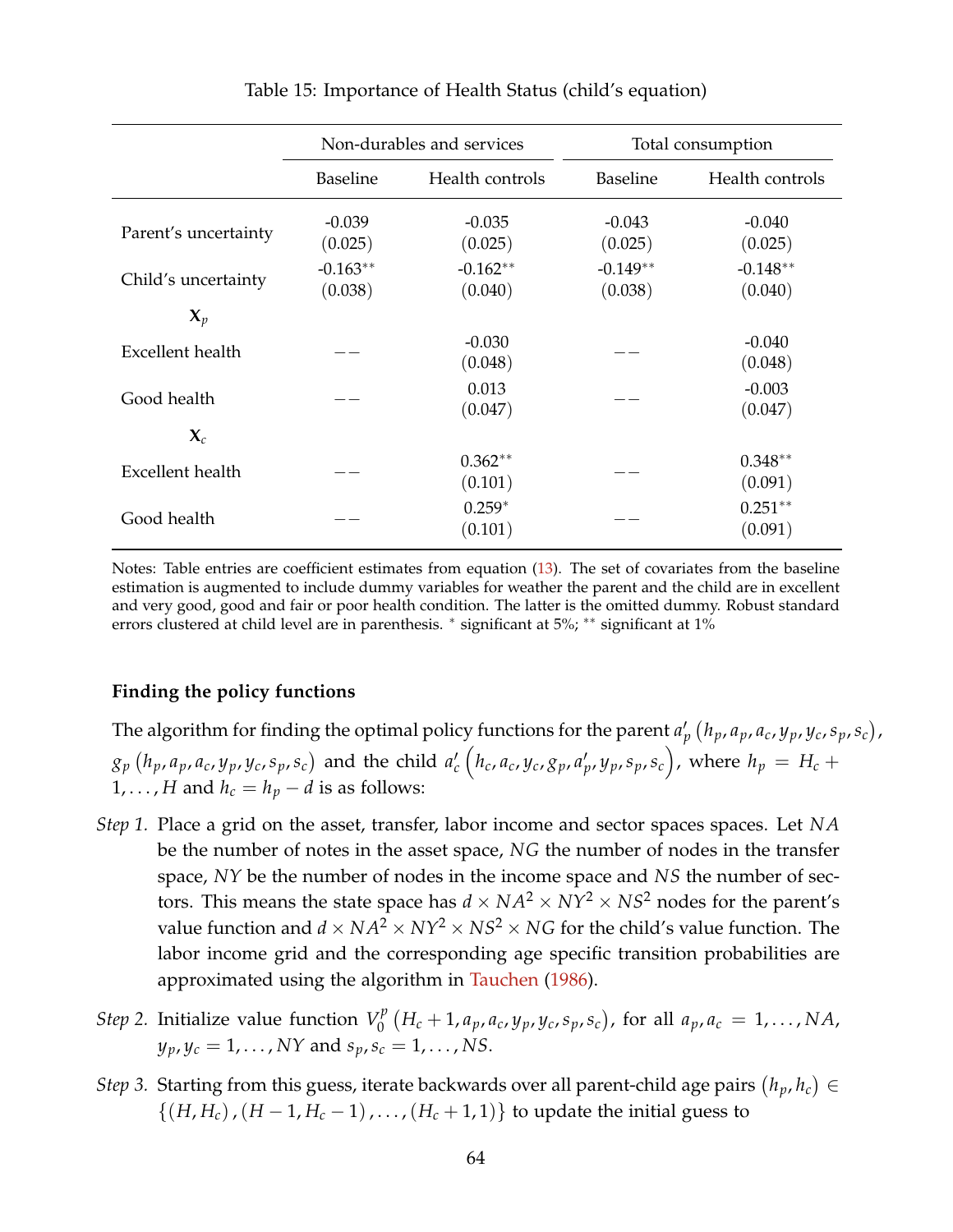Table 15: Importance of Health Status (child's equation)

| | Non-durables and services | | Total consumption | |
|---|---|---|---|---|
| | Baseline | Health controls | Baseline | Health controls |
| Parent's uncertainty | -0.039 | -0.035 | -0.043 | -0.040 |
| | (0.025) | (0.025) | (0.025) | (0.025) |
| Child's uncertainty | -0.163** | -0.162** | -0.149** | -0.148** |
| | (0.038) | (0.040) | (0.038) | (0.040) |
| $\mathbf{X}_p$ | | | | |
| Excellent health | −− | -0.030 | −− | -0.040 |
| | | (0.048) | | (0.048) |
| Good health | −− | 0.013 | −− | -0.003 |
| | | (0.047) | | (0.047) |
| $\mathbf{X}_c$ | | | | |
| Excellent health | −− | 0.362** | −− | 0.348** |
| | | (0.101) | | (0.091) |
| Good health | −− | 0.259* | −− | 0.251** |
| | | (0.101) | | (0.091) |

Notes: Table entries are coefficient estimates from equation (13). The set of covariates from the baseline estimation is augmented to include dummy variables for weather the parent and the child are in excellent and very good, good and fair or poor health condition. The latter is the omitted dummy. Robust standard errors clustered at child level are in parenthesis. * significant at 5%; ** significant at 1%

**Finding the policy functions**

The algorithm for finding the optimal policy functions for the parent $a_p'\left(h_p, a_p, a_c, y_p, y_c, s_p, s_c\right)$, $g_p\left(h_p, a_p, a_c, y_p, y_c, s_p, s_c\right)$ and the child $a_c'\left(h_c, a_c, y_c, g_p, a_p', y_p, s_p, s_c\right)$, where $h_p = H_c + 1, \ldots, H$ and $h_c = h_p - d$ is as follows:

*Step 1.* Place a grid on the asset, transfer, labor income and sector spaces spaces. Let $NA$ be the number of notes in the asset space, $NG$ the number of nodes in the transfer space, $NY$ be the number of nodes in the income space and $NS$ the number of sectors. This means the state space has $d \times NA^2 \times NY^2 \times NS^2$ nodes for the parent's value function and $d \times NA^2 \times NY^2 \times NS^2 \times NG$ for the child's value function. The labor income grid and the corresponding age specific transition probabilities are approximated using the algorithm in Tauchen (1986).

*Step 2.* Initialize value function $V_0^p\left(H_c + 1, a_p, a_c, y_p, y_c, s_p, s_c\right)$, for all $a_p, a_c = 1, \ldots, NA$, $y_p, y_c = 1, \ldots, NY$ and $s_p, s_c = 1, \ldots, NS$.

*Step 3.* Starting from this guess, iterate backwards over all parent-child age pairs $\left(h_p, h_c\right) \in \left\{\left(H, H_c\right), \left(H-1, H_c - 1\right), \ldots, \left(H_c + 1, 1\right)\right\}$ to update the initial guess to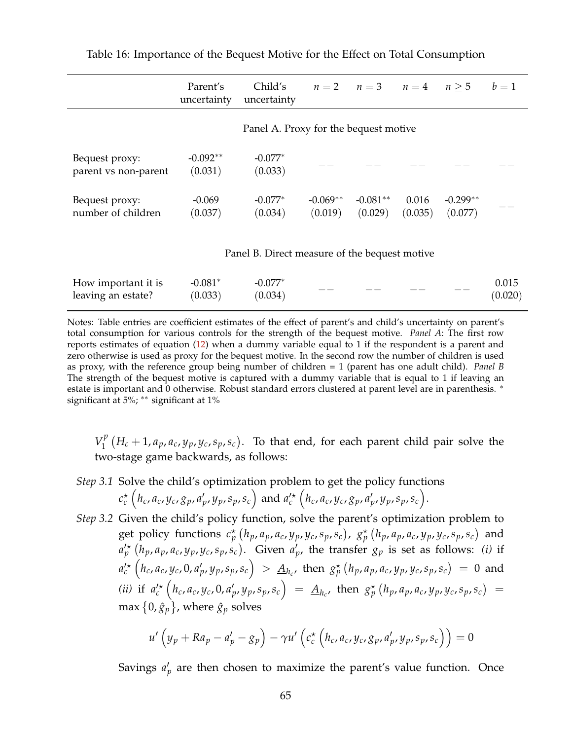Table 16: Importance of the Bequest Motive for the Effect on Total Consumption

| | Parent's uncertainty | Child's uncertainty | $n = 2$ | $n = 3$ | $n = 4$ | $n \geq 5$ | $b = 1$ |
|---|---|---|---|---|---|---|---|
| | | | **Panel A. Proxy for the bequest motive** | | | | |
| Bequest proxy: parent vs non-parent | -0.092** (0.031) | -0.077* (0.033) | – – | – – | – – | – – | – – |
| Bequest proxy: number of children | -0.069 (0.037) | -0.077* (0.034) | -0.069** (0.019) | -0.081** (0.029) | 0.016 (0.035) | -0.299** (0.077) | – – |
| | | | **Panel B. Direct measure of the bequest motive** | | | | |
| How important it is leaving an estate? | -0.081* (0.033) | -0.077* (0.034) | – – | – – | – – | – – | 0.015 (0.020) |

Notes: Table entries are coefficient estimates of the effect of parent's and child's uncertainty on parent's total consumption for various controls for the strength of the bequest motive. *Panel A*: The first row reports estimates of equation (12) when a dummy variable equal to 1 if the respondent is a parent and zero otherwise is used as proxy for the bequest motive. In the second row the number of children is used as proxy, with the reference group being number of children = 1 (parent has one adult child). *Panel B* The strength of the bequest motive is captured with a dummy variable that is equal to 1 if leaving an estate is important and 0 otherwise. Robust standard errors clustered at parent level are in parenthesis. * significant at 5%; ** significant at 1%

$V_1^p\left(H_c+1, a_p, a_c, y_p, y_c, s_p, s_c\right)$. To that end, for each parent child pair solve the two-stage game backwards, as follows:

*Step 3.1* Solve the child's optimization problem to get the policy functions $c_c^\star\left(h_c, a_c, y_c, g_p, a_p', y_p, s_p, s_c\right)$ and $a_c'^\star\left(h_c, a_c, y_c, g_p, a_p', y_p, s_p, s_c\right)$.

*Step 3.2* Given the child's policy function, solve the parent's optimization problem to get policy functions $c_p^\star\left(h_p, a_p, a_c, y_p, y_c, s_p, s_c\right)$, $g_p^\star\left(h_p, a_p, a_c, y_p, y_c, s_p, s_c\right)$ and $a_p'^\star\left(h_p, a_p, a_c, y_p, y_c, s_p, s_c\right)$. Given $a_p'$, the transfer $g_p$ is set as follows: *(i)* if $a_c'^\star\left(h_c, a_c, y_c, 0, a_p', y_p, s_p, s_c\right) > \underline{A}_{h_c}$, then $g_p^\star\left(h_p, a_p, a_c, y_p, y_c, s_p, s_c\right) = 0$ and *(ii)* if $a_c'^\star\left(h_c, a_c, y_c, 0, a_p', y_p, s_p, s_c\right) = \underline{A}_{h_c}$, then $g_p^\star\left(h_p, a_p, a_c, y_p, y_c, s_p, s_c\right) = \max\left\{0, \hat{g}_p\right\}$, where $\hat{g}_p$ solves

$$u'\left(y_p + Ra_p - a_p' - g_p\right) - \gamma u'\left(c_c^\star\left(h_c, a_c, y_c, g_p, a_p', y_p, s_p, s_c\right)\right) = 0$$

Savings $a_p'$ are then chosen to maximize the parent's value function. Once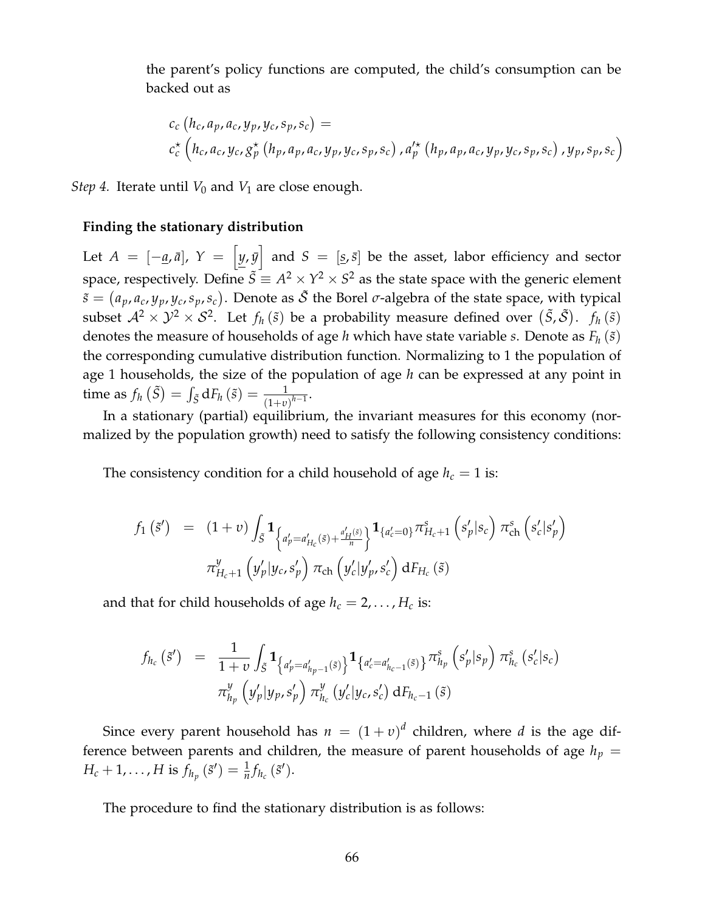the parent's policy functions are computed, the child's consumption can be backed out as

$$
\begin{aligned}
& c_c\left(h_c, a_p, a_c, y_p, y_c, s_p, s_c\right) = \\
& c_c^{\star}\left(h_c, a_c, y_c, g_p^{\star}\left(h_p, a_p, a_c, y_p, y_c, s_p, s_c\right), a_p^{\prime\star}\left(h_p, a_p, a_c, y_p, y_c, s_p, s_c\right), y_p, s_p, s_c\right)
\end{aligned}
$$

*Step 4.* Iterate until $V_0$ and $V_1$ are close enough.

**Finding the stationary distribution**

Let $A = [-\underline{a}, \bar{a}]$, $Y = \left[\underline{y}, \bar{y}\right]$ and $S = [\underline{s}, \bar{s}]$ be the asset, labor efficiency and sector space, respectively. Define $\tilde{S} \equiv A^2 \times Y^2 \times S^2$ as the state space with the generic element $\tilde{s} = \left(a_p, a_c, y_p, y_c, s_p, s_c\right)$. Denote as $\tilde{\mathcal{S}}$ the Borel $\sigma$-algebra of the state space, with typical subset $\mathcal{A}^2 \times \mathcal{Y}^2 \times \mathcal{S}^2$. Let $f_h\left(\tilde{s}\right)$ be a probability measure defined over $\left(\tilde{S}, \tilde{\mathcal{S}}\right)$. $f_h\left(\tilde{s}\right)$ denotes the measure of households of age $h$ which have state variable $s$. Denote as $F_h\left(\tilde{s}\right)$ the corresponding cumulative distribution function. Normalizing to 1 the population of age 1 households, the size of the population of age $h$ can be expressed at any point in time as $f_h\left(\tilde{S}\right) = \int_{\tilde{S}} \mathrm{d}F_h\left(\tilde{s}\right) = \frac{1}{(1+v)^{h-1}}$.

In a stationary (partial) equilibrium, the invariant measures for this economy (normalized by the population growth) need to satisfy the following consistency conditions:

The consistency condition for a child household of age $h_c = 1$ is:

$$
\begin{aligned}
f_1\left(\tilde{s}'\right) \;=\; & (1+v) \int_{\tilde{S}} \mathbf{1}_{\left\{a_p' = a_{H_c}'(\tilde{s}) + \frac{a_H'(\tilde{s})}{n}\right\}} \mathbf{1}_{\{a_c'=0\}} \pi_{H_c+1}^{s}\left(s_p'|s_c\right) \pi_{\mathrm{ch}}^{s}\left(s_c'|s_p'\right) \\
& \pi_{H_c+1}^{y}\left(y_p'|y_c, s_p'\right) \pi_{\mathrm{ch}}\left(y_c'|y_p', s_c'\right) \mathrm{d}F_{H_c}\left(\tilde{s}\right)
\end{aligned}
$$

and that for child households of age $h_c = 2, \ldots, H_c$ is:

$$
\begin{aligned}
f_{h_c}\left(\tilde{s}'\right) \;=\; & \frac{1}{1+v} \int_{\tilde{S}} \mathbf{1}_{\left\{a_p' = a_{h_p-1}'(\tilde{s})\right\}} \mathbf{1}_{\left\{a_c' = a_{h_c-1}'(\tilde{s})\right\}} \pi_{h_p}^{s}\left(s_p'|s_p\right) \pi_{h_c}^{s}\left(s_c'|s_c\right) \\
& \pi_{h_p}^{y}\left(y_p'|y_p, s_p'\right) \pi_{h_c}^{y}\left(y_c'|y_c, s_c'\right) \mathrm{d}F_{h_c-1}\left(\tilde{s}\right)
\end{aligned}
$$

Since every parent household has $n = (1+v)^d$ children, where $d$ is the age difference between parents and children, the measure of parent households of age $h_p = H_c + 1, \ldots, H$ is $f_{h_p}\left(\tilde{s}'\right) = \frac{1}{n} f_{h_c}\left(\tilde{s}'\right)$.

The procedure to find the stationary distribution is as follows: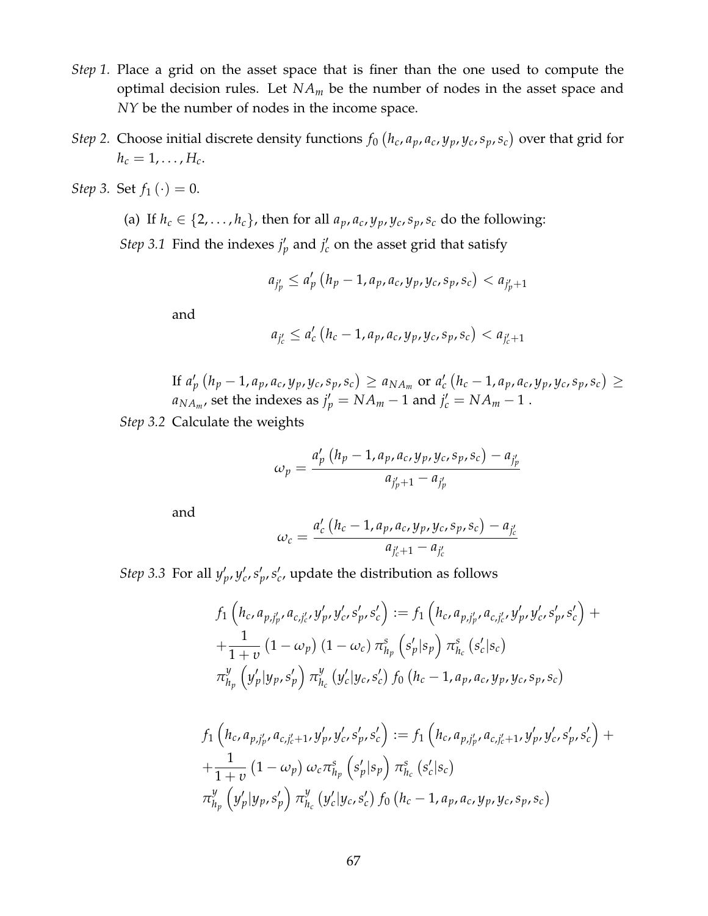*Step 1.* Place a grid on the asset space that is finer than the one used to compute the optimal decision rules. Let $NA_m$ be the number of nodes in the asset space and $NY$ be the number of nodes in the income space.

*Step 2.* Choose initial discrete density functions $f_0(h_c, a_p, a_c, y_p, y_c, s_p, s_c)$ over that grid for $h_c = 1, \ldots, H_c$.

*Step 3.* Set $f_1(\cdot) = 0$.

(a) If $h_c \in \{2, \ldots, h_c\}$, then for all $a_p, a_c, y_p, y_c, s_p, s_c$ do the following:

*Step 3.1* Find the indexes $j'_p$ and $j'_c$ on the asset grid that satisfy

$$a_{j'_p} \leq a'_p(h_p - 1, a_p, a_c, y_p, y_c, s_p, s_c) < a_{j'_p+1}$$

and

$$a_{j'_c} \leq a'_c(h_c - 1, a_p, a_c, y_p, y_c, s_p, s_c) < a_{j'_c+1}$$

If $a'_p(h_p - 1, a_p, a_c, y_p, y_c, s_p, s_c) \geq a_{NA_m}$ or $a'_c(h_c - 1, a_p, a_c, y_p, y_c, s_p, s_c) \geq a_{NA_m}$, set the indexes as $j'_p = NA_m - 1$ and $j'_c = NA_m - 1$ .

*Step 3.2* Calculate the weights

$$\omega_p = \frac{a'_p(h_p - 1, a_p, a_c, y_p, y_c, s_p, s_c) - a_{j'_p}}{a_{j'_p+1} - a_{j'_p}}$$

and

$$\omega_c = \frac{a'_c(h_c - 1, a_p, a_c, y_p, y_c, s_p, s_c) - a_{j'_c}}{a_{j'_c+1} - a_{j'_c}}$$

*Step 3.3* For all $y'_p, y'_c, s'_p, s'_c$, update the distribution as follows

$$\begin{aligned}
& f_1\left(h_c, a_{p,j'_p}, a_{c,j'_c}, y'_p, y'_c, s'_p, s'_c\right) := f_1\left(h_c, a_{p,j'_p}, a_{c,j'_c}, y'_p, y'_c, s'_p, s'_c\right) + \\
& + \frac{1}{1+v}(1-\omega_p)(1-\omega_c)\,\pi^s_{h_p}\left(s'_p|s_p\right)\pi^s_{h_c}\left(s'_c|s_c\right) \\
& \pi^y_{h_p}\left(y'_p|y_p, s'_p\right)\pi^y_{h_c}\left(y'_c|y_c, s'_c\right) f_0\left(h_c - 1, a_p, a_c, y_p, y_c, s_p, s_c\right)
\end{aligned}$$

$$\begin{aligned}
& f_1\left(h_c, a_{p,j'_p}, a_{c,j'_c+1}, y'_p, y'_c, s'_p, s'_c\right) := f_1\left(h_c, a_{p,j'_p}, a_{c,j'_c+1}, y'_p, y'_c, s'_p, s'_c\right) + \\
& + \frac{1}{1+v}(1-\omega_p)\,\omega_c\,\pi^s_{h_p}\left(s'_p|s_p\right)\pi^s_{h_c}\left(s'_c|s_c\right) \\
& \pi^y_{h_p}\left(y'_p|y_p, s'_p\right)\pi^y_{h_c}\left(y'_c|y_c, s'_c\right) f_0\left(h_c - 1, a_p, a_c, y_p, y_c, s_p, s_c\right)
\end{aligned}$$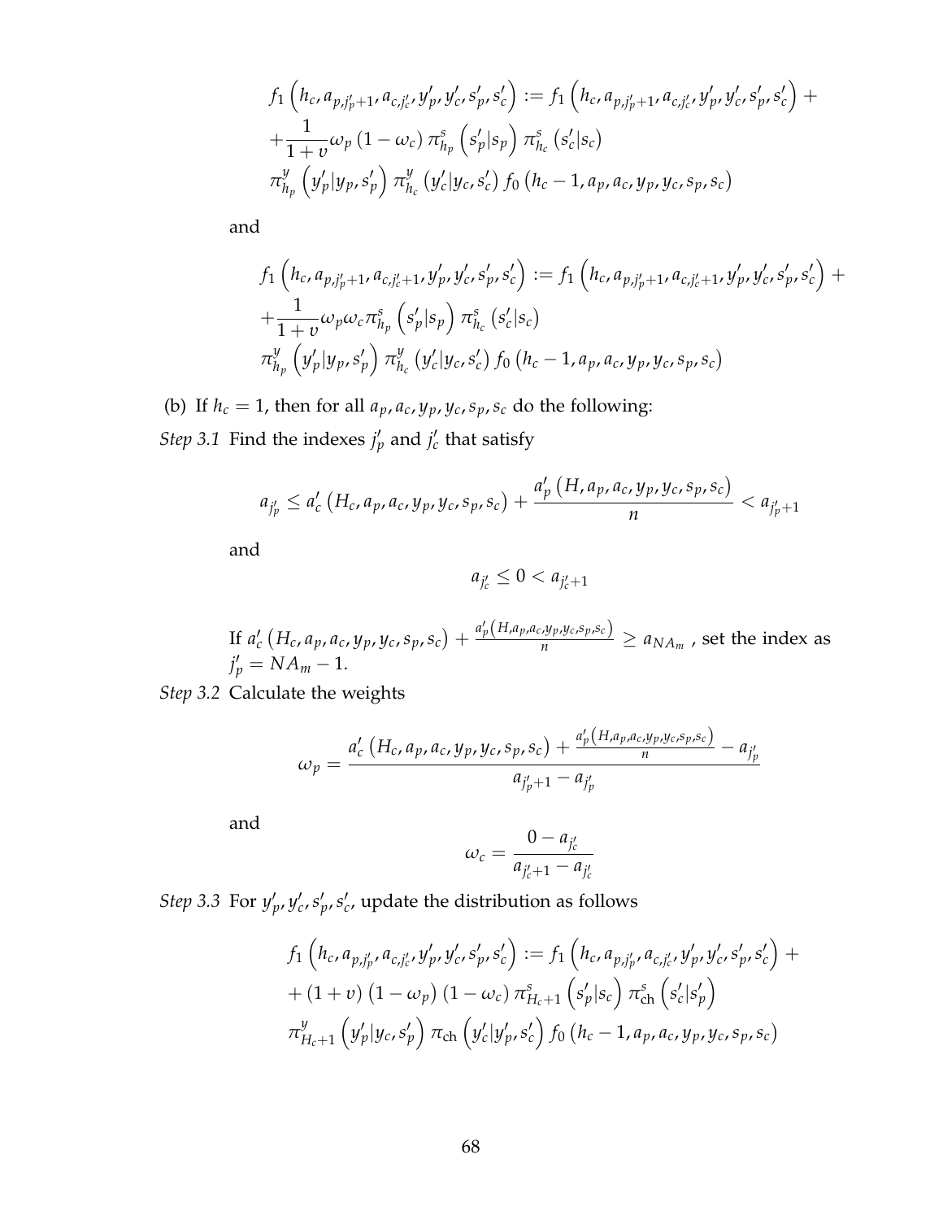$$
\begin{aligned}
& f_1\left(h_c, a_{p,j_p'+1}, a_{c,j_c'}, y_p', y_c', s_p', s_c'\right) := f_1\left(h_c, a_{p,j_p'+1}, a_{c,j_c'}, y_p', y_c', s_p', s_c'\right) + \\
& + \frac{1}{1+v}\omega_p\left(1-\omega_c\right)\pi^s_{h_p}\left(s_p'|s_p\right)\pi^s_{h_c}\left(s_c'|s_c\right) \\
& \pi^y_{h_p}\left(y_p'|y_p, s_p'\right)\pi^y_{h_c}\left(y_c'|y_c, s_c'\right) f_0\left(h_c-1, a_p, a_c, y_p, y_c, s_p, s_c\right)
\end{aligned}
$$

and

$$
\begin{aligned}
& f_1\left(h_c, a_{p,j_p'+1}, a_{c,j_c'+1}, y_p', y_c', s_p', s_c'\right) := f_1\left(h_c, a_{p,j_p'+1}, a_{c,j_c'+1}, y_p', y_c', s_p', s_c'\right) + \\
& + \frac{1}{1+v}\omega_p \omega_c \pi^s_{h_p}\left(s_p'|s_p\right)\pi^s_{h_c}\left(s_c'|s_c\right) \\
& \pi^y_{h_p}\left(y_p'|y_p, s_p'\right)\pi^y_{h_c}\left(y_c'|y_c, s_c'\right) f_0\left(h_c-1, a_p, a_c, y_p, y_c, s_p, s_c\right)
\end{aligned}
$$

(b) If $h_c = 1$, then for all $a_p, a_c, y_p, y_c, s_p, s_c$ do the following:

*Step 3.1* Find the indexes $j_p'$ and $j_c'$ that satisfy

$$
a_{j_p'} \leq a_c'\left(H_c, a_p, a_c, y_p, y_c, s_p, s_c\right) + \frac{a_p'\left(H, a_p, a_c, y_p, y_c, s_p, s_c\right)}{n} < a_{j_p'+1}
$$

and

$$
a_{j_c'} \leq 0 < a_{j_c'+1}
$$

If $a_c'\left(H_c, a_p, a_c, y_p, y_c, s_p, s_c\right) + \frac{a_p'\left(H, a_p, a_c, y_p, y_c, s_p, s_c\right)}{n} \geq a_{NA_m}$ , set the index as $j_p' = NA_m - 1$.

*Step 3.2* Calculate the weights

$$
\omega_p = \frac{a_c'\left(H_c, a_p, a_c, y_p, y_c, s_p, s_c\right) + \frac{a_p'\left(H, a_p, a_c, y_p, y_c, s_p, s_c\right)}{n} - a_{j_p'}}{a_{j_p'+1} - a_{j_p'}}
$$

and

$$
\omega_c = \frac{0 - a_{j_c'}}{a_{j_c'+1} - a_{j_c'}}
$$

*Step 3.3* For $y_p', y_c', s_p', s_c'$, update the distribution as follows

$$
\begin{aligned}
& f_1\left(h_c, a_{p,j_p'}, a_{c,j_c'}, y_p', y_c', s_p', s_c'\right) := f_1\left(h_c, a_{p,j_p'}, a_{c,j_c'}, y_p', y_c', s_p', s_c'\right) + \\
& + \left(1+v\right)\left(1-\omega_p\right)\left(1-\omega_c\right)\pi^s_{H_c+1}\left(s_p'|s_c\right)\pi^s_{\text{ch}}\left(s_c'|s_p'\right) \\
& \pi^y_{H_c+1}\left(y_p'|y_c, s_p'\right)\pi_{\text{ch}}\left(y_c'|y_p', s_c'\right) f_0\left(h_c-1, a_p, a_c, y_p, y_c, s_p, s_c\right)
\end{aligned}
$$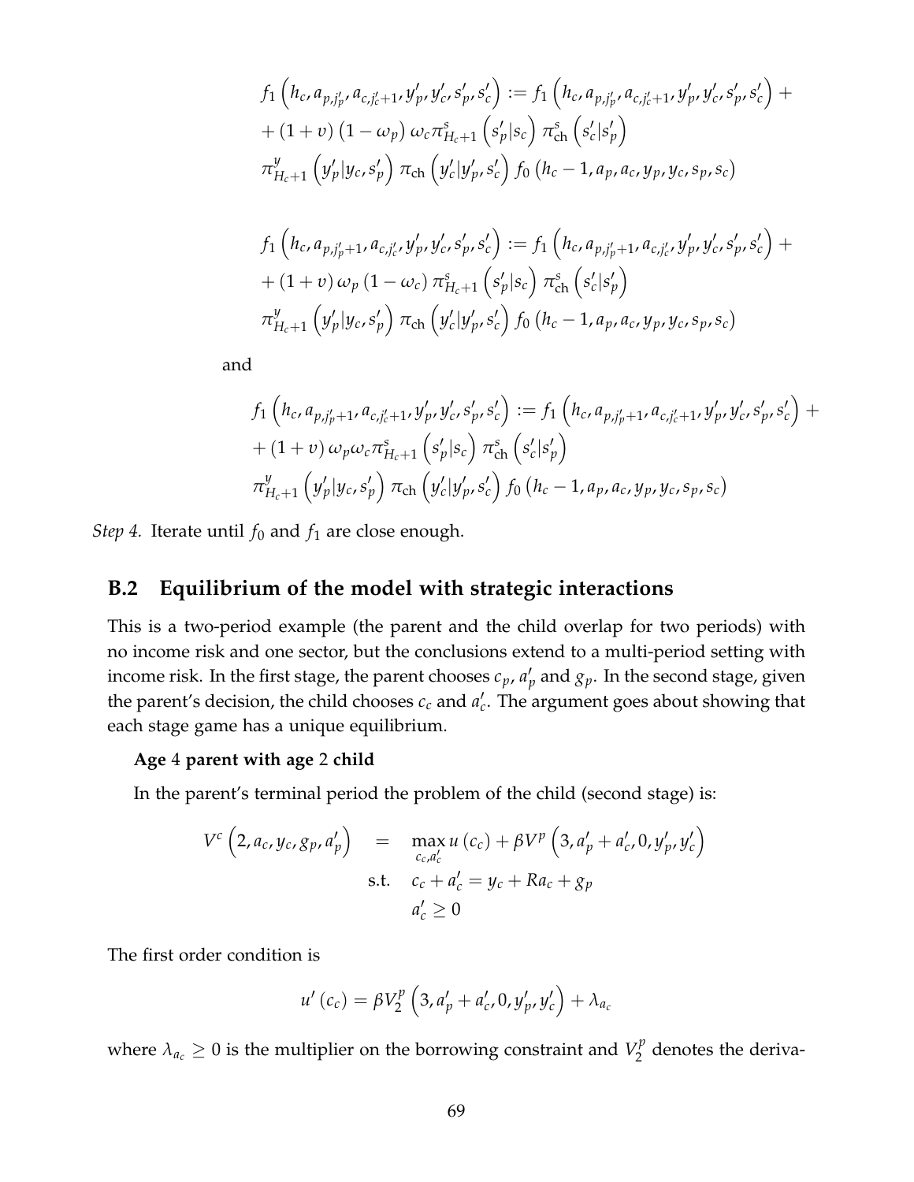$$
\begin{aligned}
& f_1\left(h_c, a_{p,j_p'}, a_{c,j_c'+1}, y_p', y_c', s_p', s_c'\right) := f_1\left(h_c, a_{p,j_p'}, a_{c,j_c'+1}, y_p', y_c', s_p', s_c'\right) + \\
& + (1+v)\left(1-\omega_p\right)\omega_c \pi^s_{H_c+1}\left(s_p'|s_c\right)\pi^s_{\text{ch}}\left(s_c'|s_p'\right) \\
& \pi^y_{H_c+1}\left(y_p'|y_c, s_p'\right)\pi_{\text{ch}}\left(y_c'|y_p', s_c'\right) f_0\left(h_c-1, a_p, a_c, y_p, y_c, s_p, s_c\right)
\end{aligned}
$$

$$
\begin{aligned}
& f_1\left(h_c, a_{p,j_p'+1}, a_{c,j_c'}, y_p', y_c', s_p', s_c'\right) := f_1\left(h_c, a_{p,j_p'+1}, a_{c,j_c'}, y_p', y_c', s_p', s_c'\right) + \\
& + (1+v)\,\omega_p\left(1-\omega_c\right)\pi^s_{H_c+1}\left(s_p'|s_c\right)\pi^s_{\text{ch}}\left(s_c'|s_p'\right) \\
& \pi^y_{H_c+1}\left(y_p'|y_c, s_p'\right)\pi_{\text{ch}}\left(y_c'|y_p', s_c'\right) f_0\left(h_c-1, a_p, a_c, y_p, y_c, s_p, s_c\right)
\end{aligned}
$$

and

$$
\begin{aligned}
& f_1\left(h_c, a_{p,j_p'+1}, a_{c,j_c'+1}, y_p', y_c', s_p', s_c'\right) := f_1\left(h_c, a_{p,j_p'+1}, a_{c,j_c'+1}, y_p', y_c', s_p', s_c'\right) + \\
& + (1+v)\,\omega_p\omega_c \pi^s_{H_c+1}\left(s_p'|s_c\right)\pi^s_{\text{ch}}\left(s_c'|s_p'\right) \\
& \pi^y_{H_c+1}\left(y_p'|y_c, s_p'\right)\pi_{\text{ch}}\left(y_c'|y_p', s_c'\right) f_0\left(h_c-1, a_p, a_c, y_p, y_c, s_p, s_c\right)
\end{aligned}
$$

*Step 4.* Iterate until $f_0$ and $f_1$ are close enough.

## B.2 Equilibrium of the model with strategic interactions

This is a two-period example (the parent and the child overlap for two periods) with no income risk and one sector, but the conclusions extend to a multi-period setting with income risk. In the first stage, the parent chooses $c_p$, $a_p'$ and $g_p$. In the second stage, given the parent's decision, the child chooses $c_c$ and $a_c'$. The argument goes about showing that each stage game has a unique equilibrium.

**Age 4 parent with age 2 child**

In the parent's terminal period the problem of the child (second stage) is:

$$
\begin{aligned}
V^c\left(2, a_c, y_c, g_p, a_p'\right) \quad &= \quad \max_{c_c, a_c'} u\left(c_c\right) + \beta V^p\left(3, a_p' + a_c', 0, y_p', y_c'\right) \\
\text{s.t.} \quad & c_c + a_c' = y_c + R a_c + g_p \\
& a_c' \geq 0
\end{aligned}
$$

The first order condition is

$$
u'\left(c_c\right) = \beta V_2^p\left(3, a_p' + a_c', 0, y_p', y_c'\right) + \lambda_{a_c}
$$

where $\lambda_{a_c} \geq 0$ is the multiplier on the borrowing constraint and $V_2^p$ denotes the deriva-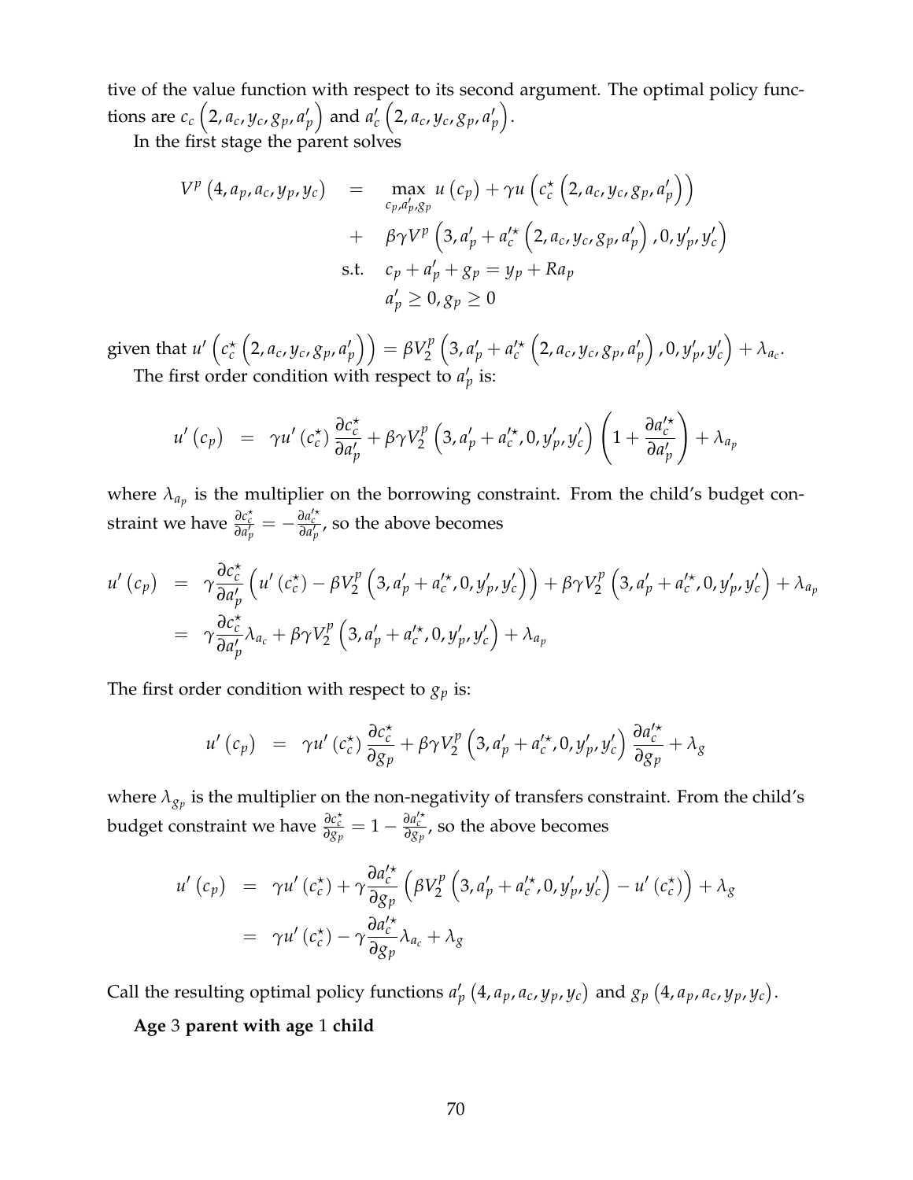tive of the value function with respect to its second argument. The optimal policy functions are $c_c\left(2, a_c, y_c, g_p, a_p'\right)$ and $a_c'\left(2, a_c, y_c, g_p, a_p'\right)$.

In the first stage the parent solves

$$
\begin{aligned}
V^p\left(4, a_p, a_c, y_p, y_c\right) &= \max_{c_p, a_p', g_p} u\left(c_p\right) + \gamma u\left(c_c^\star\left(2, a_c, y_c, g_p, a_p'\right)\right) \\
&+ \beta\gamma V^p\left(3, a_p' + a_c'^\star\left(2, a_c, y_c, g_p, a_p'\right), 0, y_p', y_c'\right) \\
\text{s.t.} &\quad c_p + a_p' + g_p = y_p + Ra_p \\
&\quad a_p' \geq 0, g_p \geq 0
\end{aligned}
$$

given that $u'\left(c_c^\star\left(2, a_c, y_c, g_p, a_p'\right)\right) = \beta V_2^p\left(3, a_p' + a_c'^\star\left(2, a_c, y_c, g_p, a_p'\right), 0, y_p', y_c'\right) + \lambda_{a_c}$.

The first order condition with respect to $a_p'$ is:

$$
u'\left(c_p\right) = \gamma u'\left(c_c^\star\right)\frac{\partial c_c^\star}{\partial a_p'} + \beta\gamma V_2^p\left(3, a_p' + a_c'^\star, 0, y_p', y_c'\right)\left(1 + \frac{\partial a_c'^\star}{\partial a_p'}\right) + \lambda_{a_p}
$$

where $\lambda_{a_p}$ is the multiplier on the borrowing constraint. From the child's budget constraint we have $\frac{\partial c_c^\star}{\partial a_p'} = -\frac{\partial a_c'^\star}{\partial a_p'}$, so the above becomes

$$
\begin{aligned}
u'\left(c_p\right) &= \gamma\frac{\partial c_c^\star}{\partial a_p'}\left(u'\left(c_c^\star\right) - \beta V_2^p\left(3, a_p' + a_c'^\star, 0, y_p', y_c'\right)\right) + \beta\gamma V_2^p\left(3, a_p' + a_c'^\star, 0, y_p', y_c'\right) + \lambda_{a_p} \\
&= \gamma\frac{\partial c_c^\star}{\partial a_p'}\lambda_{a_c} + \beta\gamma V_2^p\left(3, a_p' + a_c'^\star, 0, y_p', y_c'\right) + \lambda_{a_p}
\end{aligned}
$$

The first order condition with respect to $g_p$ is:

$$
u'\left(c_p\right) = \gamma u'\left(c_c^\star\right)\frac{\partial c_c^\star}{\partial g_p} + \beta\gamma V_2^p\left(3, a_p' + a_c'^\star, 0, y_p', y_c'\right)\frac{\partial a_c'^\star}{\partial g_p} + \lambda_g
$$

where $\lambda_{g_p}$ is the multiplier on the non-negativity of transfers constraint. From the child's budget constraint we have $\frac{\partial c_c^\star}{\partial g_p} = 1 - \frac{\partial a_c'^\star}{\partial g_p}$, so the above becomes

$$
\begin{aligned}
u'\left(c_p\right) &= \gamma u'\left(c_c^\star\right) + \gamma\frac{\partial a_c'^\star}{\partial g_p}\left(\beta V_2^p\left(3, a_p' + a_c'^\star, 0, y_p', y_c'\right) - u'\left(c_c^\star\right)\right) + \lambda_g \\
&= \gamma u'\left(c_c^\star\right) - \gamma\frac{\partial a_c'^\star}{\partial g_p}\lambda_{a_c} + \lambda_g
\end{aligned}
$$

Call the resulting optimal policy functions $a_p'\left(4, a_p, a_c, y_p, y_c\right)$ and $g_p\left(4, a_p, a_c, y_p, y_c\right)$.

**Age 3 parent with age 1 child**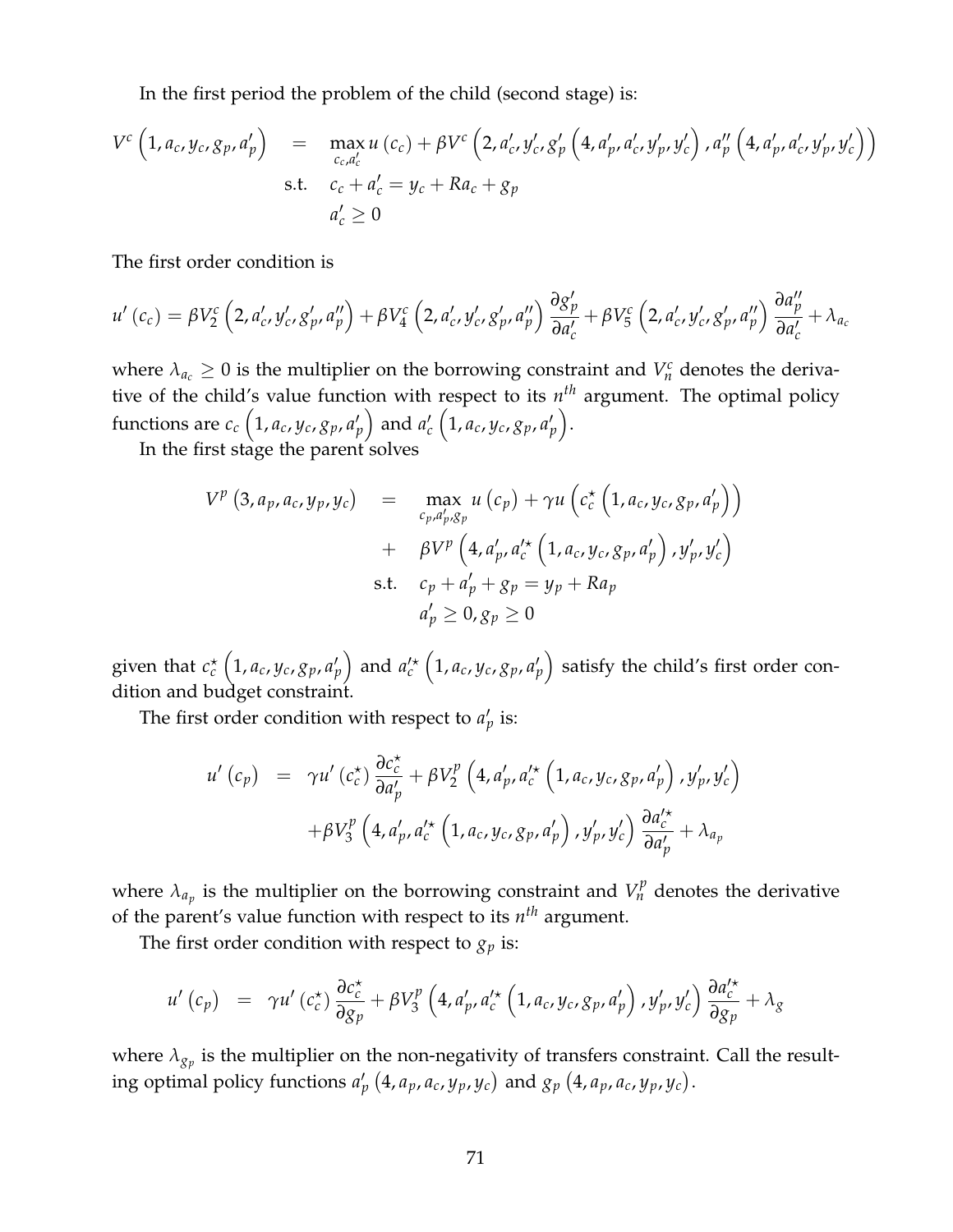In the first period the problem of the child (second stage) is:

$$
\begin{aligned}
V^c\left(1, a_c, y_c, g_p, a_p'\right) \quad &= \quad \max_{c_c, a_c'} u\left(c_c\right) + \beta V^c\left(2, a_c', y_c', g_p'\left(4, a_p', a_c', y_p', y_c'\right), a_p''\left(4, a_p', a_c', y_p', y_c'\right)\right) \\
\text{s.t.} \quad & c_c + a_c' = y_c + R a_c + g_p \\
& a_c' \geq 0
\end{aligned}
$$

The first order condition is

$$
u'\left(c_c\right) = \beta V_2^c\left(2, a_c', y_c', g_p', a_p''\right) + \beta V_4^c\left(2, a_c', y_c', g_p', a_p''\right)\frac{\partial g_p'}{\partial a_c'} + \beta V_5^c\left(2, a_c', y_c', g_p', a_p''\right)\frac{\partial a_p''}{\partial a_c'} + \lambda_{a_c}
$$

where $\lambda_{a_c} \geq 0$ is the multiplier on the borrowing constraint and $V_n^c$ denotes the derivative of the child's value function with respect to its $n^{th}$ argument. The optimal policy functions are $c_c\left(1, a_c, y_c, g_p, a_p'\right)$ and $a_c'\left(1, a_c, y_c, g_p, a_p'\right)$.

In the first stage the parent solves

$$
\begin{aligned}
V^p\left(3, a_p, a_c, y_p, y_c\right) \quad &= \quad \max_{c_p, a_p', g_p} u\left(c_p\right) + \gamma u\left(c_c^{\star}\left(1, a_c, y_c, g_p, a_p'\right)\right) \\
&+ \quad \beta V^p\left(4, a_p', a_c'^{\star}\left(1, a_c, y_c, g_p, a_p'\right), y_p', y_c'\right) \\
\text{s.t.} \quad & c_p + a_p' + g_p = y_p + R a_p \\
& a_p' \geq 0, g_p \geq 0
\end{aligned}
$$

given that $c_c^{\star}\left(1, a_c, y_c, g_p, a_p'\right)$ and $a_c'^{\star}\left(1, a_c, y_c, g_p, a_p'\right)$ satisfy the child's first order condition and budget constraint.

The first order condition with respect to $a_p'$ is:

$$
\begin{aligned}
u'\left(c_p\right) \quad &= \quad \gamma u'\left(c_c^{\star}\right)\frac{\partial c_c^{\star}}{\partial a_p'} + \beta V_2^p\left(4, a_p', a_c'^{\star}\left(1, a_c, y_c, g_p, a_p'\right), y_p', y_c'\right) \\
&+ \beta V_3^p\left(4, a_p', a_c'^{\star}\left(1, a_c, y_c, g_p, a_p'\right), y_p', y_c'\right)\frac{\partial a_c'^{\star}}{\partial a_p'} + \lambda_{a_p}
\end{aligned}
$$

where $\lambda_{a_p}$ is the multiplier on the borrowing constraint and $V_n^p$ denotes the derivative of the parent's value function with respect to its $n^{th}$ argument.

The first order condition with respect to $g_p$ is:

$$
u'\left(c_p\right) \quad = \quad \gamma u'\left(c_c^{\star}\right)\frac{\partial c_c^{\star}}{\partial g_p} + \beta V_3^p\left(4, a_p', a_c'^{\star}\left(1, a_c, y_c, g_p, a_p'\right), y_p', y_c'\right)\frac{\partial a_c'^{\star}}{\partial g_p} + \lambda_g
$$

where $\lambda_{g_p}$ is the multiplier on the non-negativity of transfers constraint. Call the resulting optimal policy functions $a_p'\left(4, a_p, a_c, y_p, y_c\right)$ and $g_p\left(4, a_p, a_c, y_p, y_c\right)$.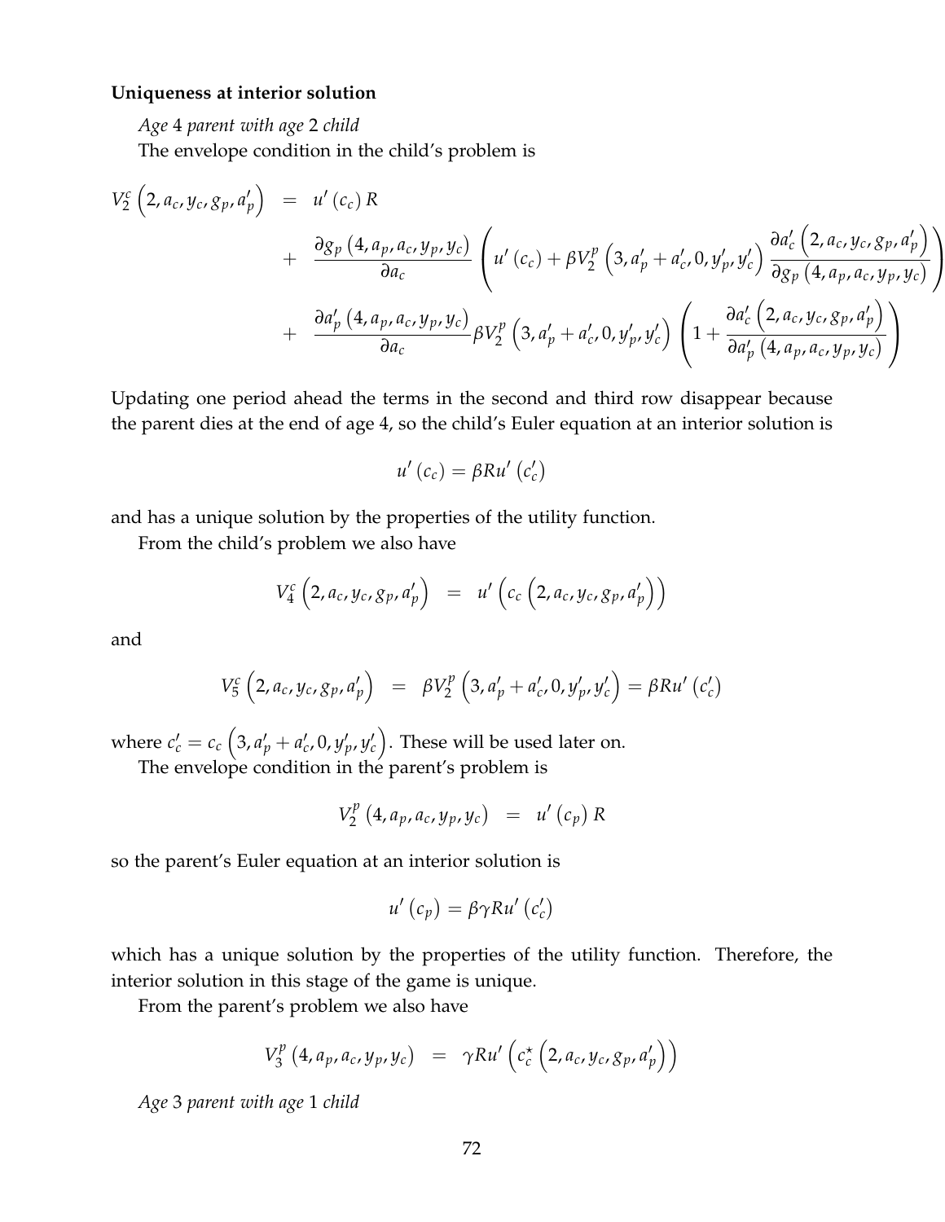**Uniqueness at interior solution**

*Age* 4 *parent with age* 2 *child*

The envelope condition in the child's problem is

$$
\begin{aligned}
V_2^c\left(2, a_c, y_c, g_p, a_p'\right) &= u'\left(c_c\right) R \\
&+ \frac{\partial g_p\left(4, a_p, a_c, y_p, y_c\right)}{\partial a_c}\left(u'\left(c_c\right) + \beta V_2^p\left(3, a_p' + a_c', 0, y_p', y_c'\right) \frac{\partial a_c'\left(2, a_c, y_c, g_p, a_p'\right)}{\partial g_p\left(4, a_p, a_c, y_p, y_c\right)}\right) \\
&+ \frac{\partial a_p'\left(4, a_p, a_c, y_p, y_c\right)}{\partial a_c} \beta V_2^p\left(3, a_p' + a_c', 0, y_p', y_c'\right)\left(1 + \frac{\partial a_c'\left(2, a_c, y_c, g_p, a_p'\right)}{\partial a_p'\left(4, a_p, a_c, y_p, y_c\right)}\right)
\end{aligned}
$$

Updating one period ahead the terms in the second and third row disappear because the parent dies at the end of age 4, so the child's Euler equation at an interior solution is

$$
u'\left(c_c\right) = \beta R u'\left(c_c'\right)
$$

and has a unique solution by the properties of the utility function.

From the child's problem we also have

$$
V_4^c\left(2, a_c, y_c, g_p, a_p'\right) = u'\left(c_c\left(2, a_c, y_c, g_p, a_p'\right)\right)
$$

and

$$
V_5^c\left(2, a_c, y_c, g_p, a_p'\right) = \beta V_2^p\left(3, a_p' + a_c', 0, y_p', y_c'\right) = \beta R u'\left(c_c'\right)
$$

where $c_c' = c_c\left(3, a_p' + a_c', 0, y_p', y_c'\right)$. These will be used later on.

The envelope condition in the parent's problem is

$$
V_2^p\left(4, a_p, a_c, y_p, y_c\right) = u'\left(c_p\right) R
$$

so the parent's Euler equation at an interior solution is

$$
u'\left(c_p\right) = \beta \gamma R u'\left(c_c'\right)
$$

which has a unique solution by the properties of the utility function. Therefore, the interior solution in this stage of the game is unique.

From the parent's problem we also have

$$
V_3^p\left(4, a_p, a_c, y_p, y_c\right) = \gamma R u'\left(c_c^{\star}\left(2, a_c, y_c, g_p, a_p'\right)\right)
$$

*Age* 3 *parent with age* 1 *child*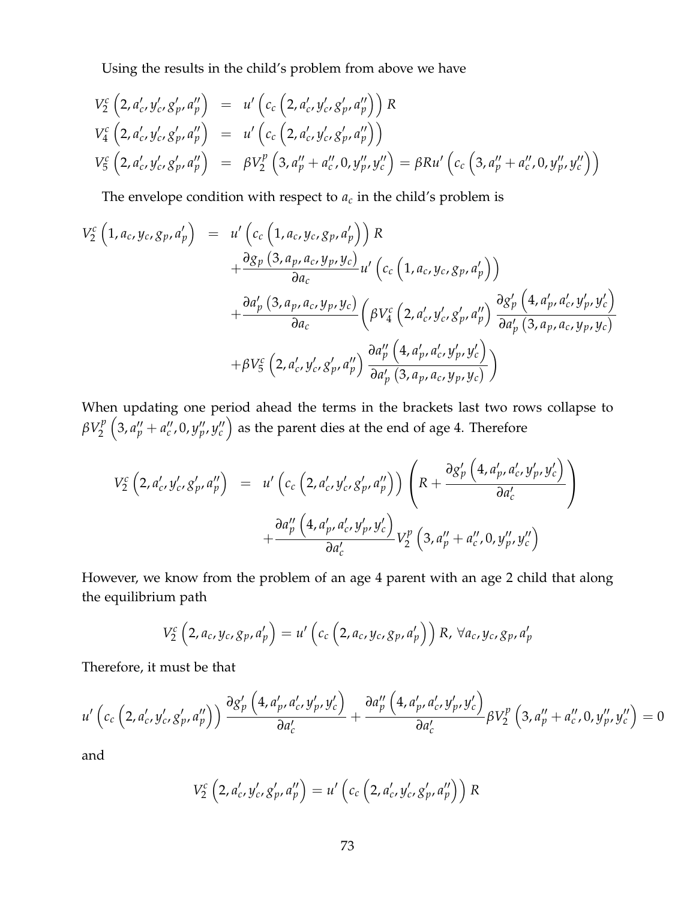Using the results in the child's problem from above we have

$$
\begin{aligned}
V_2^c\left(2, a_c', y_c', g_p', a_p''\right) &= u'\left(c_c\left(2, a_c', y_c', g_p', a_p''\right)\right) R \\
V_4^c\left(2, a_c', y_c', g_p', a_p''\right) &= u'\left(c_c\left(2, a_c', y_c', g_p', a_p''\right)\right) \\
V_5^c\left(2, a_c', y_c', g_p', a_p''\right) &= \beta V_2^p\left(3, a_p'' + a_c'', 0, y_p'', y_c''\right) = \beta R u'\left(c_c\left(3, a_p'' + a_c'', 0, y_p'', y_c''\right)\right)
\end{aligned}
$$

The envelope condition with respect to $a_c$ in the child's problem is

$$
\begin{aligned}
V_2^c\left(1, a_c, y_c, g_p, a_p'\right) &= u'\left(c_c\left(1, a_c, y_c, g_p, a_p'\right)\right) R \\
&\quad + \frac{\partial g_p\left(3, a_p, a_c, y_p, y_c\right)}{\partial a_c} u'\left(c_c\left(1, a_c, y_c, g_p, a_p'\right)\right) \\
&\quad + \frac{\partial a_p'\left(3, a_p, a_c, y_p, y_c\right)}{\partial a_c}\left(\beta V_4^c\left(2, a_c', y_c', g_p', a_p''\right) \frac{\partial g_p'\left(4, a_p', a_c', y_p', y_c'\right)}{\partial a_p'\left(3, a_p, a_c, y_p, y_c\right)}\right. \\
&\quad \left. + \beta V_5^c\left(2, a_c', y_c', g_p', a_p''\right) \frac{\partial a_p''\left(4, a_p', a_c', y_p', y_c'\right)}{\partial a_p'\left(3, a_p, a_c, y_p, y_c\right)}\right)
\end{aligned}
$$

When updating one period ahead the terms in the brackets last two rows collapse to $\beta V_2^p\left(3, a_p'' + a_c'', 0, y_p'', y_c''\right)$ as the parent dies at the end of age 4. Therefore

$$
\begin{aligned}
V_2^c\left(2, a_c', y_c', g_p', a_p''\right) &= u'\left(c_c\left(2, a_c', y_c', g_p', a_p''\right)\right)\left(R + \frac{\partial g_p'\left(4, a_p', a_c', y_p', y_c'\right)}{\partial a_c'}\right) \\
&\quad + \frac{\partial a_p''\left(4, a_p', a_c', y_p', y_c'\right)}{\partial a_c'} V_2^p\left(3, a_p'' + a_c'', 0, y_p'', y_c''\right)
\end{aligned}
$$

However, we know from the problem of an age 4 parent with an age 2 child that along the equilibrium path

$$
V_2^c\left(2, a_c, y_c, g_p, a_p'\right) = u'\left(c_c\left(2, a_c, y_c, g_p, a_p'\right)\right) R, \ \forall a_c, y_c, g_p, a_p'
$$

Therefore, it must be that

$$
u'\left(c_c\left(2, a_c', y_c', g_p', a_p''\right)\right) \frac{\partial g_p'\left(4, a_p', a_c', y_p', y_c'\right)}{\partial a_c'} + \frac{\partial a_p''\left(4, a_p', a_c', y_p', y_c'\right)}{\partial a_c'} \beta V_2^p\left(3, a_p'' + a_c'', 0, y_p'', y_c''\right) = 0
$$

and

$$
V_2^c\left(2, a_c', y_c', g_p', a_p''\right) = u'\left(c_c\left(2, a_c', y_c', g_p', a_p''\right)\right) R
$$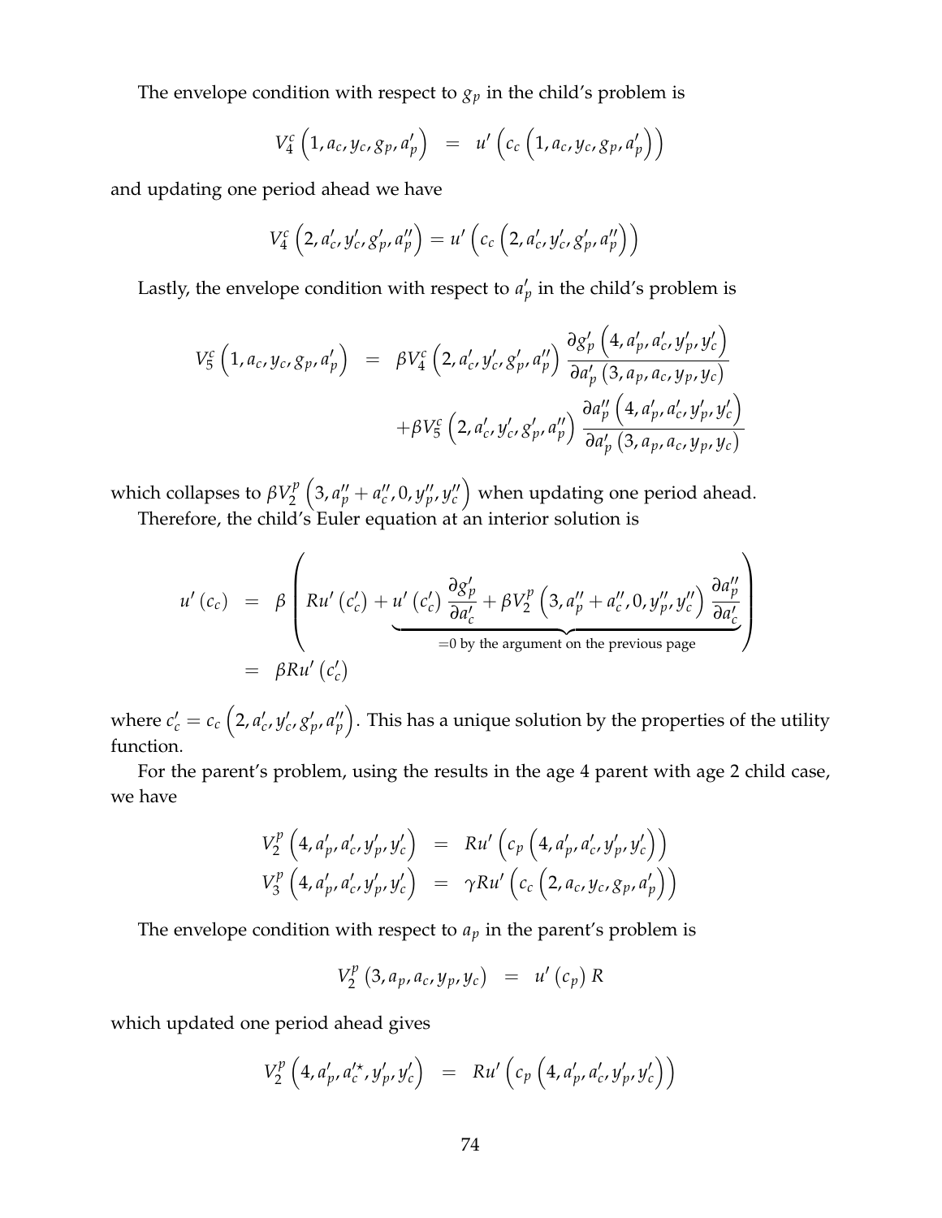The envelope condition with respect to $g_p$ in the child's problem is

$$V_4^c\left(1,a_c,y_c,g_p,a_p'\right) \;=\; u'\left(c_c\left(1,a_c,y_c,g_p,a_p'\right)\right)$$

and updating one period ahead we have

$$V_4^c\left(2,a_c',y_c',g_p',a_p''\right) = u'\left(c_c\left(2,a_c',y_c',g_p',a_p''\right)\right)$$

Lastly, the envelope condition with respect to $a_p'$ in the child's problem is

$$\begin{aligned}
V_5^c\left(1,a_c,y_c,g_p,a_p'\right) &= \beta V_4^c\left(2,a_c',y_c',g_p',a_p''\right)\frac{\partial g_p'\left(4,a_p',a_c',y_p',y_c'\right)}{\partial a_p'\left(3,a_p,a_c,y_p,y_c\right)} \\
&\quad +\beta V_5^c\left(2,a_c',y_c',g_p',a_p''\right)\frac{\partial a_p''\left(4,a_p',a_c',y_p',y_c'\right)}{\partial a_p'\left(3,a_p,a_c,y_p,y_c\right)}
\end{aligned}$$

which collapses to $\beta V_2^p\left(3,a_p''+a_c'',0,y_p'',y_c''\right)$ when updating one period ahead.

Therefore, the child's Euler equation at an interior solution is

$$\begin{aligned}
u'\left(c_c\right) &= \beta\left(Ru'\left(c_c'\right)+\underbrace{u'\left(c_c'\right)\frac{\partial g_p'}{\partial a_c'}+\beta V_2^p\left(3,a_p''+a_c'',0,y_p'',y_c''\right)\frac{\partial a_p''}{\partial a_c'}}_{=0\text{ by the argument on the previous page}}\right) \\
&= \beta Ru'\left(c_c'\right)
\end{aligned}$$

where $c_c' = c_c\left(2,a_c',y_c',g_p',a_p''\right)$. This has a unique solution by the properties of the utility function.

For the parent's problem, using the results in the age 4 parent with age 2 child case, we have

$$\begin{aligned}
V_2^p\left(4,a_p',a_c',y_p',y_c'\right) &= Ru'\left(c_p\left(4,a_p',a_c',y_p',y_c'\right)\right) \\
V_3^p\left(4,a_p',a_c',y_p',y_c'\right) &= \gamma Ru'\left(c_c\left(2,a_c,y_c,g_p,a_p'\right)\right)
\end{aligned}$$

The envelope condition with respect to $a_p$ in the parent's problem is

$$V_2^p\left(3,a_p,a_c,y_p,y_c\right) \;=\; u'\left(c_p\right)R$$

which updated one period ahead gives

$$V_2^p\left(4,a_p',a_c'^{\star},y_p',y_c'\right) \;=\; Ru'\left(c_p\left(4,a_p',a_c',y_p',y_c'\right)\right)$$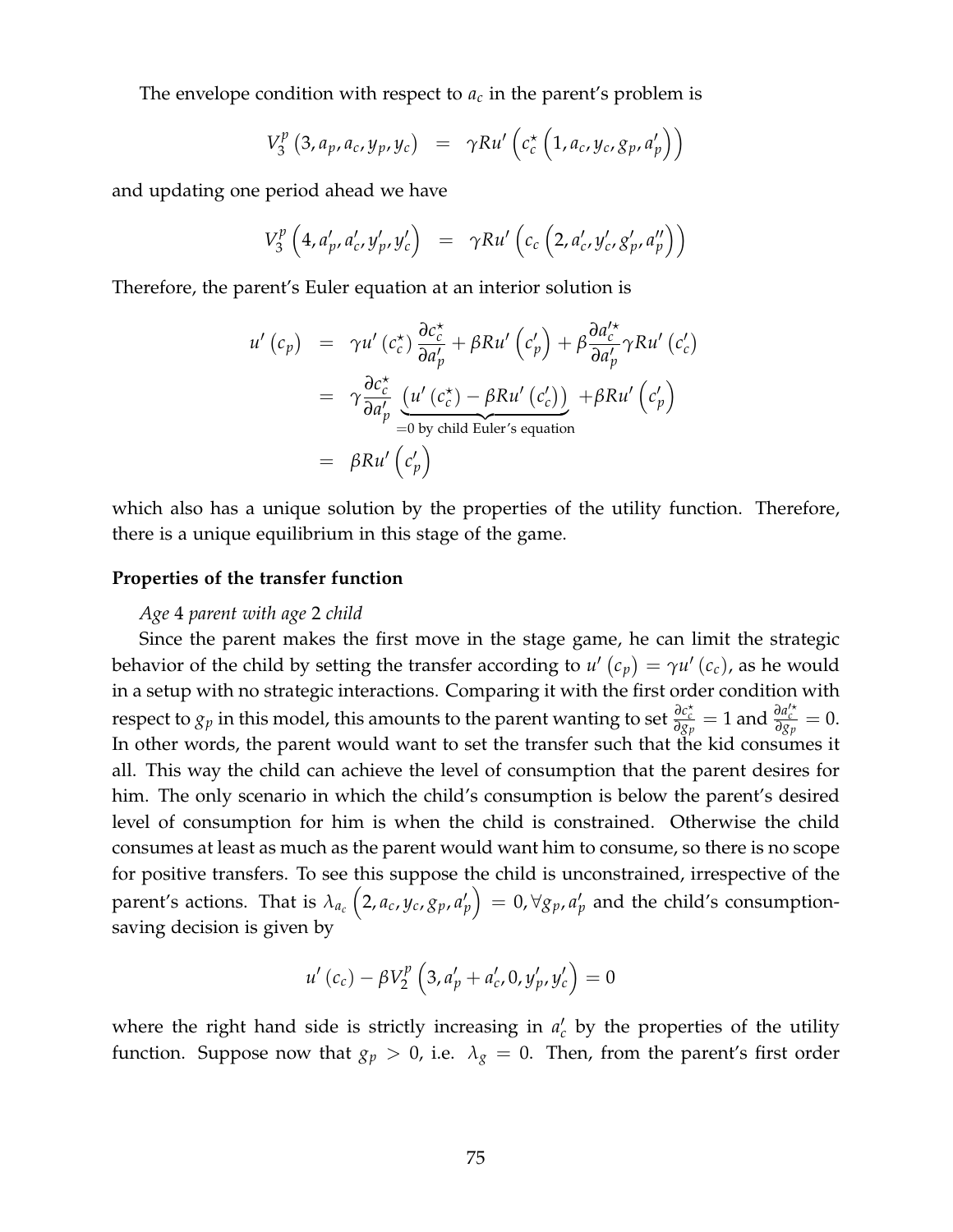The envelope condition with respect to $a_c$ in the parent's problem is

$$V_3^p\left(3, a_p, a_c, y_p, y_c\right) = \gamma R u'\left(c_c^\star\left(1, a_c, y_c, g_p, a_p'\right)\right)$$

and updating one period ahead we have

$$V_3^p\left(4, a_p', a_c', y_p', y_c'\right) = \gamma R u'\left(c_c\left(2, a_c', y_c', g_p', a_p''\right)\right)$$

Therefore, the parent's Euler equation at an interior solution is

$$\begin{aligned}
u'\left(c_p\right) &= \gamma u'\left(c_c^\star\right)\frac{\partial c_c^\star}{\partial a_p'} + \beta R u'\left(c_p'\right) + \beta \frac{\partial a_c'^\star}{\partial a_p'}\gamma R u'\left(c_c'\right) \\
&= \gamma \frac{\partial c_c^\star}{\partial a_p'} \underbrace{\left(u'\left(c_c^\star\right) - \beta R u'\left(c_c'\right)\right)}_{=0 \text{ by child Euler's equation}} + \beta R u'\left(c_p'\right) \\
&= \beta R u'\left(c_p'\right)
\end{aligned}$$

which also has a unique solution by the properties of the utility function. Therefore, there is a unique equilibrium in this stage of the game.

**Properties of the transfer function**

*Age* 4 *parent with age* 2 *child*

Since the parent makes the first move in the stage game, he can limit the strategic behavior of the child by setting the transfer according to $u'\left(c_p\right) = \gamma u'\left(c_c\right)$, as he would in a setup with no strategic interactions. Comparing it with the first order condition with respect to $g_p$ in this model, this amounts to the parent wanting to set $\frac{\partial c_c^\star}{\partial g_p} = 1$ and $\frac{\partial a_c'^\star}{\partial g_p} = 0$. In other words, the parent would want to set the transfer such that the kid consumes it all. This way the child can achieve the level of consumption that the parent desires for him. The only scenario in which the child's consumption is below the parent's desired level of consumption for him is when the child is constrained. Otherwise the child consumes at least as much as the parent would want him to consume, so there is no scope for positive transfers. To see this suppose the child is unconstrained, irrespective of the parent's actions. That is $\lambda_{a_c}\left(2, a_c, y_c, g_p, a_p'\right) = 0, \forall g_p, a_p'$ and the child's consumption-saving decision is given by

$$u'\left(c_c\right) - \beta V_2^p\left(3, a_p' + a_c', 0, y_p', y_c'\right) = 0$$

where the right hand side is strictly increasing in $a_c'$ by the properties of the utility function. Suppose now that $g_p > 0$, i.e. $\lambda_g = 0$. Then, from the parent's first order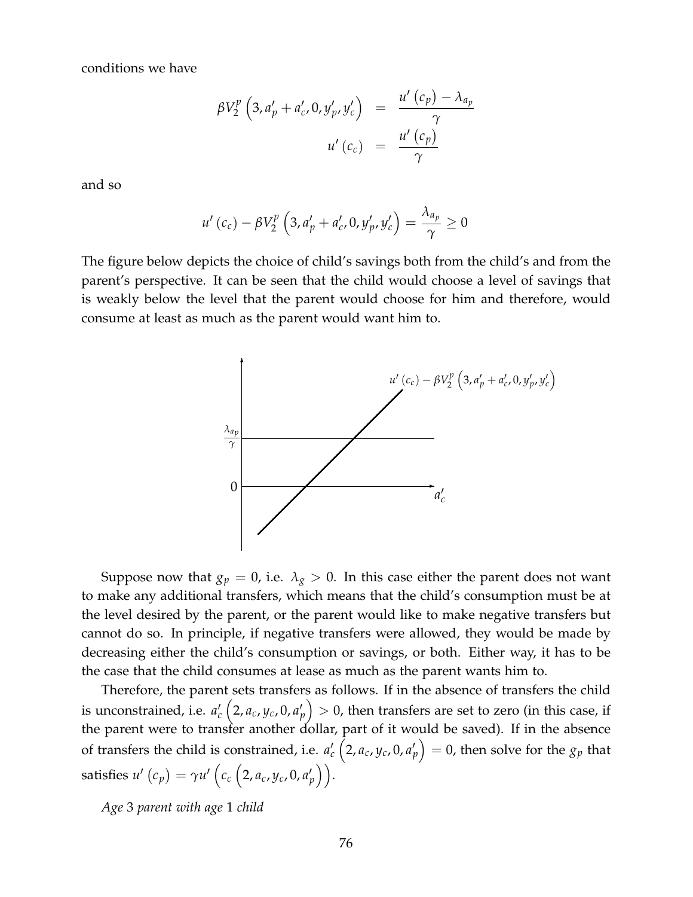conditions we have

$$\beta V_2^p\left(3, a_p' + a_c', 0, y_p', y_c'\right) = \frac{u'\left(c_p\right) - \lambda_{a_p}}{\gamma}$$

$$u'\left(c_c\right) = \frac{u'\left(c_p\right)}{\gamma}$$

and so

$$u'\left(c_c\right) - \beta V_2^p\left(3, a_p' + a_c', 0, y_p', y_c'\right) = \frac{\lambda_{a_p}}{\gamma} \geq 0$$

The figure below depicts the choice of child's savings both from the child's and from the parent's perspective. It can be seen that the child would choose a level of savings that is weakly below the level that the parent would choose for him and therefore, would consume at least as much as the parent would want him to.

Suppose now that $g_p = 0$, i.e. $\lambda_g > 0$. In this case either the parent does not want to make any additional transfers, which means that the child's consumption must be at the level desired by the parent, or the parent would like to make negative transfers but cannot do so. In principle, if negative transfers were allowed, they would be made by decreasing either the child's consumption or savings, or both. Either way, it has to be the case that the child consumes at lease as much as the parent wants him to.

Therefore, the parent sets transfers as follows. If in the absence of transfers the child is unconstrained, i.e. $a_c'\left(2, a_c, y_c, 0, a_p'\right) > 0$, then transfers are set to zero (in this case, if the parent were to transfer another dollar, part of it would be saved). If in the absence of transfers the child is constrained, i.e. $a_c'\left(2, a_c, y_c, 0, a_p'\right) = 0$, then solve for the $g_p$ that satisfies $u'\left(c_p\right) = \gamma u'\left(c_c\left(2, a_c, y_c, 0, a_p'\right)\right)$.

*Age* 3 *parent with age* 1 *child*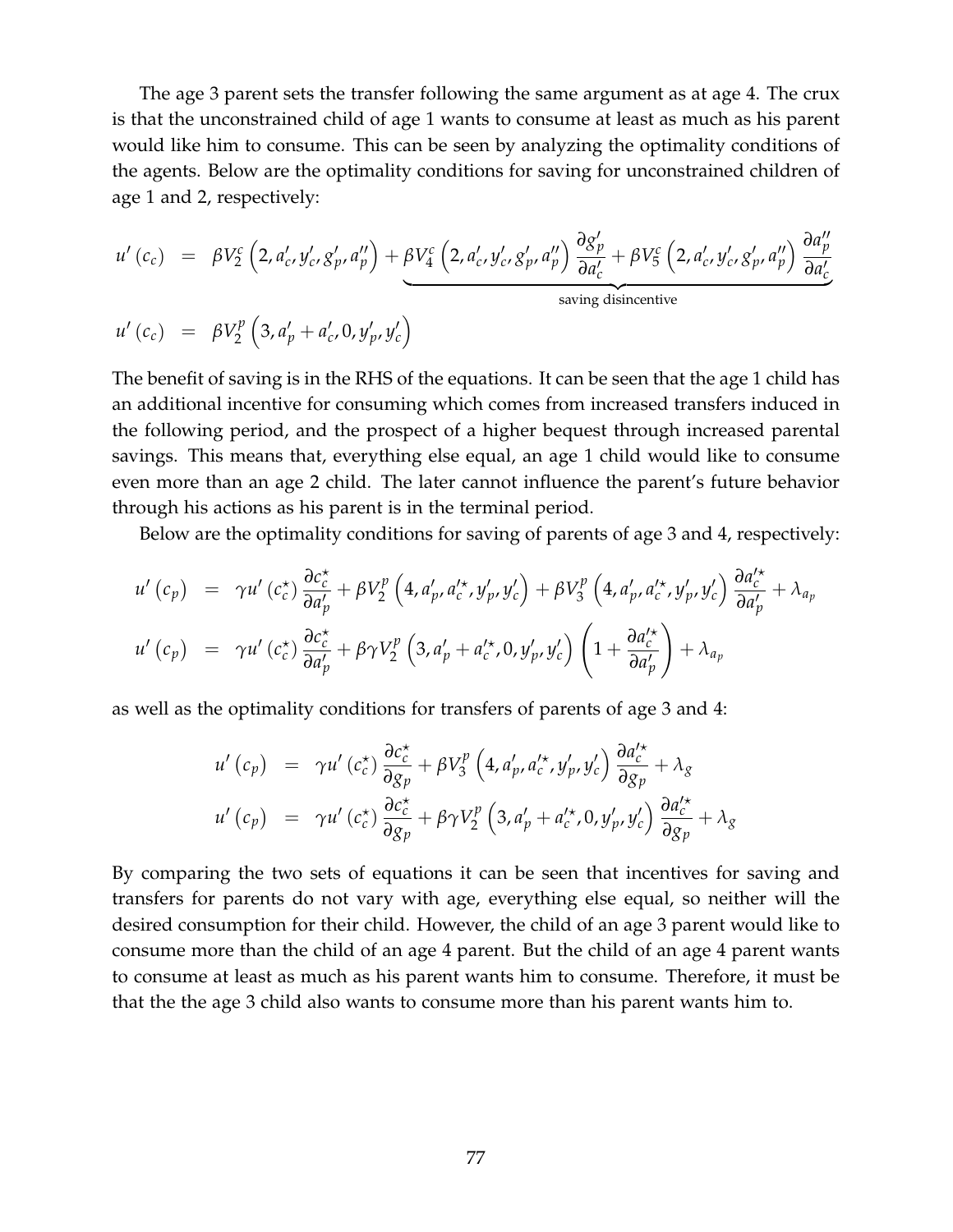The age 3 parent sets the transfer following the same argument as at age 4. The crux is that the unconstrained child of age 1 wants to consume at least as much as his parent would like him to consume. This can be seen by analyzing the optimality conditions of the agents. Below are the optimality conditions for saving for unconstrained children of age 1 and 2, respectively:

$$
\begin{aligned}
u'(c_c) &= \beta V_2^c\left(2, a_c', y_c', g_p', a_p''\right) + \underbrace{\beta V_4^c\left(2, a_c', y_c', g_p', a_p''\right)\frac{\partial g_p'}{\partial a_c'} + \beta V_5^c\left(2, a_c', y_c', g_p', a_p''\right)\frac{\partial a_p''}{\partial a_c'}}_{\text{saving disincentive}} \\
u'(c_c) &= \beta V_2^p\left(3, a_p' + a_c', 0, y_p', y_c'\right)
\end{aligned}
$$

The benefit of saving is in the RHS of the equations. It can be seen that the age 1 child has an additional incentive for consuming which comes from increased transfers induced in the following period, and the prospect of a higher bequest through increased parental savings. This means that, everything else equal, an age 1 child would like to consume even more than an age 2 child. The later cannot influence the parent's future behavior through his actions as his parent is in the terminal period.

Below are the optimality conditions for saving of parents of age 3 and 4, respectively:

$$
\begin{aligned}
u'(c_p) &= \gamma u'(c_c^\star)\frac{\partial c_c^\star}{\partial a_p'} + \beta V_2^p\left(4, a_p', a_c'^\star, y_p', y_c'\right) + \beta V_3^p\left(4, a_p', a_c'^\star, y_p', y_c'\right)\frac{\partial a_c'^\star}{\partial a_p'} + \lambda_{a_p} \\
u'(c_p) &= \gamma u'(c_c^\star)\frac{\partial c_c^\star}{\partial a_p'} + \beta\gamma V_2^p\left(3, a_p' + a_c'^\star, 0, y_p', y_c'\right)\left(1 + \frac{\partial a_c'^\star}{\partial a_p'}\right) + \lambda_{a_p}
\end{aligned}
$$

as well as the optimality conditions for transfers of parents of age 3 and 4:

$$
\begin{aligned}
u'(c_p) &= \gamma u'(c_c^\star)\frac{\partial c_c^\star}{\partial g_p} + \beta V_3^p\left(4, a_p', a_c'^\star, y_p', y_c'\right)\frac{\partial a_c'^\star}{\partial g_p} + \lambda_g \\
u'(c_p) &= \gamma u'(c_c^\star)\frac{\partial c_c^\star}{\partial g_p} + \beta\gamma V_2^p\left(3, a_p' + a_c'^\star, 0, y_p', y_c'\right)\frac{\partial a_c'^\star}{\partial g_p} + \lambda_g
\end{aligned}
$$

By comparing the two sets of equations it can be seen that incentives for saving and transfers for parents do not vary with age, everything else equal, so neither will the desired consumption for their child. However, the child of an age 3 parent would like to consume more than the child of an age 4 parent. But the child of an age 4 parent wants to consume at least as much as his parent wants him to consume. Therefore, it must be that the the age 3 child also wants to consume more than his parent wants him to.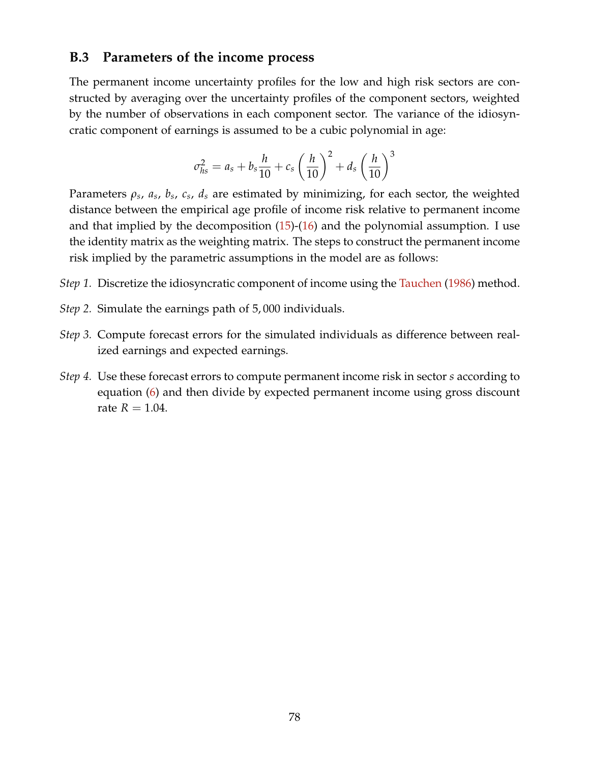### B.3 Parameters of the income process

The permanent income uncertainty profiles for the low and high risk sectors are constructed by averaging over the uncertainty profiles of the component sectors, weighted by the number of observations in each component sector. The variance of the idiosyncratic component of earnings is assumed to be a cubic polynomial in age:

$$\sigma^2_{hs} = a_s + b_s \frac{h}{10} + c_s \left(\frac{h}{10}\right)^2 + d_s \left(\frac{h}{10}\right)^3$$

Parameters $\rho_s$, $a_s$, $b_s$, $c_s$, $d_s$ are estimated by minimizing, for each sector, the weighted distance between the empirical age profile of income risk relative to permanent income and that implied by the decomposition (15)-(16) and the polynomial assumption. I use the identity matrix as the weighting matrix. The steps to construct the permanent income risk implied by the parametric assumptions in the model are as follows:

*Step 1.* Discretize the idiosyncratic component of income using the Tauchen (1986) method.

*Step 2.* Simulate the earnings path of 5,000 individuals.

*Step 3.* Compute forecast errors for the simulated individuals as difference between realized earnings and expected earnings.

*Step 4.* Use these forecast errors to compute permanent income risk in sector $s$ according to equation (6) and then divide by expected permanent income using gross discount rate $R = 1.04$.